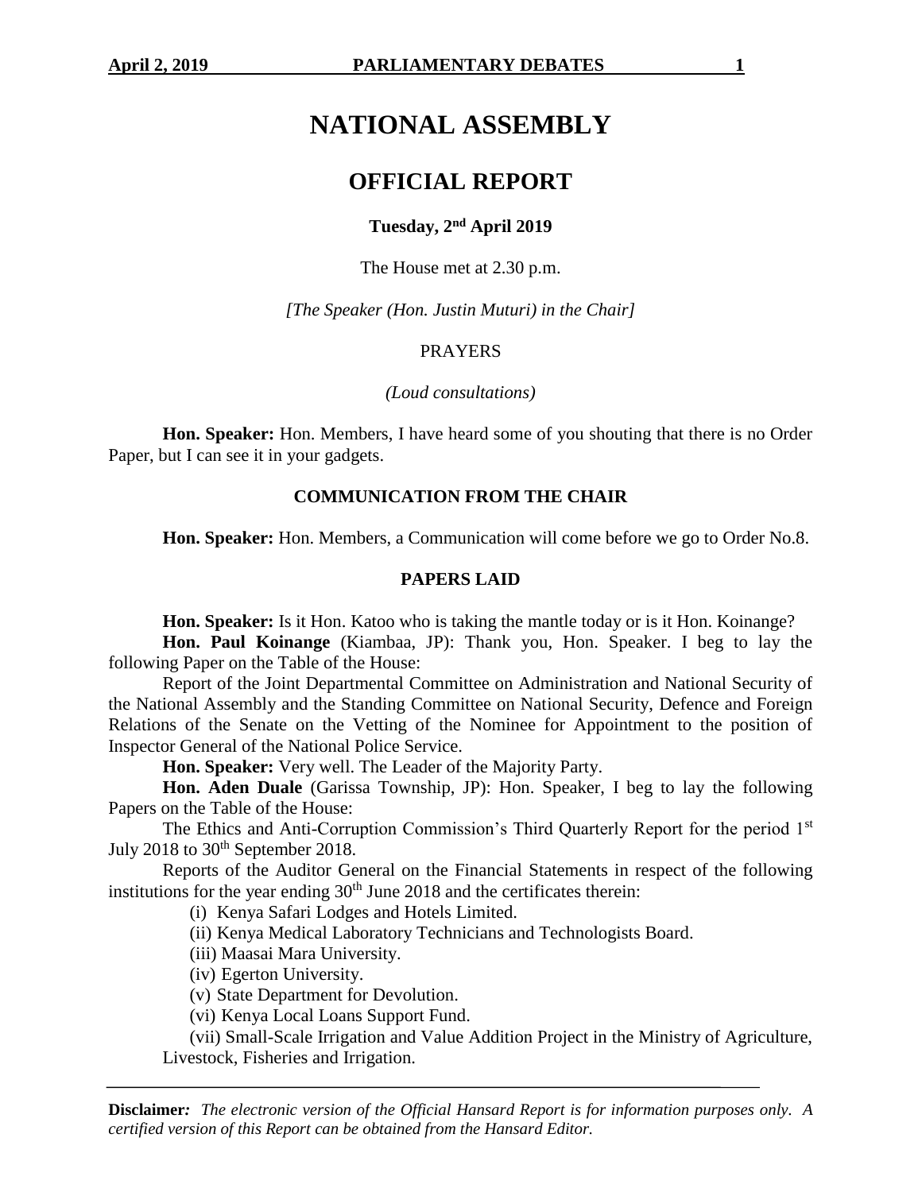# NATIONAL ASSEMBLY

## OFFICIAL REPORT

**Tuesday, 2nd April 2019**

The House met at 2.30 p.m.

*[The Speaker (Hon. Justin Muturi) in the Chair]*

PRAYERS

*(Loud consultations)*

**Hon. Speaker:** Hon. Members, I have heard some of you shouting that there is no Order Paper, but I can see it in your gadgets.

### COMMUNICATION FROM THE CHAIR

**Hon. Speaker:** Hon. Members, a Communication will come before we go to Order No.8.

### PAPERS LAID

**Hon. Speaker:** Is it Hon. Katoo who is taking the mantle today or is it Hon. Koinange?

**Hon. Paul Koinange** (Kiambaa, JP): Thank you, Hon. Speaker. I beg to lay the following Paper on the Table of the House:

Report of the Joint Departmental Committee on Administration and National Security of the National Assembly and the Standing Committee on National Security, Defence and Foreign Relations of the Senate on the Vetting of the Nominee for Appointment to the position of Inspector General of the National Police Service.

**Hon. Speaker:** Very well. The Leader of the Majority Party.

**Hon. Aden Duale** (Garissa Township, JP): Hon. Speaker, I beg to lay the following Papers on the Table of the House:

The Ethics and Anti-Corruption Commission's Third Quarterly Report for the period 1st July 2018 to 30th September 2018.

Reports of the Auditor General on the Financial Statements in respect of the following institutions for the year ending 30th June 2018 and the certificates therein:

(i) Kenya Safari Lodges and Hotels Limited.

(ii) Kenya Medical Laboratory Technicians and Technologists Board.

(iii) Maasai Mara University.

(iv) Egerton University.

(v) State Department for Devolution.

(vi) Kenya Local Loans Support Fund.

(vii) Small-Scale Irrigation and Value Addition Project in the Ministry of Agriculture, Livestock, Fisheries and Irrigation.

**Disclaimer:** *The electronic version of the Official Hansard Report is for information purposes only. A certified version of this Report can be obtained from the Hansard Editor.*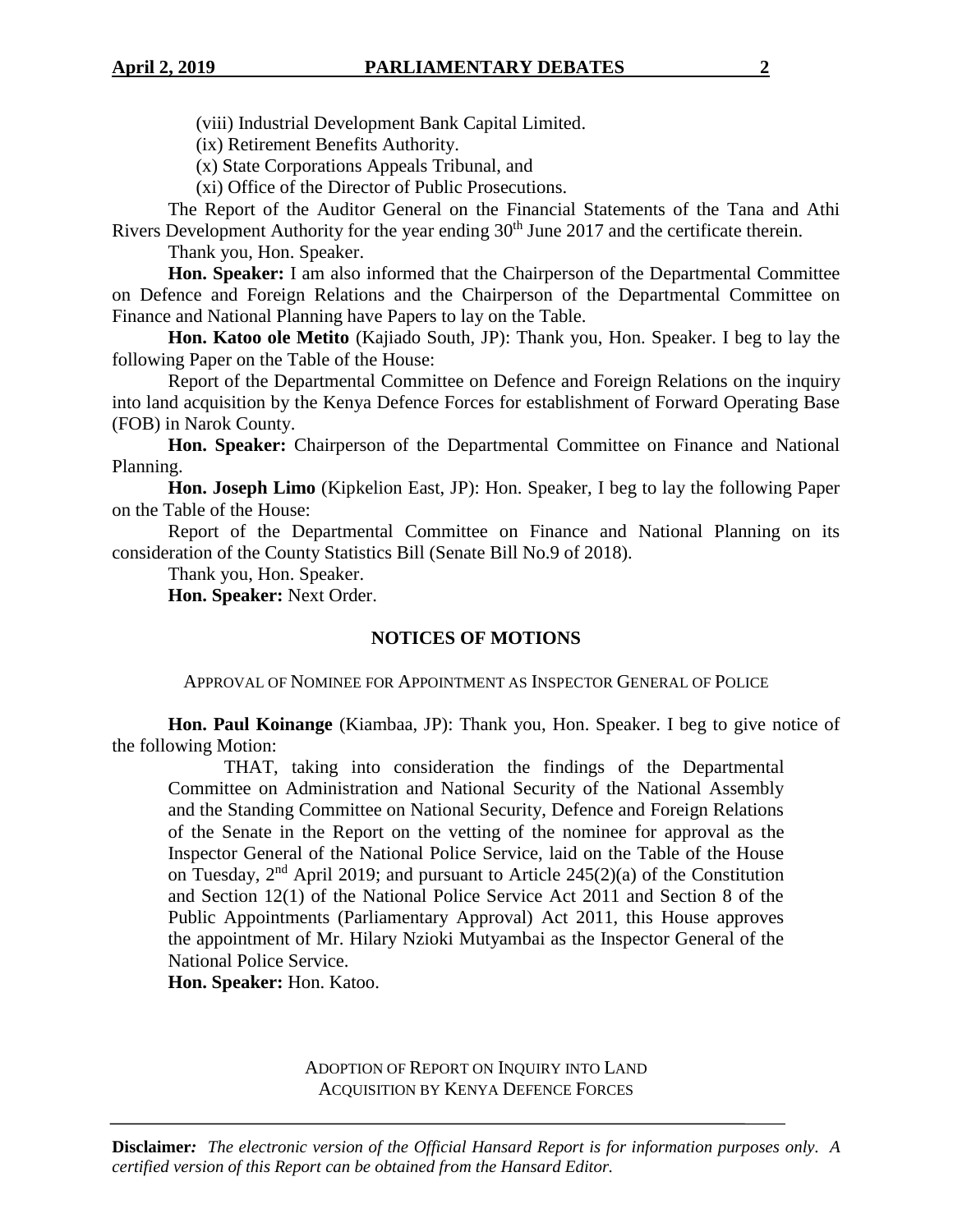(viii) Industrial Development Bank Capital Limited.

(ix) Retirement Benefits Authority.

(x) State Corporations Appeals Tribunal, and

(xi) Office of the Director of Public Prosecutions.

The Report of the Auditor General on the Financial Statements of the Tana and Athi Rivers Development Authority for the year ending 30th June 2017 and the certificate therein.

Thank you, Hon. Speaker.

**Hon. Speaker:** I am also informed that the Chairperson of the Departmental Committee on Defence and Foreign Relations and the Chairperson of the Departmental Committee on Finance and National Planning have Papers to lay on the Table.

**Hon. Katoo ole Metito** (Kajiado South, JP): Thank you, Hon. Speaker. I beg to lay the following Paper on the Table of the House:

Report of the Departmental Committee on Defence and Foreign Relations on the inquiry into land acquisition by the Kenya Defence Forces for establishment of Forward Operating Base (FOB) in Narok County.

**Hon. Speaker:** Chairperson of the Departmental Committee on Finance and National Planning.

**Hon. Joseph Limo** (Kipkelion East, JP): Hon. Speaker, I beg to lay the following Paper on the Table of the House:

Report of the Departmental Committee on Finance and National Planning on its consideration of the County Statistics Bill (Senate Bill No.9 of 2018).

Thank you, Hon. Speaker.

**Hon. Speaker:** Next Order.

## NOTICES OF MOTIONS

### APPROVAL OF NOMINEE FOR APPOINTMENT AS INSPECTOR GENERAL OF POLICE

**Hon. Paul Koinange** (Kiambaa, JP): Thank you, Hon. Speaker. I beg to give notice of the following Motion:

> THAT, taking into consideration the findings of the Departmental Committee on Administration and National Security of the National Assembly and the Standing Committee on National Security, Defence and Foreign Relations of the Senate in the Report on the vetting of the nominee for approval as the Inspector General of the National Police Service, laid on the Table of the House on Tuesday, 2nd April 2019; and pursuant to Article 245(2)(a) of the Constitution and Section 12(1) of the National Police Service Act 2011 and Section 8 of the Public Appointments (Parliamentary Approval) Act 2011, this House approves the appointment of Mr. Hilary Nzioki Mutyambai as the Inspector General of the National Police Service.

**Hon. Speaker:** Hon. Katoo.

### ADOPTION OF REPORT ON INQUIRY INTO LAND ACQUISITION BY KENYA DEFENCE FORCES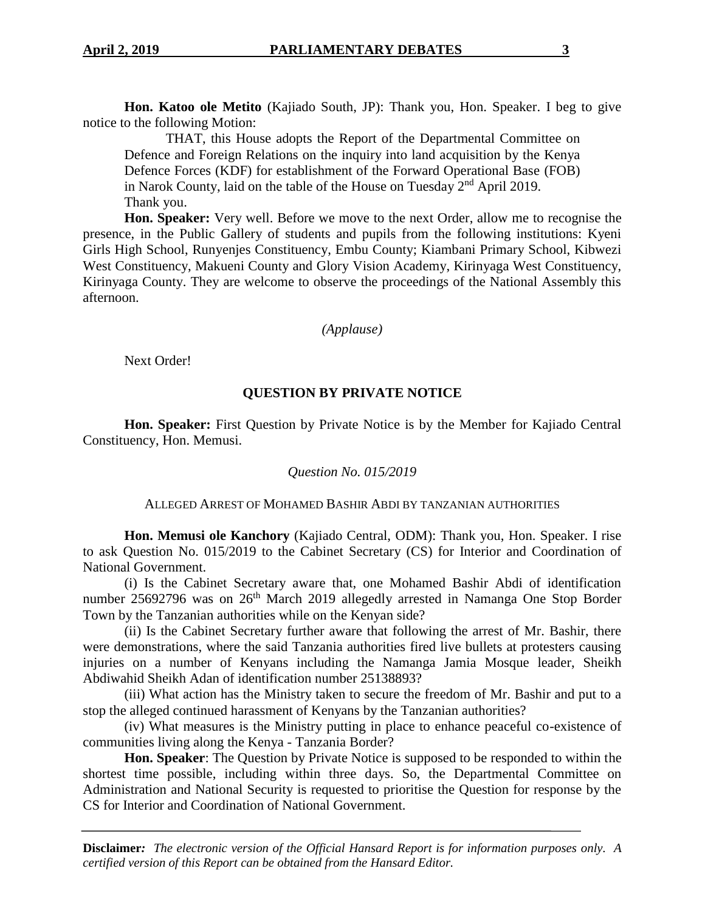**Hon. Katoo ole Metito** (Kajiado South, JP): Thank you, Hon. Speaker. I beg to give notice to the following Motion:

> THAT, this House adopts the Report of the Departmental Committee on Defence and Foreign Relations on the inquiry into land acquisition by the Kenya Defence Forces (KDF) for establishment of the Forward Operational Base (FOB) in Narok County, laid on the table of the House on Tuesday 2nd April 2019.

Thank you.

**Hon. Speaker:** Very well. Before we move to the next Order, allow me to recognise the presence, in the Public Gallery of students and pupils from the following institutions: Kyeni Girls High School, Runyenjes Constituency, Embu County; Kiambani Primary School, Kibwezi West Constituency, Makueni County and Glory Vision Academy, Kirinyaga West Constituency, Kirinyaga County. They are welcome to observe the proceedings of the National Assembly this afternoon.

*(Applause)*

Next Order!

## QUESTION BY PRIVATE NOTICE

**Hon. Speaker:** First Question by Private Notice is by the Member for Kajiado Central Constituency, Hon. Memusi.

*Question No. 015/2019*

ALLEGED ARREST OF MOHAMED BASHIR ABDI BY TANZANIAN AUTHORITIES

**Hon. Memusi ole Kanchory** (Kajiado Central, ODM): Thank you, Hon. Speaker. I rise to ask Question No. 015/2019 to the Cabinet Secretary (CS) for Interior and Coordination of National Government.

(i) Is the Cabinet Secretary aware that, one Mohamed Bashir Abdi of identification number 25692796 was on 26th March 2019 allegedly arrested in Namanga One Stop Border Town by the Tanzanian authorities while on the Kenyan side?

(ii) Is the Cabinet Secretary further aware that following the arrest of Mr. Bashir, there were demonstrations, where the said Tanzania authorities fired live bullets at protesters causing injuries on a number of Kenyans including the Namanga Jamia Mosque leader, Sheikh Abdiwahid Sheikh Adan of identification number 25138893?

(iii) What action has the Ministry taken to secure the freedom of Mr. Bashir and put to a stop the alleged continued harassment of Kenyans by the Tanzanian authorities?

(iv) What measures is the Ministry putting in place to enhance peaceful co-existence of communities living along the Kenya - Tanzania Border?

**Hon. Speaker**: The Question by Private Notice is supposed to be responded to within the shortest time possible, including within three days. So, the Departmental Committee on Administration and National Security is requested to prioritise the Question for response by the CS for Interior and Coordination of National Government.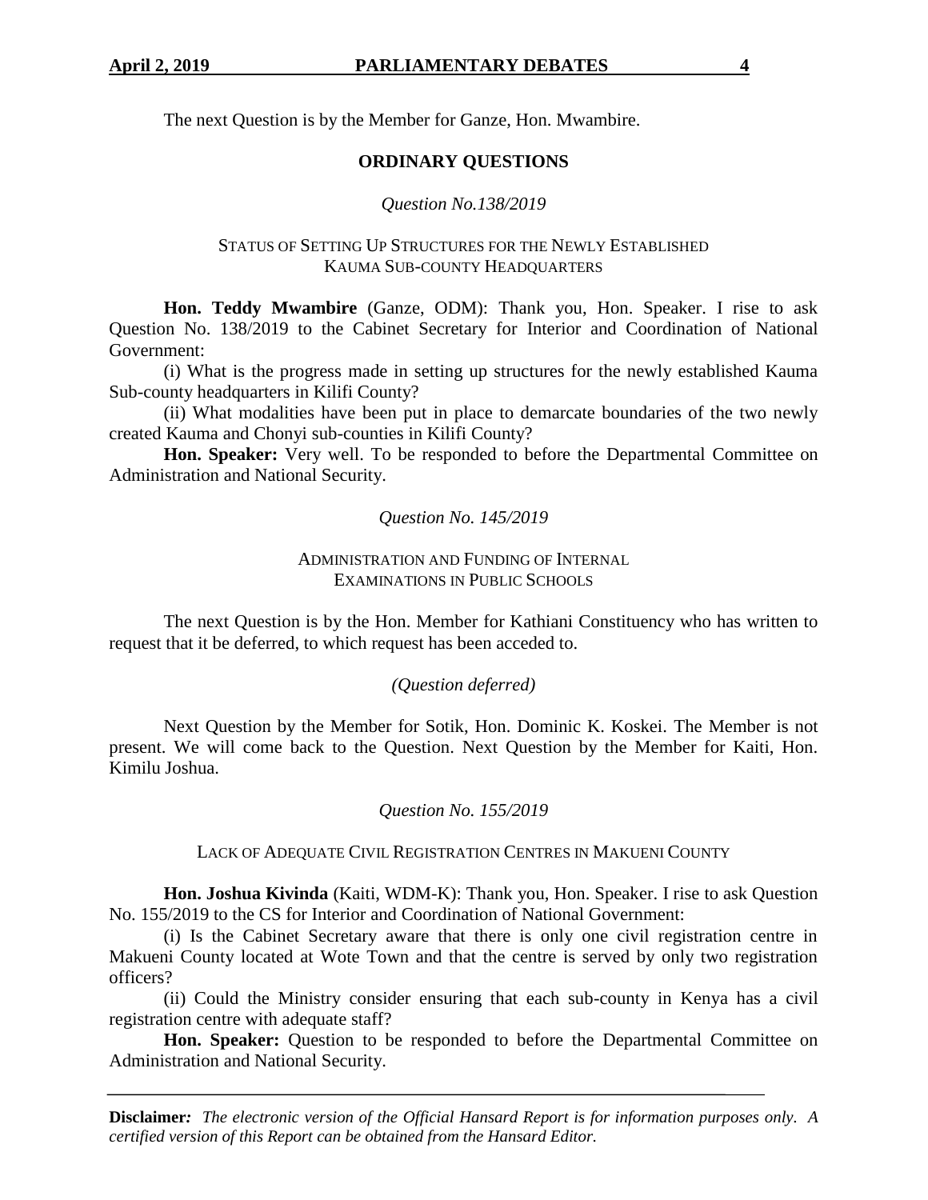The next Question is by the Member for Ganze, Hon. Mwambire.

## ORDINARY QUESTIONS

*Question No.138/2019*

### STATUS OF SETTING UP STRUCTURES FOR THE NEWLY ESTABLISHED KAUMA SUB-COUNTY HEADQUARTERS

**Hon. Teddy Mwambire** (Ganze, ODM): Thank you, Hon. Speaker. I rise to ask Question No. 138/2019 to the Cabinet Secretary for Interior and Coordination of National Government:

(i) What is the progress made in setting up structures for the newly established Kauma Sub-county headquarters in Kilifi County?

(ii) What modalities have been put in place to demarcate boundaries of the two newly created Kauma and Chonyi sub-counties in Kilifi County?

**Hon. Speaker:** Very well. To be responded to before the Departmental Committee on Administration and National Security.

*Question No. 145/2019*

### ADMINISTRATION AND FUNDING OF INTERNAL EXAMINATIONS IN PUBLIC SCHOOLS

The next Question is by the Hon. Member for Kathiani Constituency who has written to request that it be deferred, to which request has been acceded to.

*(Question deferred)*

Next Question by the Member for Sotik, Hon. Dominic K. Koskei. The Member is not present. We will come back to the Question. Next Question by the Member for Kaiti, Hon. Kimilu Joshua.

*Question No. 155/2019*

### LACK OF ADEQUATE CIVIL REGISTRATION CENTRES IN MAKUENI COUNTY

**Hon. Joshua Kivinda** (Kaiti, WDM-K): Thank you, Hon. Speaker. I rise to ask Question No. 155/2019 to the CS for Interior and Coordination of National Government:

(i) Is the Cabinet Secretary aware that there is only one civil registration centre in Makueni County located at Wote Town and that the centre is served by only two registration officers?

(ii) Could the Ministry consider ensuring that each sub-county in Kenya has a civil registration centre with adequate staff?

**Hon. Speaker:** Question to be responded to before the Departmental Committee on Administration and National Security.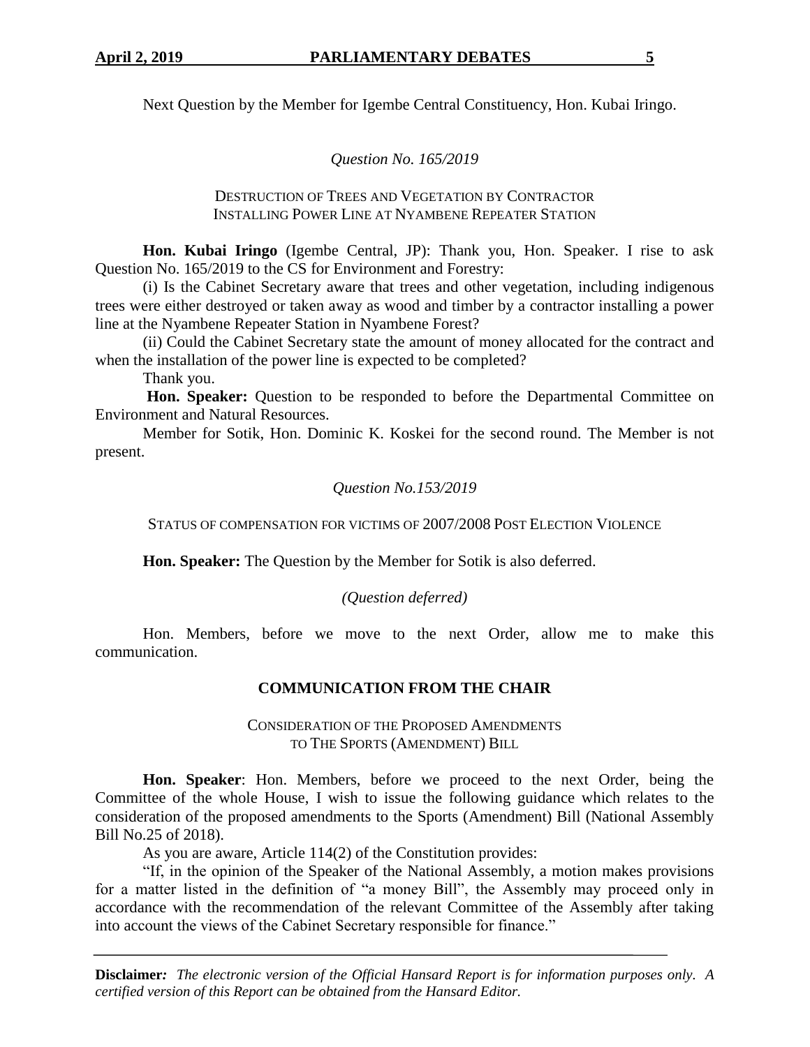Next Question by the Member for Igembe Central Constituency, Hon. Kubai Iringo.

*Question No. 165/2019*

DESTRUCTION OF TREES AND VEGETATION BY CONTRACTOR INSTALLING POWER LINE AT NYAMBENE REPEATER STATION

**Hon. Kubai Iringo** (Igembe Central, JP): Thank you, Hon. Speaker. I rise to ask Question No. 165/2019 to the CS for Environment and Forestry:

(i) Is the Cabinet Secretary aware that trees and other vegetation, including indigenous trees were either destroyed or taken away as wood and timber by a contractor installing a power line at the Nyambene Repeater Station in Nyambene Forest?

(ii) Could the Cabinet Secretary state the amount of money allocated for the contract and when the installation of the power line is expected to be completed?

Thank you.

**Hon. Speaker:** Question to be responded to before the Departmental Committee on Environment and Natural Resources.

Member for Sotik, Hon. Dominic K. Koskei for the second round. The Member is not present.

*Question No.153/2019*

STATUS OF COMPENSATION FOR VICTIMS OF 2007/2008 POST ELECTION VIOLENCE

**Hon. Speaker:** The Question by the Member for Sotik is also deferred.

*(Question deferred)*

Hon. Members, before we move to the next Order, allow me to make this communication.

## COMMUNICATION FROM THE CHAIR

CONSIDERATION OF THE PROPOSED AMENDMENTS TO THE SPORTS (AMENDMENT) BILL

**Hon. Speaker**: Hon. Members, before we proceed to the next Order, being the Committee of the whole House, I wish to issue the following guidance which relates to the consideration of the proposed amendments to the Sports (Amendment) Bill (National Assembly Bill No.25 of 2018).

As you are aware, Article 114(2) of the Constitution provides:

"If, in the opinion of the Speaker of the National Assembly, a motion makes provisions for a matter listed in the definition of "a money Bill", the Assembly may proceed only in accordance with the recommendation of the relevant Committee of the Assembly after taking into account the views of the Cabinet Secretary responsible for finance."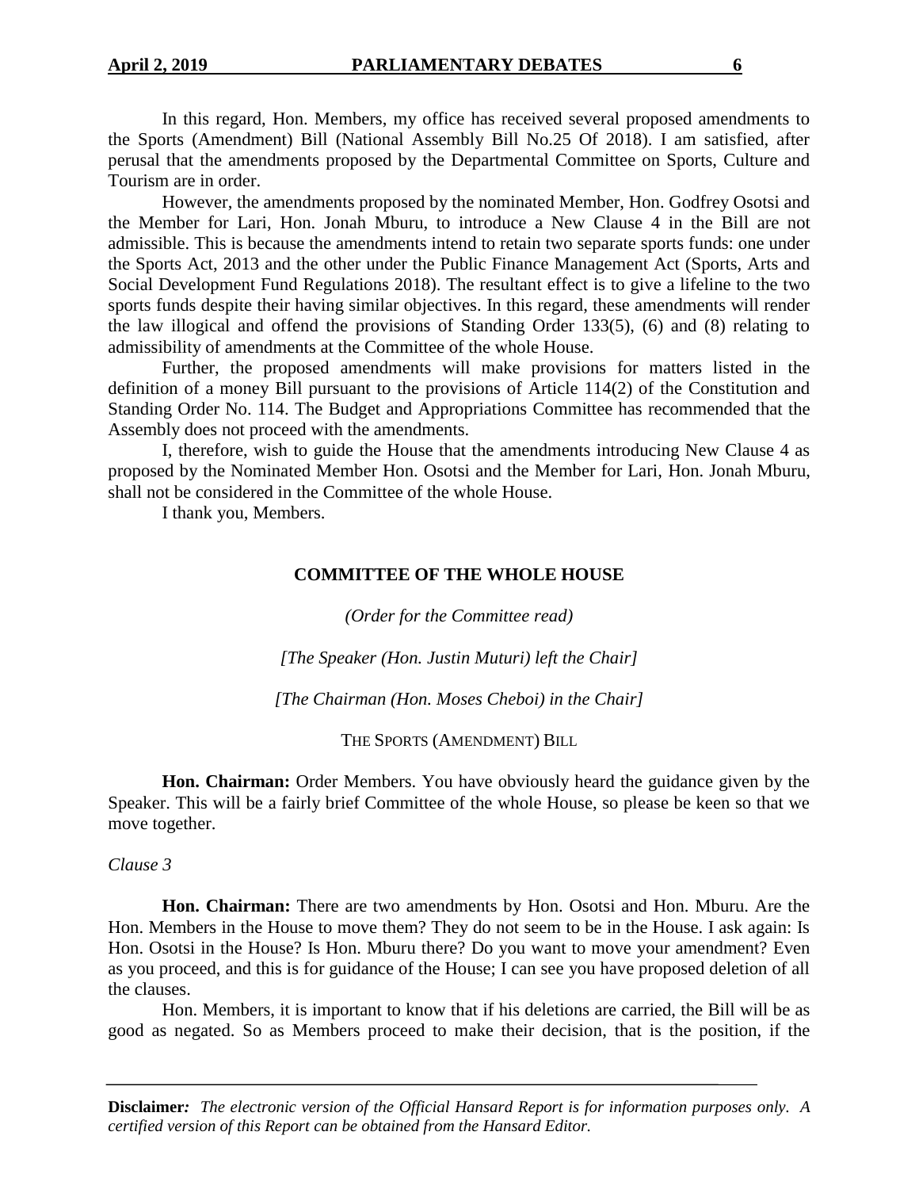In this regard, Hon. Members, my office has received several proposed amendments to the Sports (Amendment) Bill (National Assembly Bill No.25 Of 2018). I am satisfied, after perusal that the amendments proposed by the Departmental Committee on Sports, Culture and Tourism are in order.

However, the amendments proposed by the nominated Member, Hon. Godfrey Osotsi and the Member for Lari, Hon. Jonah Mburu, to introduce a New Clause 4 in the Bill are not admissible. This is because the amendments intend to retain two separate sports funds: one under the Sports Act, 2013 and the other under the Public Finance Management Act (Sports, Arts and Social Development Fund Regulations 2018). The resultant effect is to give a lifeline to the two sports funds despite their having similar objectives. In this regard, these amendments will render the law illogical and offend the provisions of Standing Order 133(5), (6) and (8) relating to admissibility of amendments at the Committee of the whole House.

Further, the proposed amendments will make provisions for matters listed in the definition of a money Bill pursuant to the provisions of Article 114(2) of the Constitution and Standing Order No. 114. The Budget and Appropriations Committee has recommended that the Assembly does not proceed with the amendments.

I, therefore, wish to guide the House that the amendments introducing New Clause 4 as proposed by the Nominated Member Hon. Osotsi and the Member for Lari, Hon. Jonah Mburu, shall not be considered in the Committee of the whole House.

I thank you, Members.

## COMMITTEE OF THE WHOLE HOUSE

*(Order for the Committee read)*

*[The Speaker (Hon. Justin Muturi) left the Chair]*

*[The Chairman (Hon. Moses Cheboi) in the Chair]*

### THE SPORTS (AMENDMENT) BILL

**Hon. Chairman:** Order Members. You have obviously heard the guidance given by the Speaker. This will be a fairly brief Committee of the whole House, so please be keen so that we move together.

*Clause 3*

**Hon. Chairman:** There are two amendments by Hon. Osotsi and Hon. Mburu. Are the Hon. Members in the House to move them? They do not seem to be in the House. I ask again: Is Hon. Osotsi in the House? Is Hon. Mburu there? Do you want to move your amendment? Even as you proceed, and this is for guidance of the House; I can see you have proposed deletion of all the clauses.

Hon. Members, it is important to know that if his deletions are carried, the Bill will be as good as negated. So as Members proceed to make their decision, that is the position, if the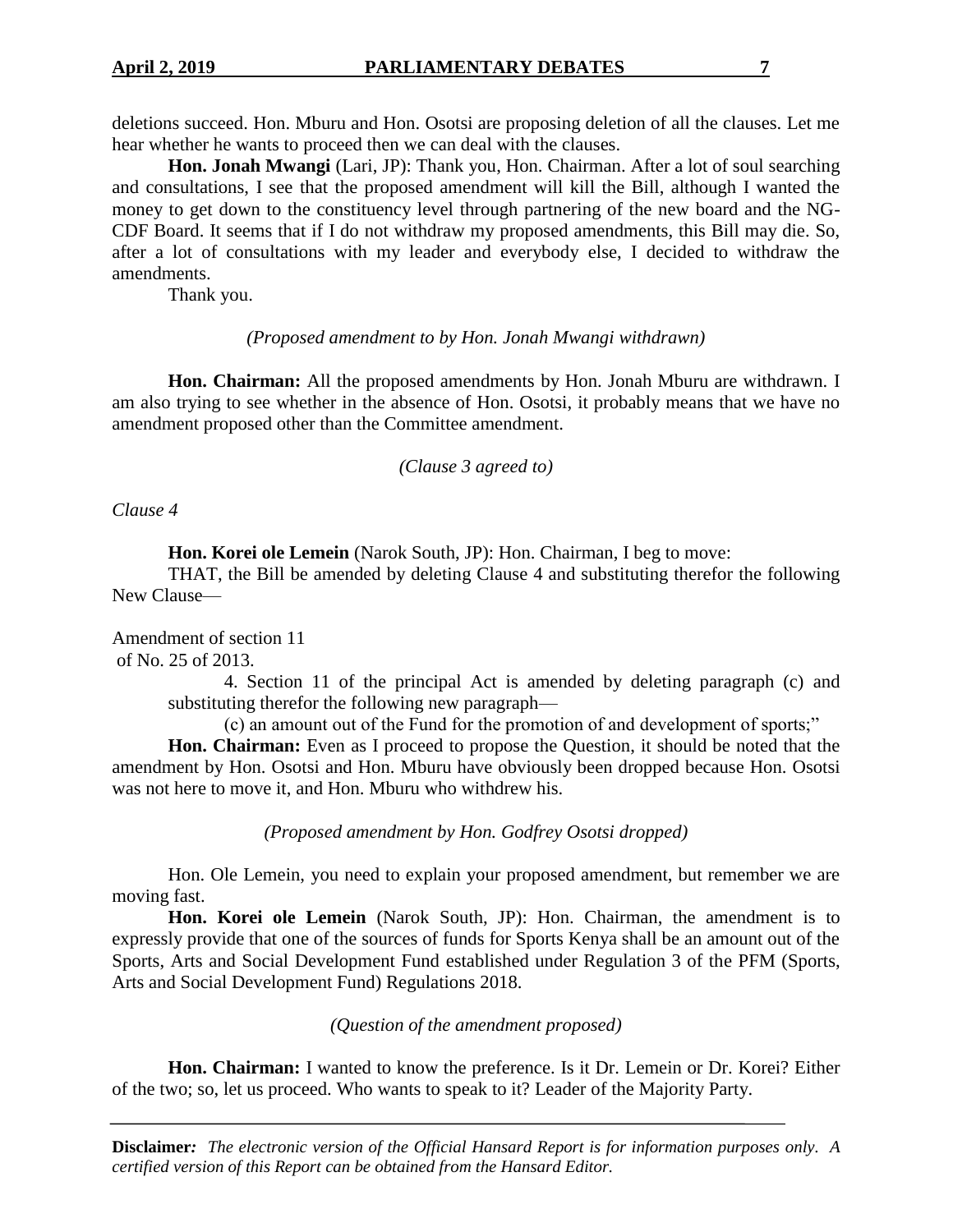deletions succeed. Hon. Mburu and Hon. Osotsi are proposing deletion of all the clauses. Let me hear whether he wants to proceed then we can deal with the clauses.

**Hon. Jonah Mwangi** (Lari, JP): Thank you, Hon. Chairman. After a lot of soul searching and consultations, I see that the proposed amendment will kill the Bill, although I wanted the money to get down to the constituency level through partnering of the new board and the NG-CDF Board. It seems that if I do not withdraw my proposed amendments, this Bill may die. So, after a lot of consultations with my leader and everybody else, I decided to withdraw the amendments.

Thank you.

*(Proposed amendment to by Hon. Jonah Mwangi withdrawn)*

**Hon. Chairman:** All the proposed amendments by Hon. Jonah Mburu are withdrawn. I am also trying to see whether in the absence of Hon. Osotsi, it probably means that we have no amendment proposed other than the Committee amendment.

*(Clause 3 agreed to)*

*Clause 4*

**Hon. Korei ole Lemein** (Narok South, JP): Hon. Chairman, I beg to move:

THAT, the Bill be amended by deleting Clause 4 and substituting therefor the following New Clause—

Amendment of section 11 of No. 25 of 2013.

4. Section 11 of the principal Act is amended by deleting paragraph (c) and substituting therefor the following new paragraph—

(c) an amount out of the Fund for the promotion of and development of sports;"

**Hon. Chairman:** Even as I proceed to propose the Question, it should be noted that the amendment by Hon. Osotsi and Hon. Mburu have obviously been dropped because Hon. Osotsi was not here to move it, and Hon. Mburu who withdrew his.

*(Proposed amendment by Hon. Godfrey Osotsi dropped)*

Hon. Ole Lemein, you need to explain your proposed amendment, but remember we are moving fast.

**Hon. Korei ole Lemein** (Narok South, JP): Hon. Chairman, the amendment is to expressly provide that one of the sources of funds for Sports Kenya shall be an amount out of the Sports, Arts and Social Development Fund established under Regulation 3 of the PFM (Sports, Arts and Social Development Fund) Regulations 2018.

*(Question of the amendment proposed)*

**Hon. Chairman:** I wanted to know the preference. Is it Dr. Lemein or Dr. Korei? Either of the two; so, let us proceed. Who wants to speak to it? Leader of the Majority Party.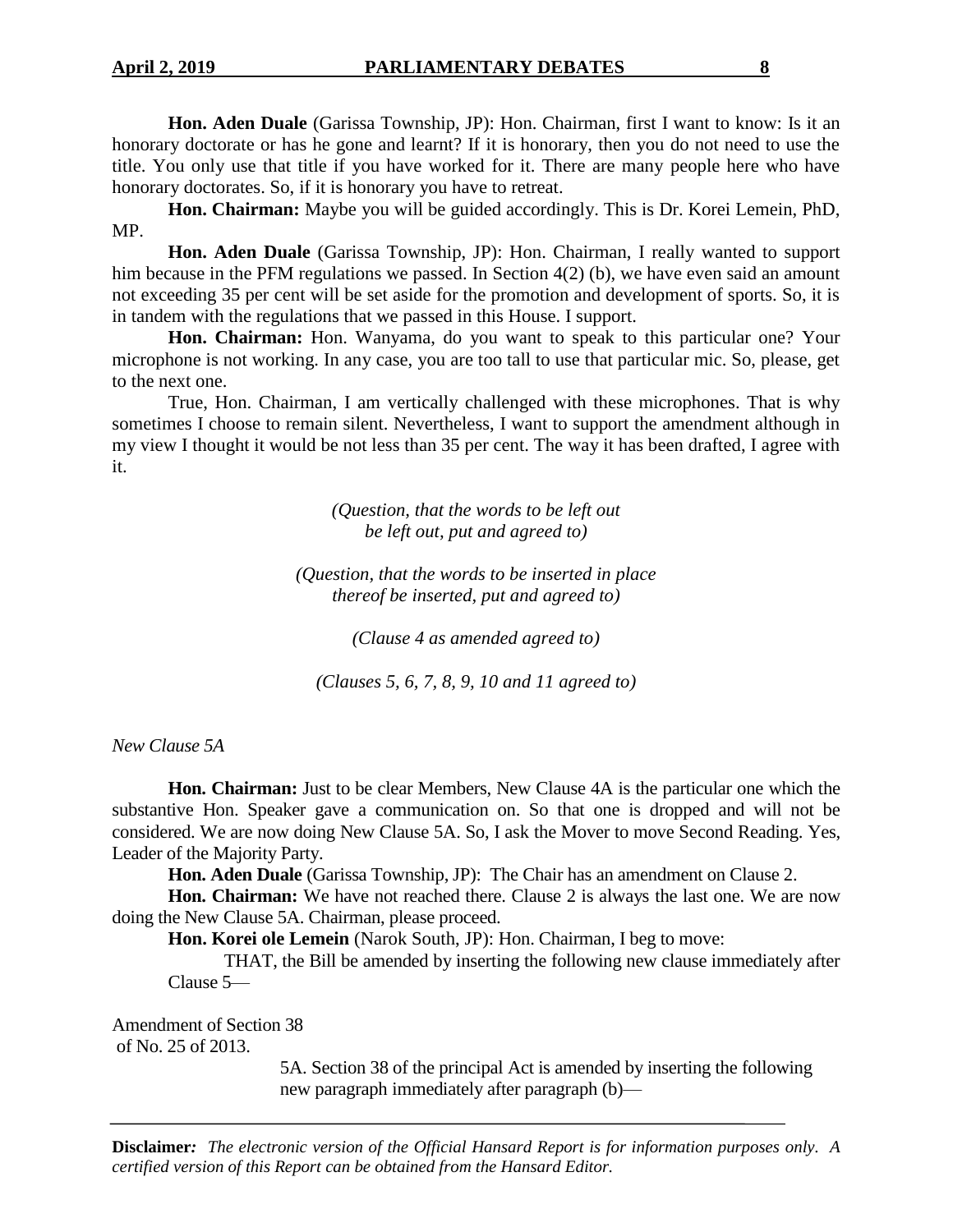**Hon. Aden Duale** (Garissa Township, JP): Hon. Chairman, first I want to know: Is it an honorary doctorate or has he gone and learnt? If it is honorary, then you do not need to use the title. You only use that title if you have worked for it. There are many people here who have honorary doctorates. So, if it is honorary you have to retreat.

**Hon. Chairman:** Maybe you will be guided accordingly. This is Dr. Korei Lemein, PhD, MP.

**Hon. Aden Duale** (Garissa Township, JP): Hon. Chairman, I really wanted to support him because in the PFM regulations we passed. In Section 4(2) (b), we have even said an amount not exceeding 35 per cent will be set aside for the promotion and development of sports. So, it is in tandem with the regulations that we passed in this House. I support.

**Hon. Chairman:** Hon. Wanyama, do you want to speak to this particular one? Your microphone is not working. In any case, you are too tall to use that particular mic. So, please, get to the next one.

True, Hon. Chairman, I am vertically challenged with these microphones. That is why sometimes I choose to remain silent. Nevertheless, I want to support the amendment although in my view I thought it would be not less than 35 per cent. The way it has been drafted, I agree with it.

*(Question, that the words to be left out be left out, put and agreed to)*

*(Question, that the words to be inserted in place thereof be inserted, put and agreed to)*

*(Clause 4 as amended agreed to)*

*(Clauses 5, 6, 7, 8, 9, 10 and 11 agreed to)*

*New Clause 5A*

**Hon. Chairman:** Just to be clear Members, New Clause 4A is the particular one which the substantive Hon. Speaker gave a communication on. So that one is dropped and will not be considered. We are now doing New Clause 5A. So, I ask the Mover to move Second Reading. Yes, Leader of the Majority Party.

**Hon. Aden Duale** (Garissa Township, JP): The Chair has an amendment on Clause 2.

**Hon. Chairman:** We have not reached there. Clause 2 is always the last one. We are now doing the New Clause 5A. Chairman, please proceed.

**Hon. Korei ole Lemein** (Narok South, JP): Hon. Chairman, I beg to move:

THAT, the Bill be amended by inserting the following new clause immediately after Clause 5—

Amendment of Section 38 of No. 25 of 2013.

5A. Section 38 of the principal Act is amended by inserting the following new paragraph immediately after paragraph (b)—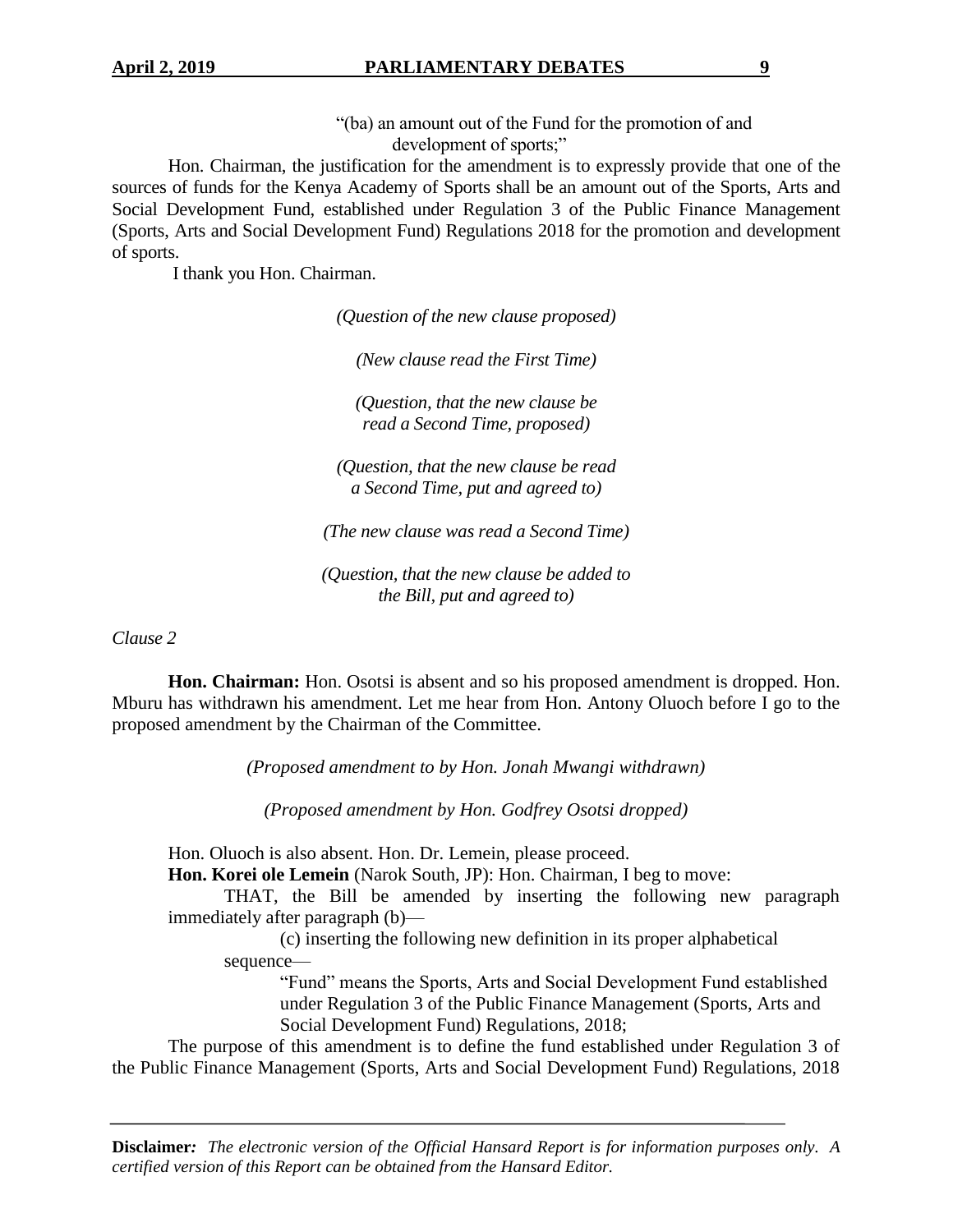"(ba) an amount out of the Fund for the promotion of and development of sports;"

Hon. Chairman, the justification for the amendment is to expressly provide that one of the sources of funds for the Kenya Academy of Sports shall be an amount out of the Sports, Arts and Social Development Fund, established under Regulation 3 of the Public Finance Management (Sports, Arts and Social Development Fund) Regulations 2018 for the promotion and development of sports.

I thank you Hon. Chairman.

*(Question of the new clause proposed)*

*(New clause read the First Time)*

*(Question, that the new clause be read a Second Time, proposed)*

*(Question, that the new clause be read a Second Time, put and agreed to)*

*(The new clause was read a Second Time)*

*(Question, that the new clause be added to the Bill, put and agreed to)*

*Clause 2*

**Hon. Chairman:** Hon. Osotsi is absent and so his proposed amendment is dropped. Hon. Mburu has withdrawn his amendment. Let me hear from Hon. Antony Oluoch before I go to the proposed amendment by the Chairman of the Committee.

*(Proposed amendment to by Hon. Jonah Mwangi withdrawn)*

*(Proposed amendment by Hon. Godfrey Osotsi dropped)*

Hon. Oluoch is also absent. Hon. Dr. Lemein, please proceed.

**Hon. Korei ole Lemein** (Narok South, JP): Hon. Chairman, I beg to move:

THAT, the Bill be amended by inserting the following new paragraph immediately after paragraph (b)—

(c) inserting the following new definition in its proper alphabetical sequence—

"Fund" means the Sports, Arts and Social Development Fund established under Regulation 3 of the Public Finance Management (Sports, Arts and Social Development Fund) Regulations, 2018;

The purpose of this amendment is to define the fund established under Regulation 3 of the Public Finance Management (Sports, Arts and Social Development Fund) Regulations, 2018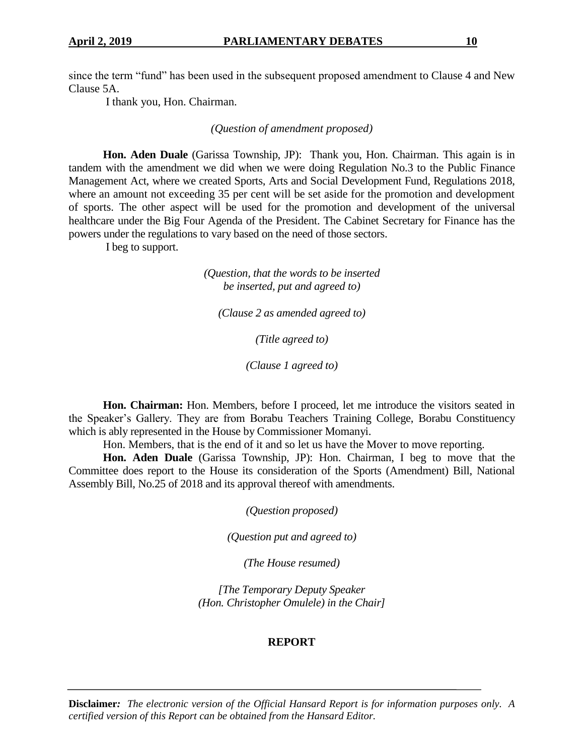since the term "fund" has been used in the subsequent proposed amendment to Clause 4 and New Clause 5A.

I thank you, Hon. Chairman.

*(Question of amendment proposed)*

**Hon. Aden Duale** (Garissa Township, JP): Thank you, Hon. Chairman. This again is in tandem with the amendment we did when we were doing Regulation No.3 to the Public Finance Management Act, where we created Sports, Arts and Social Development Fund, Regulations 2018, where an amount not exceeding 35 per cent will be set aside for the promotion and development of sports. The other aspect will be used for the promotion and development of the universal healthcare under the Big Four Agenda of the President. The Cabinet Secretary for Finance has the powers under the regulations to vary based on the need of those sectors.

I beg to support.

*(Question, that the words to be inserted be inserted, put and agreed to)*

*(Clause 2 as amended agreed to)*

*(Title agreed to)*

*(Clause 1 agreed to)*

**Hon. Chairman:** Hon. Members, before I proceed, let me introduce the visitors seated in the Speaker's Gallery. They are from Borabu Teachers Training College, Borabu Constituency which is ably represented in the House by Commissioner Momanyi.

Hon. Members, that is the end of it and so let us have the Mover to move reporting.

**Hon. Aden Duale** (Garissa Township, JP): Hon. Chairman, I beg to move that the Committee does report to the House its consideration of the Sports (Amendment) Bill, National Assembly Bill, No.25 of 2018 and its approval thereof with amendments.

*(Question proposed)*

*(Question put and agreed to)*

*(The House resumed)*

*[The Temporary Deputy Speaker (Hon. Christopher Omulele) in the Chair]*

## REPORT

**Disclaimer:** *The electronic version of the Official Hansard Report is for information purposes only. A certified version of this Report can be obtained from the Hansard Editor.*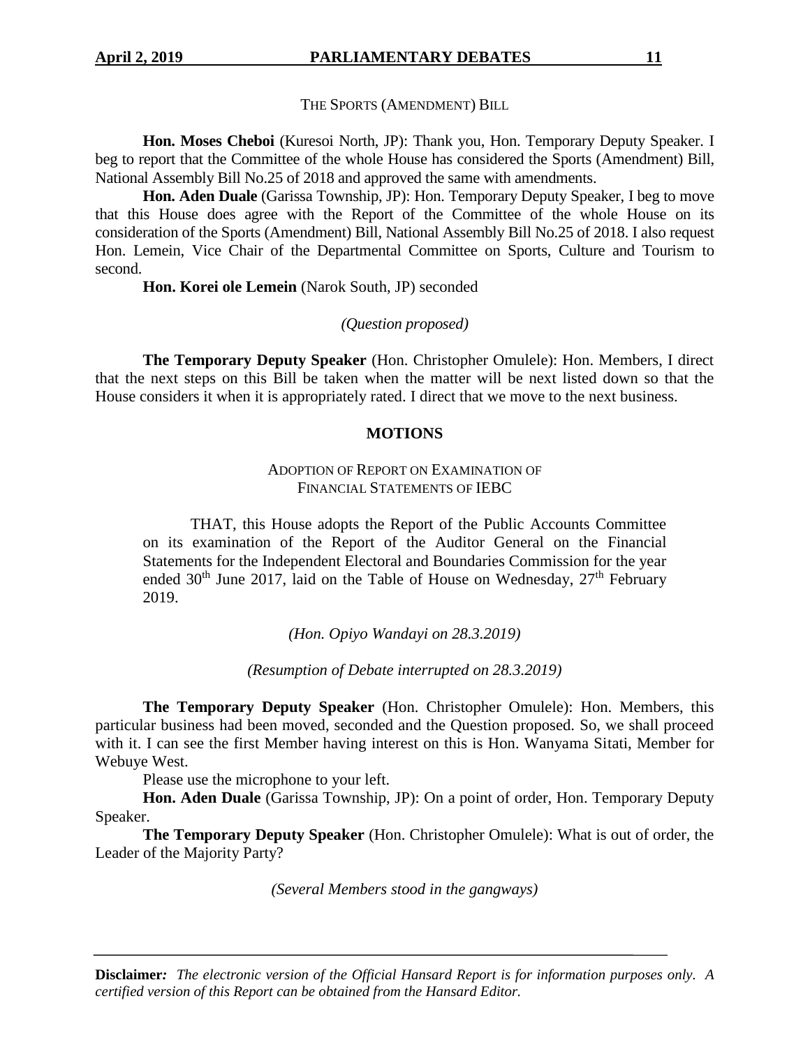THE SPORTS (AMENDMENT) BILL

**Hon. Moses Cheboi** (Kuresoi North, JP): Thank you, Hon. Temporary Deputy Speaker. I beg to report that the Committee of the whole House has considered the Sports (Amendment) Bill, National Assembly Bill No.25 of 2018 and approved the same with amendments.

**Hon. Aden Duale** (Garissa Township, JP): Hon. Temporary Deputy Speaker, I beg to move that this House does agree with the Report of the Committee of the whole House on its consideration of the Sports (Amendment) Bill, National Assembly Bill No.25 of 2018. I also request Hon. Lemein, Vice Chair of the Departmental Committee on Sports, Culture and Tourism to second.

**Hon. Korei ole Lemein** (Narok South, JP) seconded

*(Question proposed)*

**The Temporary Deputy Speaker** (Hon. Christopher Omulele): Hon. Members, I direct that the next steps on this Bill be taken when the matter will be next listed down so that the House considers it when it is appropriately rated. I direct that we move to the next business.

## MOTIONS

ADOPTION OF REPORT ON EXAMINATION OF FINANCIAL STATEMENTS OF IEBC

> THAT, this House adopts the Report of the Public Accounts Committee on its examination of the Report of the Auditor General on the Financial Statements for the Independent Electoral and Boundaries Commission for the year ended 30th June 2017, laid on the Table of House on Wednesday, 27th February 2019.

*(Hon. Opiyo Wandayi on 28.3.2019)*

*(Resumption of Debate interrupted on 28.3.2019)*

**The Temporary Deputy Speaker** (Hon. Christopher Omulele): Hon. Members, this particular business had been moved, seconded and the Question proposed. So, we shall proceed with it. I can see the first Member having interest on this is Hon. Wanyama Sitati, Member for Webuye West.

Please use the microphone to your left.

**Hon. Aden Duale** (Garissa Township, JP): On a point of order, Hon. Temporary Deputy Speaker.

**The Temporary Deputy Speaker** (Hon. Christopher Omulele): What is out of order, the Leader of the Majority Party?

*(Several Members stood in the gangways)*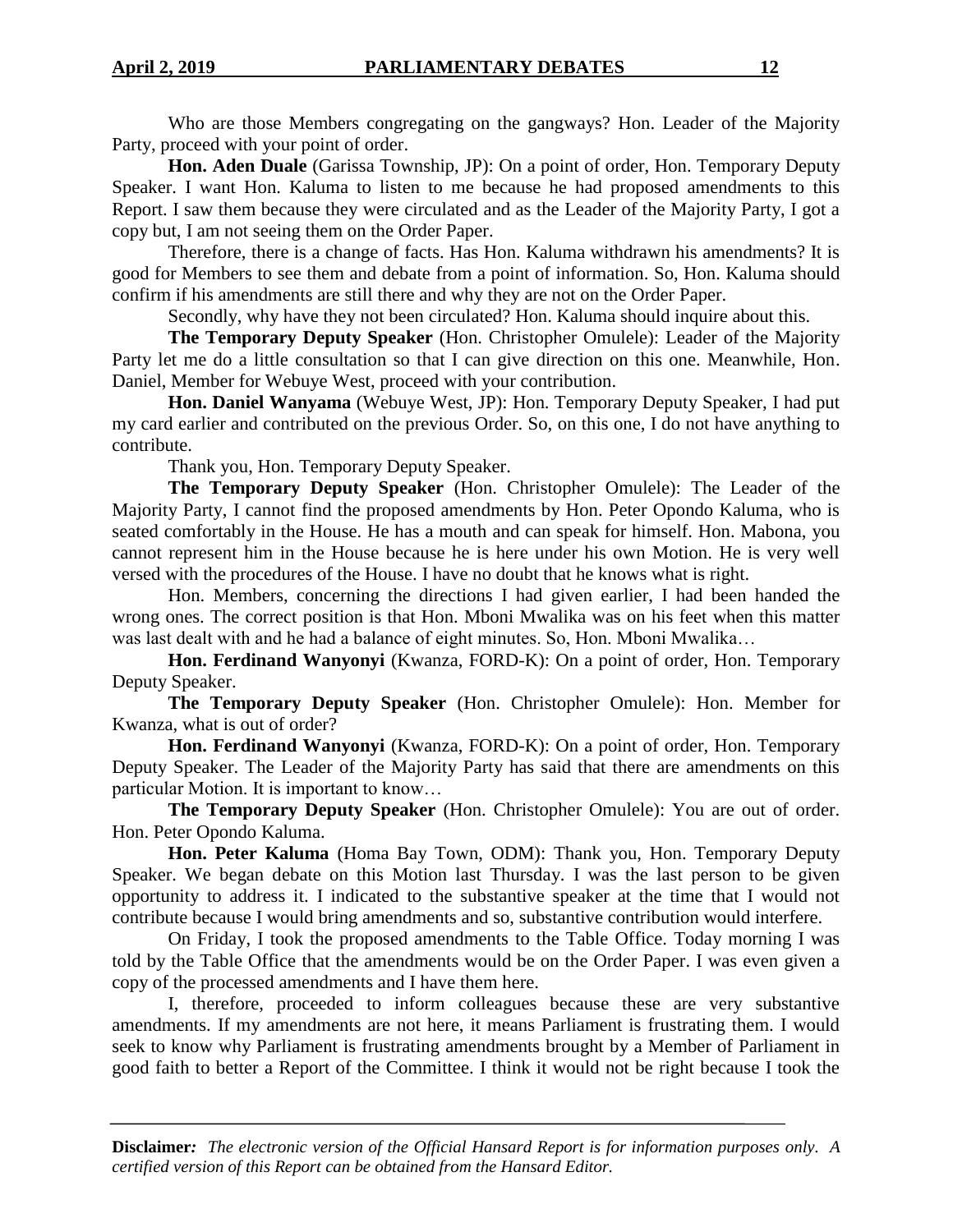Who are those Members congregating on the gangways? Hon. Leader of the Majority Party, proceed with your point of order.

**Hon. Aden Duale** (Garissa Township, JP): On a point of order, Hon. Temporary Deputy Speaker. I want Hon. Kaluma to listen to me because he had proposed amendments to this Report. I saw them because they were circulated and as the Leader of the Majority Party, I got a copy but, I am not seeing them on the Order Paper.

Therefore, there is a change of facts. Has Hon. Kaluma withdrawn his amendments? It is good for Members to see them and debate from a point of information. So, Hon. Kaluma should confirm if his amendments are still there and why they are not on the Order Paper.

Secondly, why have they not been circulated? Hon. Kaluma should inquire about this.

**The Temporary Deputy Speaker** (Hon. Christopher Omulele): Leader of the Majority Party let me do a little consultation so that I can give direction on this one. Meanwhile, Hon. Daniel, Member for Webuye West, proceed with your contribution.

**Hon. Daniel Wanyama** (Webuye West, JP): Hon. Temporary Deputy Speaker, I had put my card earlier and contributed on the previous Order. So, on this one, I do not have anything to contribute.

Thank you, Hon. Temporary Deputy Speaker.

**The Temporary Deputy Speaker** (Hon. Christopher Omulele): The Leader of the Majority Party, I cannot find the proposed amendments by Hon. Peter Opondo Kaluma, who is seated comfortably in the House. He has a mouth and can speak for himself. Hon. Mabona, you cannot represent him in the House because he is here under his own Motion. He is very well versed with the procedures of the House. I have no doubt that he knows what is right.

Hon. Members, concerning the directions I had given earlier, I had been handed the wrong ones. The correct position is that Hon. Mboni Mwalika was on his feet when this matter was last dealt with and he had a balance of eight minutes. So, Hon. Mboni Mwalika…

**Hon. Ferdinand Wanyonyi** (Kwanza, FORD-K): On a point of order, Hon. Temporary Deputy Speaker.

**The Temporary Deputy Speaker** (Hon. Christopher Omulele): Hon. Member for Kwanza, what is out of order?

**Hon. Ferdinand Wanyonyi** (Kwanza, FORD-K): On a point of order, Hon. Temporary Deputy Speaker. The Leader of the Majority Party has said that there are amendments on this particular Motion. It is important to know…

**The Temporary Deputy Speaker** (Hon. Christopher Omulele): You are out of order. Hon. Peter Opondo Kaluma.

**Hon. Peter Kaluma** (Homa Bay Town, ODM): Thank you, Hon. Temporary Deputy Speaker. We began debate on this Motion last Thursday. I was the last person to be given opportunity to address it. I indicated to the substantive speaker at the time that I would not contribute because I would bring amendments and so, substantive contribution would interfere.

On Friday, I took the proposed amendments to the Table Office. Today morning I was told by the Table Office that the amendments would be on the Order Paper. I was even given a copy of the processed amendments and I have them here.

I, therefore, proceeded to inform colleagues because these are very substantive amendments. If my amendments are not here, it means Parliament is frustrating them. I would seek to know why Parliament is frustrating amendments brought by a Member of Parliament in good faith to better a Report of the Committee. I think it would not be right because I took the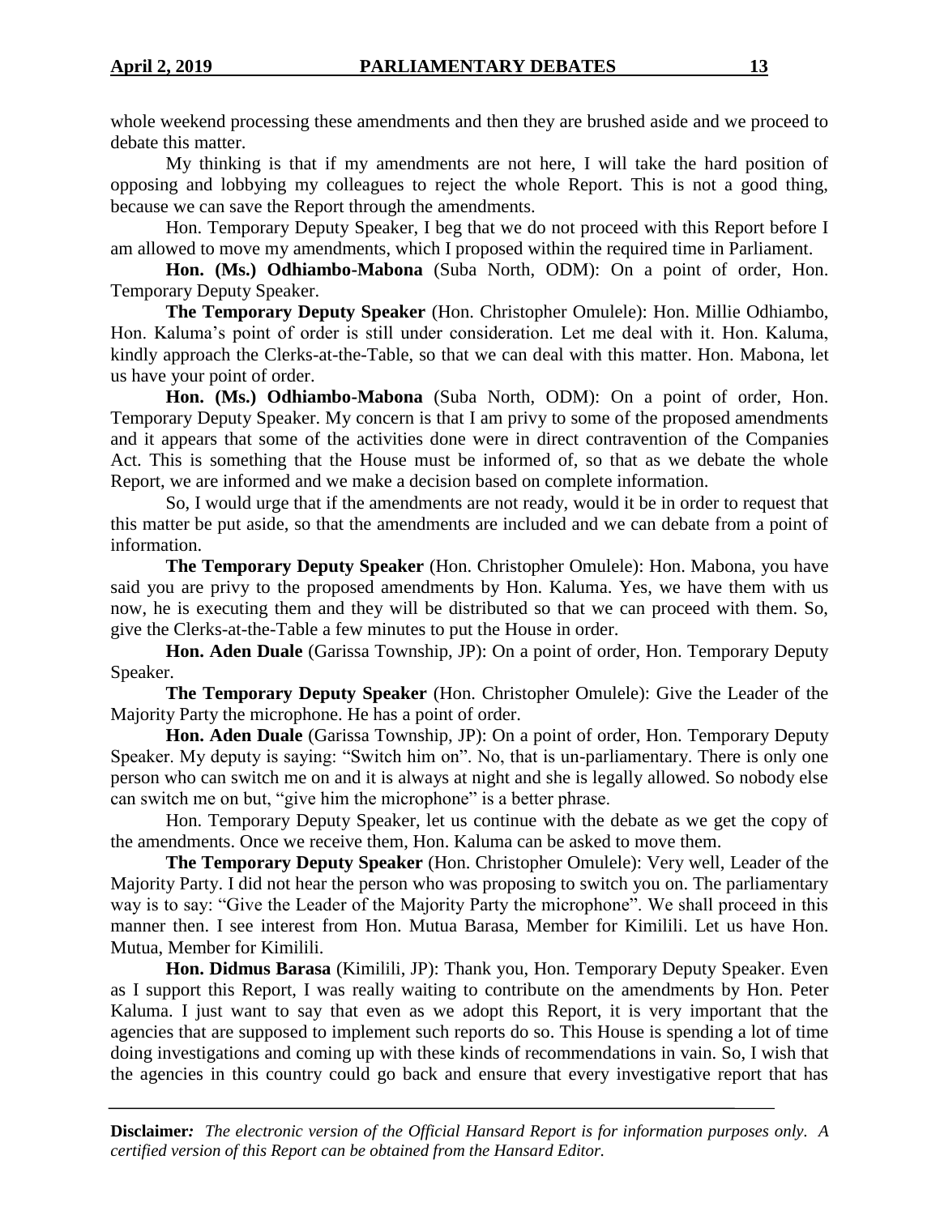whole weekend processing these amendments and then they are brushed aside and we proceed to debate this matter.

My thinking is that if my amendments are not here, I will take the hard position of opposing and lobbying my colleagues to reject the whole Report. This is not a good thing, because we can save the Report through the amendments.

Hon. Temporary Deputy Speaker, I beg that we do not proceed with this Report before I am allowed to move my amendments, which I proposed within the required time in Parliament.

**Hon. (Ms.) Odhiambo-Mabona** (Suba North, ODM): On a point of order, Hon. Temporary Deputy Speaker.

**The Temporary Deputy Speaker** (Hon. Christopher Omulele): Hon. Millie Odhiambo, Hon. Kaluma's point of order is still under consideration. Let me deal with it. Hon. Kaluma, kindly approach the Clerks-at-the-Table, so that we can deal with this matter. Hon. Mabona, let us have your point of order.

**Hon. (Ms.) Odhiambo-Mabona** (Suba North, ODM): On a point of order, Hon. Temporary Deputy Speaker. My concern is that I am privy to some of the proposed amendments and it appears that some of the activities done were in direct contravention of the Companies Act. This is something that the House must be informed of, so that as we debate the whole Report, we are informed and we make a decision based on complete information.

So, I would urge that if the amendments are not ready, would it be in order to request that this matter be put aside, so that the amendments are included and we can debate from a point of information.

**The Temporary Deputy Speaker** (Hon. Christopher Omulele): Hon. Mabona, you have said you are privy to the proposed amendments by Hon. Kaluma. Yes, we have them with us now, he is executing them and they will be distributed so that we can proceed with them. So, give the Clerks-at-the-Table a few minutes to put the House in order.

**Hon. Aden Duale** (Garissa Township, JP): On a point of order, Hon. Temporary Deputy Speaker.

**The Temporary Deputy Speaker** (Hon. Christopher Omulele): Give the Leader of the Majority Party the microphone. He has a point of order.

**Hon. Aden Duale** (Garissa Township, JP): On a point of order, Hon. Temporary Deputy Speaker. My deputy is saying: "Switch him on". No, that is un-parliamentary. There is only one person who can switch me on and it is always at night and she is legally allowed. So nobody else can switch me on but, "give him the microphone" is a better phrase.

Hon. Temporary Deputy Speaker, let us continue with the debate as we get the copy of the amendments. Once we receive them, Hon. Kaluma can be asked to move them.

**The Temporary Deputy Speaker** (Hon. Christopher Omulele): Very well, Leader of the Majority Party. I did not hear the person who was proposing to switch you on. The parliamentary way is to say: "Give the Leader of the Majority Party the microphone". We shall proceed in this manner then. I see interest from Hon. Mutua Barasa, Member for Kimilili. Let us have Hon. Mutua, Member for Kimilili.

**Hon. Didmus Barasa** (Kimilili, JP): Thank you, Hon. Temporary Deputy Speaker. Even as I support this Report, I was really waiting to contribute on the amendments by Hon. Peter Kaluma. I just want to say that even as we adopt this Report, it is very important that the agencies that are supposed to implement such reports do so. This House is spending a lot of time doing investigations and coming up with these kinds of recommendations in vain. So, I wish that the agencies in this country could go back and ensure that every investigative report that has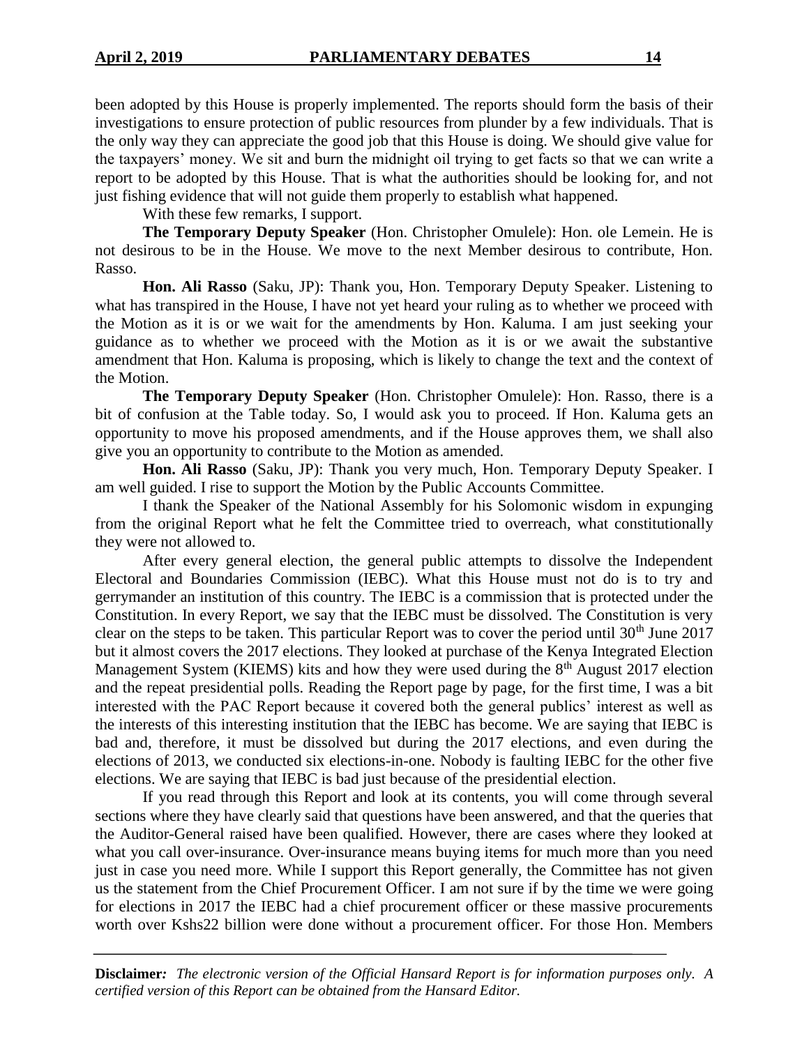been adopted by this House is properly implemented. The reports should form the basis of their investigations to ensure protection of public resources from plunder by a few individuals. That is the only way they can appreciate the good job that this House is doing. We should give value for the taxpayers' money. We sit and burn the midnight oil trying to get facts so that we can write a report to be adopted by this House. That is what the authorities should be looking for, and not just fishing evidence that will not guide them properly to establish what happened.

With these few remarks, I support.

**The Temporary Deputy Speaker** (Hon. Christopher Omulele): Hon. ole Lemein. He is not desirous to be in the House. We move to the next Member desirous to contribute, Hon. Rasso.

**Hon. Ali Rasso** (Saku, JP): Thank you, Hon. Temporary Deputy Speaker. Listening to what has transpired in the House, I have not yet heard your ruling as to whether we proceed with the Motion as it is or we wait for the amendments by Hon. Kaluma. I am just seeking your guidance as to whether we proceed with the Motion as it is or we await the substantive amendment that Hon. Kaluma is proposing, which is likely to change the text and the context of the Motion.

**The Temporary Deputy Speaker** (Hon. Christopher Omulele): Hon. Rasso, there is a bit of confusion at the Table today. So, I would ask you to proceed. If Hon. Kaluma gets an opportunity to move his proposed amendments, and if the House approves them, we shall also give you an opportunity to contribute to the Motion as amended.

**Hon. Ali Rasso** (Saku, JP): Thank you very much, Hon. Temporary Deputy Speaker. I am well guided. I rise to support the Motion by the Public Accounts Committee.

I thank the Speaker of the National Assembly for his Solomonic wisdom in expunging from the original Report what he felt the Committee tried to overreach, what constitutionally they were not allowed to.

After every general election, the general public attempts to dissolve the Independent Electoral and Boundaries Commission (IEBC). What this House must not do is to try and gerrymander an institution of this country. The IEBC is a commission that is protected under the Constitution. In every Report, we say that the IEBC must be dissolved. The Constitution is very clear on the steps to be taken. This particular Report was to cover the period until 30th June 2017 but it almost covers the 2017 elections. They looked at purchase of the Kenya Integrated Election Management System (KIEMS) kits and how they were used during the 8th August 2017 election and the repeat presidential polls. Reading the Report page by page, for the first time, I was a bit interested with the PAC Report because it covered both the general publics' interest as well as the interests of this interesting institution that the IEBC has become. We are saying that IEBC is bad and, therefore, it must be dissolved but during the 2017 elections, and even during the elections of 2013, we conducted six elections-in-one. Nobody is faulting IEBC for the other five elections. We are saying that IEBC is bad just because of the presidential election.

If you read through this Report and look at its contents, you will come through several sections where they have clearly said that questions have been answered, and that the queries that the Auditor-General raised have been qualified. However, there are cases where they looked at what you call over-insurance. Over-insurance means buying items for much more than you need just in case you need more. While I support this Report generally, the Committee has not given us the statement from the Chief Procurement Officer. I am not sure if by the time we were going for elections in 2017 the IEBC had a chief procurement officer or these massive procurements worth over Kshs22 billion were done without a procurement officer. For those Hon. Members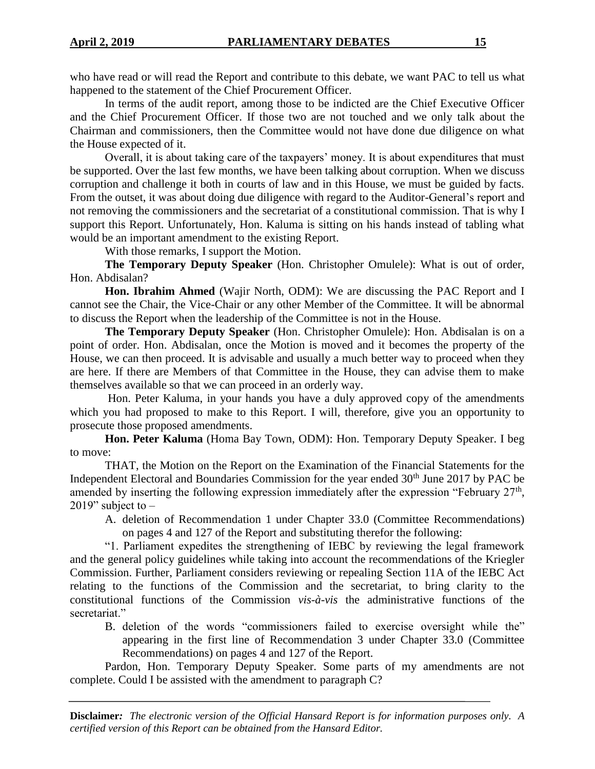who have read or will read the Report and contribute to this debate, we want PAC to tell us what happened to the statement of the Chief Procurement Officer.

In terms of the audit report, among those to be indicted are the Chief Executive Officer and the Chief Procurement Officer. If those two are not touched and we only talk about the Chairman and commissioners, then the Committee would not have done due diligence on what the House expected of it.

Overall, it is about taking care of the taxpayers' money. It is about expenditures that must be supported. Over the last few months, we have been talking about corruption. When we discuss corruption and challenge it both in courts of law and in this House, we must be guided by facts. From the outset, it was about doing due diligence with regard to the Auditor-General's report and not removing the commissioners and the secretariat of a constitutional commission. That is why I support this Report. Unfortunately, Hon. Kaluma is sitting on his hands instead of tabling what would be an important amendment to the existing Report.

With those remarks, I support the Motion.

**The Temporary Deputy Speaker** (Hon. Christopher Omulele): What is out of order, Hon. Abdisalan?

**Hon. Ibrahim Ahmed** (Wajir North, ODM): We are discussing the PAC Report and I cannot see the Chair, the Vice-Chair or any other Member of the Committee. It will be abnormal to discuss the Report when the leadership of the Committee is not in the House.

**The Temporary Deputy Speaker** (Hon. Christopher Omulele): Hon. Abdisalan is on a point of order. Hon. Abdisalan, once the Motion is moved and it becomes the property of the House, we can then proceed. It is advisable and usually a much better way to proceed when they are here. If there are Members of that Committee in the House, they can advise them to make themselves available so that we can proceed in an orderly way.

Hon. Peter Kaluma, in your hands you have a duly approved copy of the amendments which you had proposed to make to this Report. I will, therefore, give you an opportunity to prosecute those proposed amendments.

**Hon. Peter Kaluma** (Homa Bay Town, ODM): Hon. Temporary Deputy Speaker. I beg to move:

THAT, the Motion on the Report on the Examination of the Financial Statements for the Independent Electoral and Boundaries Commission for the year ended 30th June 2017 by PAC be amended by inserting the following expression immediately after the expression "February 27th, 2019" subject to –

A. deletion of Recommendation 1 under Chapter 33.0 (Committee Recommendations) on pages 4 and 127 of the Report and substituting therefor the following:

"1. Parliament expedites the strengthening of IEBC by reviewing the legal framework and the general policy guidelines while taking into account the recommendations of the Kriegler Commission. Further, Parliament considers reviewing or repealing Section 11A of the IEBC Act relating to the functions of the Commission and the secretariat, to bring clarity to the constitutional functions of the Commission *vis-à-vis* the administrative functions of the secretariat."

B. deletion of the words "commissioners failed to exercise oversight while the" appearing in the first line of Recommendation 3 under Chapter 33.0 (Committee Recommendations) on pages 4 and 127 of the Report.

Pardon, Hon. Temporary Deputy Speaker. Some parts of my amendments are not complete. Could I be assisted with the amendment to paragraph C?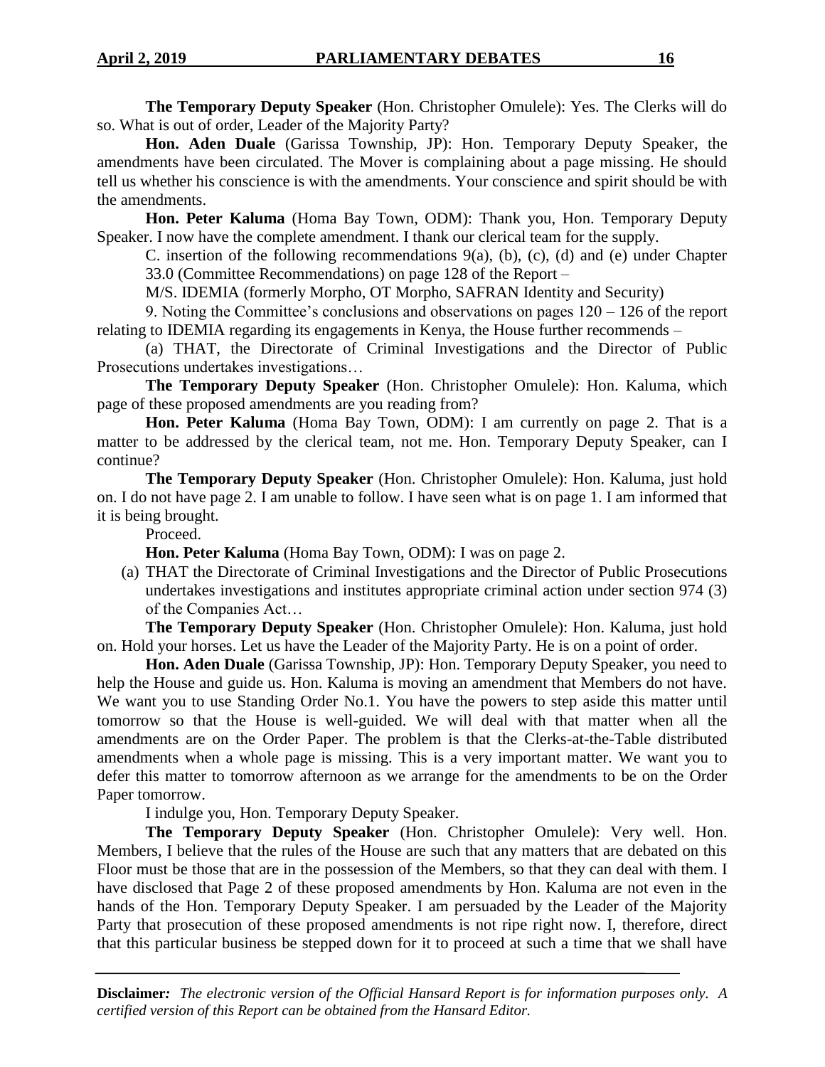**The Temporary Deputy Speaker** (Hon. Christopher Omulele): Yes. The Clerks will do so. What is out of order, Leader of the Majority Party?

**Hon. Aden Duale** (Garissa Township, JP): Hon. Temporary Deputy Speaker, the amendments have been circulated. The Mover is complaining about a page missing. He should tell us whether his conscience is with the amendments. Your conscience and spirit should be with the amendments.

**Hon. Peter Kaluma** (Homa Bay Town, ODM): Thank you, Hon. Temporary Deputy Speaker. I now have the complete amendment. I thank our clerical team for the supply.

C. insertion of the following recommendations 9(a), (b), (c), (d) and (e) under Chapter 33.0 (Committee Recommendations) on page 128 of the Report –

M/S. IDEMIA (formerly Morpho, OT Morpho, SAFRAN Identity and Security)

9. Noting the Committee's conclusions and observations on pages 120 – 126 of the report relating to IDEMIA regarding its engagements in Kenya, the House further recommends –

(a) THAT, the Directorate of Criminal Investigations and the Director of Public Prosecutions undertakes investigations…

**The Temporary Deputy Speaker** (Hon. Christopher Omulele): Hon. Kaluma, which page of these proposed amendments are you reading from?

**Hon. Peter Kaluma** (Homa Bay Town, ODM): I am currently on page 2. That is a matter to be addressed by the clerical team, not me. Hon. Temporary Deputy Speaker, can I continue?

**The Temporary Deputy Speaker** (Hon. Christopher Omulele): Hon. Kaluma, just hold on. I do not have page 2. I am unable to follow. I have seen what is on page 1. I am informed that it is being brought.

Proceed.

**Hon. Peter Kaluma** (Homa Bay Town, ODM): I was on page 2.

(a) THAT the Directorate of Criminal Investigations and the Director of Public Prosecutions undertakes investigations and institutes appropriate criminal action under section 974 (3) of the Companies Act…

**The Temporary Deputy Speaker** (Hon. Christopher Omulele): Hon. Kaluma, just hold on. Hold your horses. Let us have the Leader of the Majority Party. He is on a point of order.

**Hon. Aden Duale** (Garissa Township, JP): Hon. Temporary Deputy Speaker, you need to help the House and guide us. Hon. Kaluma is moving an amendment that Members do not have. We want you to use Standing Order No.1. You have the powers to step aside this matter until tomorrow so that the House is well-guided. We will deal with that matter when all the amendments are on the Order Paper. The problem is that the Clerks-at-the-Table distributed amendments when a whole page is missing. This is a very important matter. We want you to defer this matter to tomorrow afternoon as we arrange for the amendments to be on the Order Paper tomorrow.

I indulge you, Hon. Temporary Deputy Speaker.

**The Temporary Deputy Speaker** (Hon. Christopher Omulele): Very well. Hon. Members, I believe that the rules of the House are such that any matters that are debated on this Floor must be those that are in the possession of the Members, so that they can deal with them. I have disclosed that Page 2 of these proposed amendments by Hon. Kaluma are not even in the hands of the Hon. Temporary Deputy Speaker. I am persuaded by the Leader of the Majority Party that prosecution of these proposed amendments is not ripe right now. I, therefore, direct that this particular business be stepped down for it to proceed at such a time that we shall have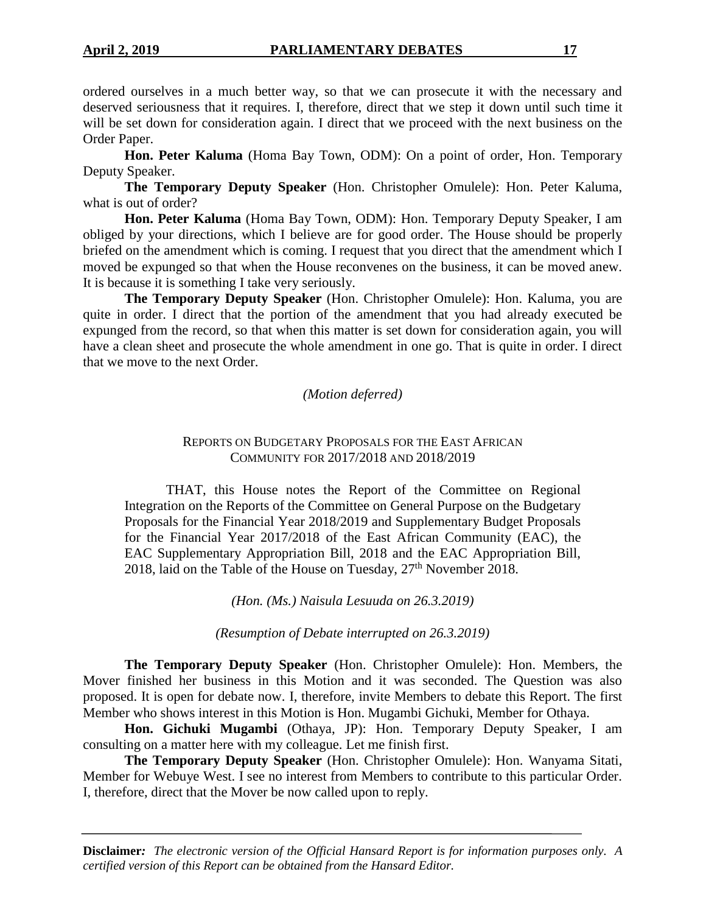ordered ourselves in a much better way, so that we can prosecute it with the necessary and deserved seriousness that it requires. I, therefore, direct that we step it down until such time it will be set down for consideration again. I direct that we proceed with the next business on the Order Paper.

**Hon. Peter Kaluma** (Homa Bay Town, ODM): On a point of order, Hon. Temporary Deputy Speaker.

**The Temporary Deputy Speaker** (Hon. Christopher Omulele): Hon. Peter Kaluma, what is out of order?

**Hon. Peter Kaluma** (Homa Bay Town, ODM): Hon. Temporary Deputy Speaker, I am obliged by your directions, which I believe are for good order. The House should be properly briefed on the amendment which is coming. I request that you direct that the amendment which I moved be expunged so that when the House reconvenes on the business, it can be moved anew. It is because it is something I take very seriously.

**The Temporary Deputy Speaker** (Hon. Christopher Omulele): Hon. Kaluma, you are quite in order. I direct that the portion of the amendment that you had already executed be expunged from the record, so that when this matter is set down for consideration again, you will have a clean sheet and prosecute the whole amendment in one go. That is quite in order. I direct that we move to the next Order.

*(Motion deferred)*

REPORTS ON BUDGETARY PROPOSALS FOR THE EAST AFRICAN COMMUNITY FOR 2017/2018 AND 2018/2019

> THAT, this House notes the Report of the Committee on Regional Integration on the Reports of the Committee on General Purpose on the Budgetary Proposals for the Financial Year 2018/2019 and Supplementary Budget Proposals for the Financial Year 2017/2018 of the East African Community (EAC), the EAC Supplementary Appropriation Bill, 2018 and the EAC Appropriation Bill, 2018, laid on the Table of the House on Tuesday, 27th November 2018.

*(Hon. (Ms.) Naisula Lesuuda on 26.3.2019)*

*(Resumption of Debate interrupted on 26.3.2019)*

**The Temporary Deputy Speaker** (Hon. Christopher Omulele): Hon. Members, the Mover finished her business in this Motion and it was seconded. The Question was also proposed. It is open for debate now. I, therefore, invite Members to debate this Report. The first Member who shows interest in this Motion is Hon. Mugambi Gichuki, Member for Othaya.

**Hon. Gichuki Mugambi** (Othaya, JP): Hon. Temporary Deputy Speaker, I am consulting on a matter here with my colleague. Let me finish first.

**The Temporary Deputy Speaker** (Hon. Christopher Omulele): Hon. Wanyama Sitati, Member for Webuye West. I see no interest from Members to contribute to this particular Order. I, therefore, direct that the Mover be now called upon to reply.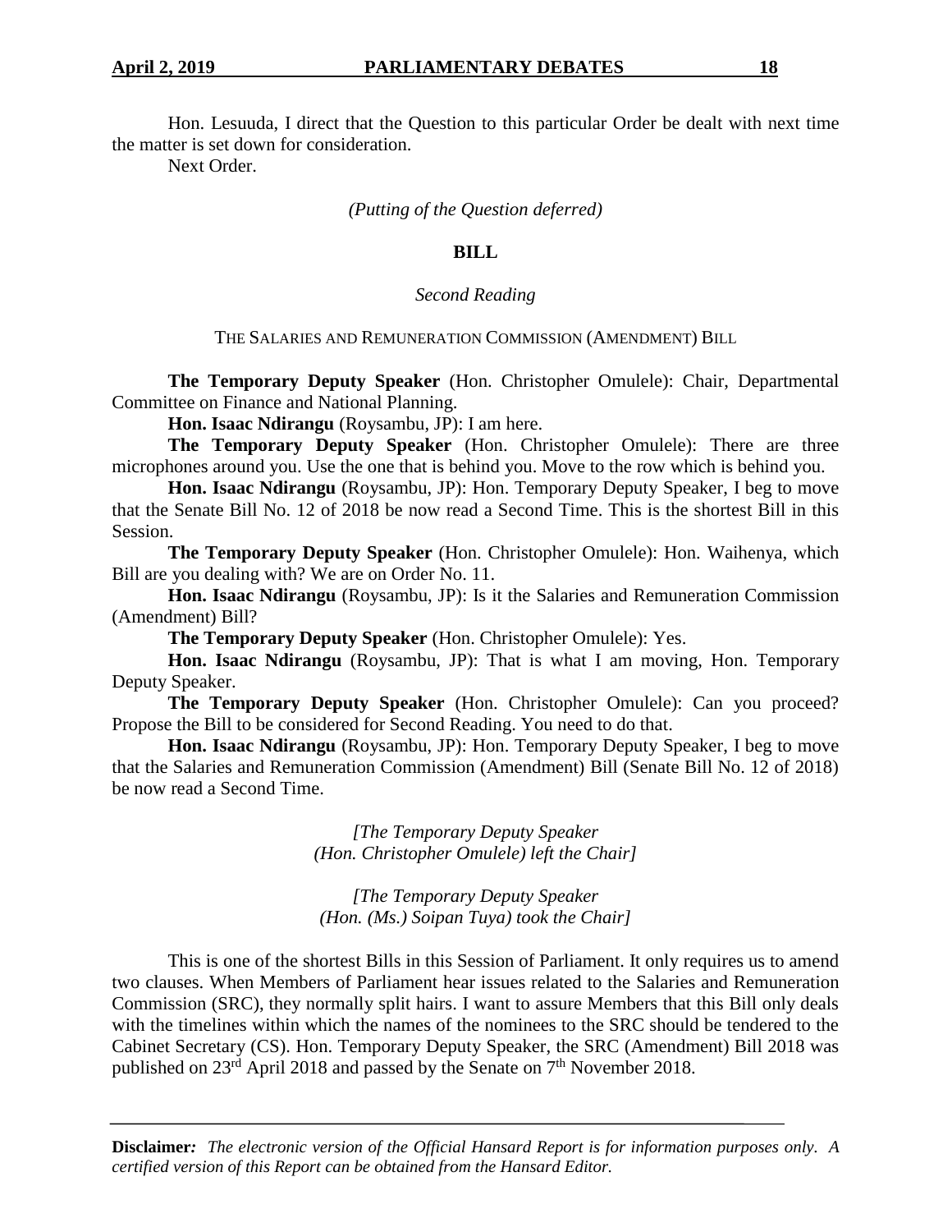Hon. Lesuuda, I direct that the Question to this particular Order be dealt with next time the matter is set down for consideration.

Next Order.

*(Putting of the Question deferred)*

**BILL**

*Second Reading*

THE SALARIES AND REMUNERATION COMMISSION (AMENDMENT) BILL

**The Temporary Deputy Speaker** (Hon. Christopher Omulele): Chair, Departmental Committee on Finance and National Planning.

**Hon. Isaac Ndirangu** (Roysambu, JP): I am here.

**The Temporary Deputy Speaker** (Hon. Christopher Omulele): There are three microphones around you. Use the one that is behind you. Move to the row which is behind you.

**Hon. Isaac Ndirangu** (Roysambu, JP): Hon. Temporary Deputy Speaker, I beg to move that the Senate Bill No. 12 of 2018 be now read a Second Time. This is the shortest Bill in this Session.

**The Temporary Deputy Speaker** (Hon. Christopher Omulele): Hon. Waihenya, which Bill are you dealing with? We are on Order No. 11.

**Hon. Isaac Ndirangu** (Roysambu, JP): Is it the Salaries and Remuneration Commission (Amendment) Bill?

**The Temporary Deputy Speaker** (Hon. Christopher Omulele): Yes.

**Hon. Isaac Ndirangu** (Roysambu, JP): That is what I am moving, Hon. Temporary Deputy Speaker.

**The Temporary Deputy Speaker** (Hon. Christopher Omulele): Can you proceed? Propose the Bill to be considered for Second Reading. You need to do that.

**Hon. Isaac Ndirangu** (Roysambu, JP): Hon. Temporary Deputy Speaker, I beg to move that the Salaries and Remuneration Commission (Amendment) Bill (Senate Bill No. 12 of 2018) be now read a Second Time.

*[The Temporary Deputy Speaker (Hon. Christopher Omulele) left the Chair]*

*[The Temporary Deputy Speaker (Hon. (Ms.) Soipan Tuya) took the Chair]*

This is one of the shortest Bills in this Session of Parliament. It only requires us to amend two clauses. When Members of Parliament hear issues related to the Salaries and Remuneration Commission (SRC), they normally split hairs. I want to assure Members that this Bill only deals with the timelines within which the names of the nominees to the SRC should be tendered to the Cabinet Secretary (CS). Hon. Temporary Deputy Speaker, the SRC (Amendment) Bill 2018 was published on 23rd April 2018 and passed by the Senate on 7th November 2018.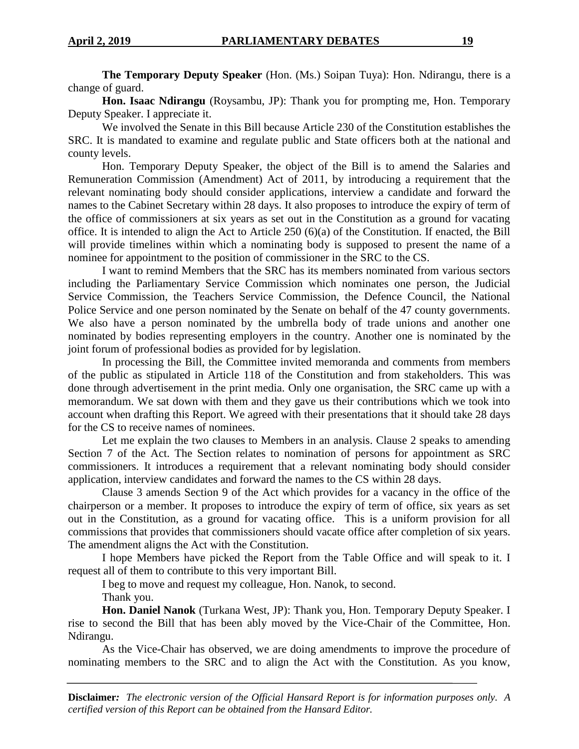**The Temporary Deputy Speaker** (Hon. (Ms.) Soipan Tuya): Hon. Ndirangu, there is a change of guard.

**Hon. Isaac Ndirangu** (Roysambu, JP): Thank you for prompting me, Hon. Temporary Deputy Speaker. I appreciate it.

We involved the Senate in this Bill because Article 230 of the Constitution establishes the SRC. It is mandated to examine and regulate public and State officers both at the national and county levels.

Hon. Temporary Deputy Speaker, the object of the Bill is to amend the Salaries and Remuneration Commission (Amendment) Act of 2011, by introducing a requirement that the relevant nominating body should consider applications, interview a candidate and forward the names to the Cabinet Secretary within 28 days. It also proposes to introduce the expiry of term of the office of commissioners at six years as set out in the Constitution as a ground for vacating office. It is intended to align the Act to Article 250 (6)(a) of the Constitution. If enacted, the Bill will provide timelines within which a nominating body is supposed to present the name of a nominee for appointment to the position of commissioner in the SRC to the CS.

I want to remind Members that the SRC has its members nominated from various sectors including the Parliamentary Service Commission which nominates one person, the Judicial Service Commission, the Teachers Service Commission, the Defence Council, the National Police Service and one person nominated by the Senate on behalf of the 47 county governments. We also have a person nominated by the umbrella body of trade unions and another one nominated by bodies representing employers in the country. Another one is nominated by the joint forum of professional bodies as provided for by legislation.

In processing the Bill, the Committee invited memoranda and comments from members of the public as stipulated in Article 118 of the Constitution and from stakeholders. This was done through advertisement in the print media. Only one organisation, the SRC came up with a memorandum. We sat down with them and they gave us their contributions which we took into account when drafting this Report. We agreed with their presentations that it should take 28 days for the CS to receive names of nominees.

Let me explain the two clauses to Members in an analysis. Clause 2 speaks to amending Section 7 of the Act. The Section relates to nomination of persons for appointment as SRC commissioners. It introduces a requirement that a relevant nominating body should consider application, interview candidates and forward the names to the CS within 28 days.

Clause 3 amends Section 9 of the Act which provides for a vacancy in the office of the chairperson or a member. It proposes to introduce the expiry of term of office, six years as set out in the Constitution, as a ground for vacating office. This is a uniform provision for all commissions that provides that commissioners should vacate office after completion of six years. The amendment aligns the Act with the Constitution.

I hope Members have picked the Report from the Table Office and will speak to it. I request all of them to contribute to this very important Bill.

I beg to move and request my colleague, Hon. Nanok, to second.

Thank you.

**Hon. Daniel Nanok** (Turkana West, JP): Thank you, Hon. Temporary Deputy Speaker. I rise to second the Bill that has been ably moved by the Vice-Chair of the Committee, Hon. Ndirangu.

As the Vice-Chair has observed, we are doing amendments to improve the procedure of nominating members to the SRC and to align the Act with the Constitution. As you know,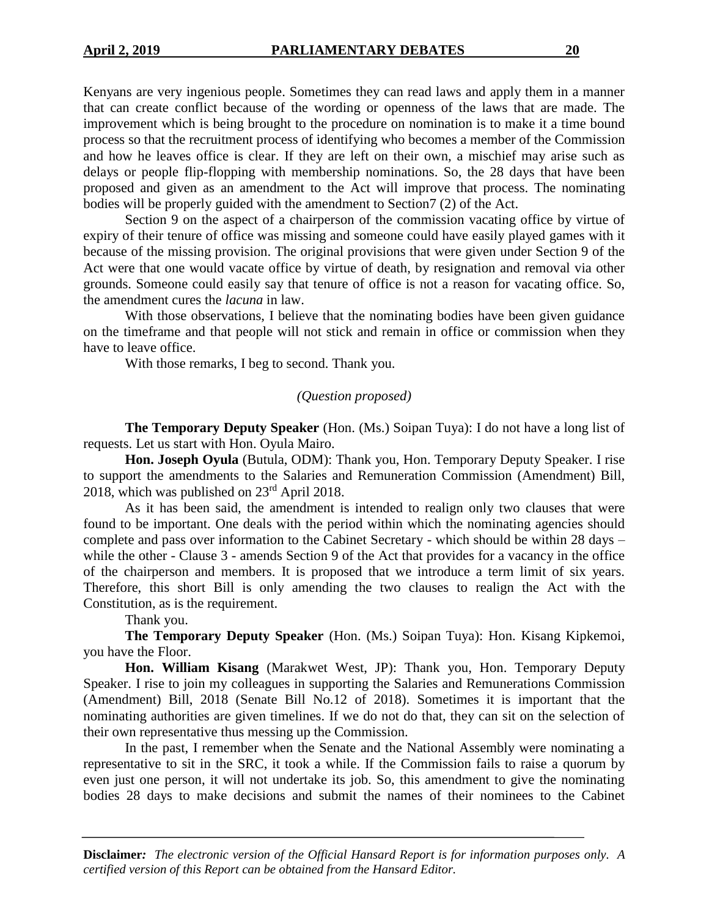Kenyans are very ingenious people. Sometimes they can read laws and apply them in a manner that can create conflict because of the wording or openness of the laws that are made. The improvement which is being brought to the procedure on nomination is to make it a time bound process so that the recruitment process of identifying who becomes a member of the Commission and how he leaves office is clear. If they are left on their own, a mischief may arise such as delays or people flip-flopping with membership nominations. So, the 28 days that have been proposed and given as an amendment to the Act will improve that process. The nominating bodies will be properly guided with the amendment to Section7 (2) of the Act.

Section 9 on the aspect of a chairperson of the commission vacating office by virtue of expiry of their tenure of office was missing and someone could have easily played games with it because of the missing provision. The original provisions that were given under Section 9 of the Act were that one would vacate office by virtue of death, by resignation and removal via other grounds. Someone could easily say that tenure of office is not a reason for vacating office. So, the amendment cures the *lacuna* in law.

With those observations, I believe that the nominating bodies have been given guidance on the timeframe and that people will not stick and remain in office or commission when they have to leave office.

With those remarks, I beg to second. Thank you.

*(Question proposed)*

**The Temporary Deputy Speaker** (Hon. (Ms.) Soipan Tuya): I do not have a long list of requests. Let us start with Hon. Oyula Mairo.

**Hon. Joseph Oyula** (Butula, ODM): Thank you, Hon. Temporary Deputy Speaker. I rise to support the amendments to the Salaries and Remuneration Commission (Amendment) Bill, 2018, which was published on 23rd April 2018.

As it has been said, the amendment is intended to realign only two clauses that were found to be important. One deals with the period within which the nominating agencies should complete and pass over information to the Cabinet Secretary - which should be within 28 days – while the other - Clause 3 - amends Section 9 of the Act that provides for a vacancy in the office of the chairperson and members. It is proposed that we introduce a term limit of six years. Therefore, this short Bill is only amending the two clauses to realign the Act with the Constitution, as is the requirement.

Thank you.

**The Temporary Deputy Speaker** (Hon. (Ms.) Soipan Tuya): Hon. Kisang Kipkemoi, you have the Floor.

**Hon. William Kisang** (Marakwet West, JP): Thank you, Hon. Temporary Deputy Speaker. I rise to join my colleagues in supporting the Salaries and Remunerations Commission (Amendment) Bill, 2018 (Senate Bill No.12 of 2018). Sometimes it is important that the nominating authorities are given timelines. If we do not do that, they can sit on the selection of their own representative thus messing up the Commission.

In the past, I remember when the Senate and the National Assembly were nominating a representative to sit in the SRC, it took a while. If the Commission fails to raise a quorum by even just one person, it will not undertake its job. So, this amendment to give the nominating bodies 28 days to make decisions and submit the names of their nominees to the Cabinet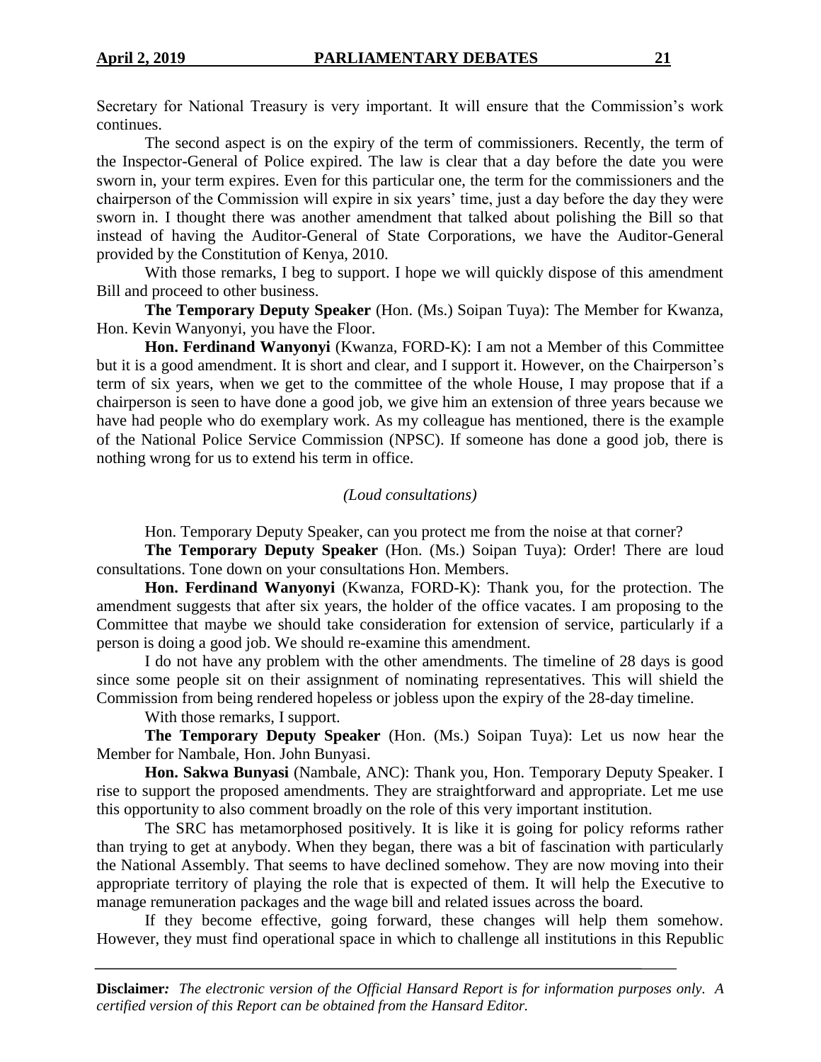Secretary for National Treasury is very important. It will ensure that the Commission's work continues.

The second aspect is on the expiry of the term of commissioners. Recently, the term of the Inspector-General of Police expired. The law is clear that a day before the date you were sworn in, your term expires. Even for this particular one, the term for the commissioners and the chairperson of the Commission will expire in six years' time, just a day before the day they were sworn in. I thought there was another amendment that talked about polishing the Bill so that instead of having the Auditor-General of State Corporations, we have the Auditor-General provided by the Constitution of Kenya, 2010.

With those remarks, I beg to support. I hope we will quickly dispose of this amendment Bill and proceed to other business.

**The Temporary Deputy Speaker** (Hon. (Ms.) Soipan Tuya): The Member for Kwanza, Hon. Kevin Wanyonyi, you have the Floor.

**Hon. Ferdinand Wanyonyi** (Kwanza, FORD-K): I am not a Member of this Committee but it is a good amendment. It is short and clear, and I support it. However, on the Chairperson's term of six years, when we get to the committee of the whole House, I may propose that if a chairperson is seen to have done a good job, we give him an extension of three years because we have had people who do exemplary work. As my colleague has mentioned, there is the example of the National Police Service Commission (NPSC). If someone has done a good job, there is nothing wrong for us to extend his term in office.

*(Loud consultations)*

Hon. Temporary Deputy Speaker, can you protect me from the noise at that corner?

**The Temporary Deputy Speaker** (Hon. (Ms.) Soipan Tuya): Order! There are loud consultations. Tone down on your consultations Hon. Members.

**Hon. Ferdinand Wanyonyi** (Kwanza, FORD-K): Thank you, for the protection. The amendment suggests that after six years, the holder of the office vacates. I am proposing to the Committee that maybe we should take consideration for extension of service, particularly if a person is doing a good job. We should re-examine this amendment.

I do not have any problem with the other amendments. The timeline of 28 days is good since some people sit on their assignment of nominating representatives. This will shield the Commission from being rendered hopeless or jobless upon the expiry of the 28-day timeline.

With those remarks, I support.

**The Temporary Deputy Speaker** (Hon. (Ms.) Soipan Tuya): Let us now hear the Member for Nambale, Hon. John Bunyasi.

**Hon. Sakwa Bunyasi** (Nambale, ANC): Thank you, Hon. Temporary Deputy Speaker. I rise to support the proposed amendments. They are straightforward and appropriate. Let me use this opportunity to also comment broadly on the role of this very important institution.

The SRC has metamorphosed positively. It is like it is going for policy reforms rather than trying to get at anybody. When they began, there was a bit of fascination with particularly the National Assembly. That seems to have declined somehow. They are now moving into their appropriate territory of playing the role that is expected of them. It will help the Executive to manage remuneration packages and the wage bill and related issues across the board.

If they become effective, going forward, these changes will help them somehow. However, they must find operational space in which to challenge all institutions in this Republic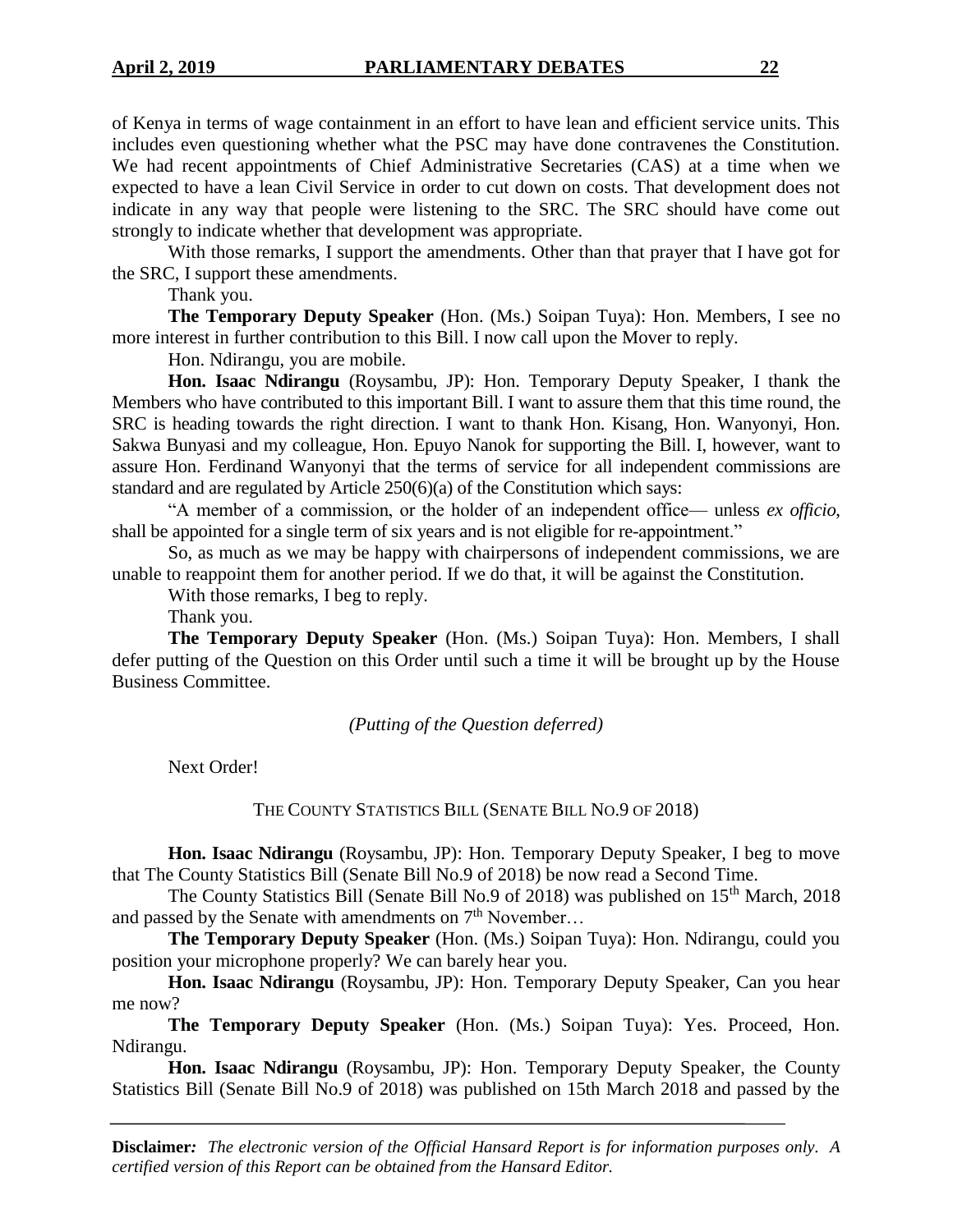of Kenya in terms of wage containment in an effort to have lean and efficient service units. This includes even questioning whether what the PSC may have done contravenes the Constitution. We had recent appointments of Chief Administrative Secretaries (CAS) at a time when we expected to have a lean Civil Service in order to cut down on costs. That development does not indicate in any way that people were listening to the SRC. The SRC should have come out strongly to indicate whether that development was appropriate.

With those remarks, I support the amendments. Other than that prayer that I have got for the SRC, I support these amendments.

Thank you.

**The Temporary Deputy Speaker** (Hon. (Ms.) Soipan Tuya): Hon. Members, I see no more interest in further contribution to this Bill. I now call upon the Mover to reply.

Hon. Ndirangu, you are mobile.

**Hon. Isaac Ndirangu** (Roysambu, JP): Hon. Temporary Deputy Speaker, I thank the Members who have contributed to this important Bill. I want to assure them that this time round, the SRC is heading towards the right direction. I want to thank Hon. Kisang, Hon. Wanyonyi, Hon. Sakwa Bunyasi and my colleague, Hon. Epuyo Nanok for supporting the Bill. I, however, want to assure Hon. Ferdinand Wanyonyi that the terms of service for all independent commissions are standard and are regulated by Article 250(6)(a) of the Constitution which says:

"A member of a commission, or the holder of an independent office— unless *ex officio*, shall be appointed for a single term of six years and is not eligible for re-appointment."

So, as much as we may be happy with chairpersons of independent commissions, we are unable to reappoint them for another period. If we do that, it will be against the Constitution.

With those remarks, I beg to reply.

Thank you.

**The Temporary Deputy Speaker** (Hon. (Ms.) Soipan Tuya): Hon. Members, I shall defer putting of the Question on this Order until such a time it will be brought up by the House Business Committee.

*(Putting of the Question deferred)*

Next Order!

THE COUNTY STATISTICS BILL (SENATE BILL NO.9 OF 2018)

**Hon. Isaac Ndirangu** (Roysambu, JP): Hon. Temporary Deputy Speaker, I beg to move that The County Statistics Bill (Senate Bill No.9 of 2018) be now read a Second Time.

The County Statistics Bill (Senate Bill No.9 of 2018) was published on 15th March, 2018 and passed by the Senate with amendments on 7th November…

**The Temporary Deputy Speaker** (Hon. (Ms.) Soipan Tuya): Hon. Ndirangu, could you position your microphone properly? We can barely hear you.

**Hon. Isaac Ndirangu** (Roysambu, JP): Hon. Temporary Deputy Speaker, Can you hear me now?

**The Temporary Deputy Speaker** (Hon. (Ms.) Soipan Tuya): Yes. Proceed, Hon. Ndirangu.

**Hon. Isaac Ndirangu** (Roysambu, JP): Hon. Temporary Deputy Speaker, the County Statistics Bill (Senate Bill No.9 of 2018) was published on 15th March 2018 and passed by the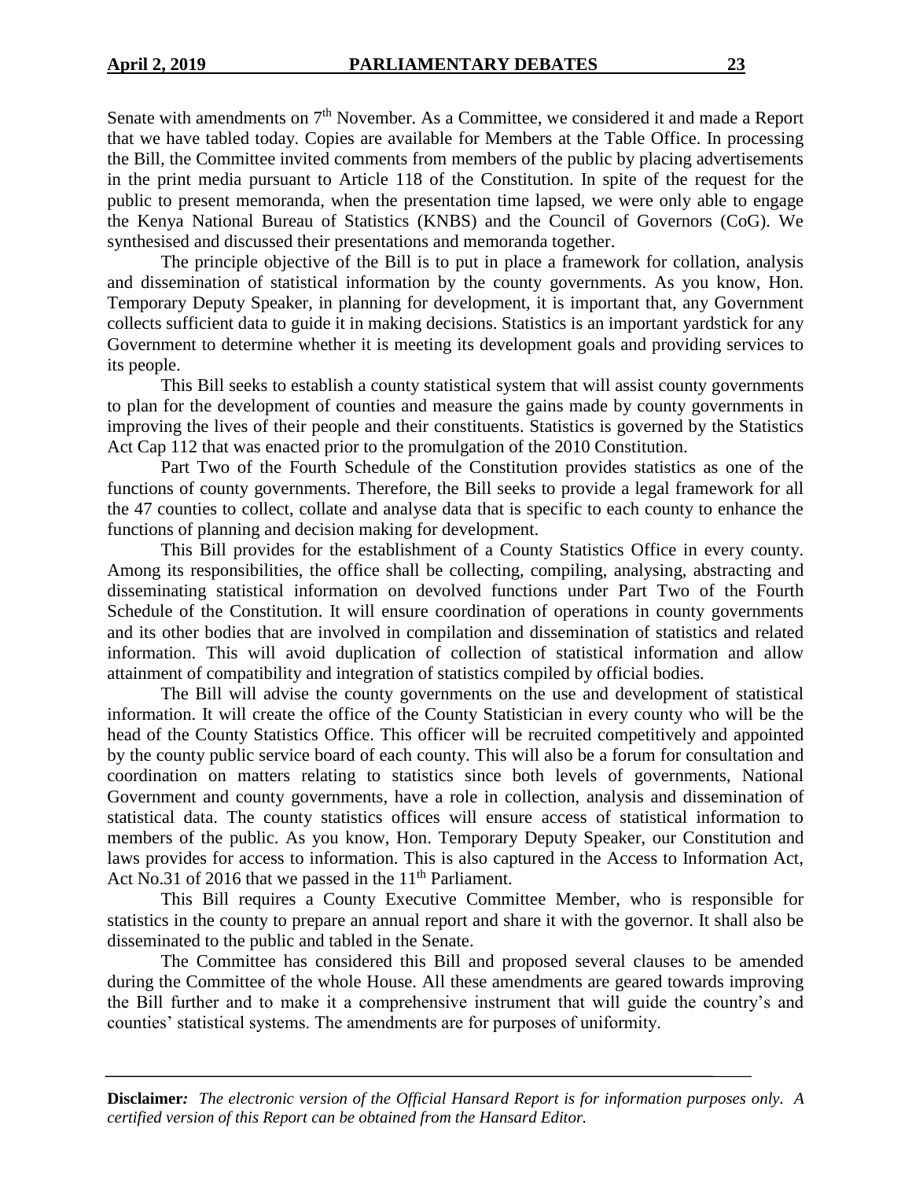Senate with amendments on 7th November. As a Committee, we considered it and made a Report that we have tabled today. Copies are available for Members at the Table Office. In processing the Bill, the Committee invited comments from members of the public by placing advertisements in the print media pursuant to Article 118 of the Constitution. In spite of the request for the public to present memoranda, when the presentation time lapsed, we were only able to engage the Kenya National Bureau of Statistics (KNBS) and the Council of Governors (CoG). We synthesised and discussed their presentations and memoranda together.

The principle objective of the Bill is to put in place a framework for collation, analysis and dissemination of statistical information by the county governments. As you know, Hon. Temporary Deputy Speaker, in planning for development, it is important that, any Government collects sufficient data to guide it in making decisions. Statistics is an important yardstick for any Government to determine whether it is meeting its development goals and providing services to its people.

This Bill seeks to establish a county statistical system that will assist county governments to plan for the development of counties and measure the gains made by county governments in improving the lives of their people and their constituents. Statistics is governed by the Statistics Act Cap 112 that was enacted prior to the promulgation of the 2010 Constitution.

Part Two of the Fourth Schedule of the Constitution provides statistics as one of the functions of county governments. Therefore, the Bill seeks to provide a legal framework for all the 47 counties to collect, collate and analyse data that is specific to each county to enhance the functions of planning and decision making for development.

This Bill provides for the establishment of a County Statistics Office in every county. Among its responsibilities, the office shall be collecting, compiling, analysing, abstracting and disseminating statistical information on devolved functions under Part Two of the Fourth Schedule of the Constitution. It will ensure coordination of operations in county governments and its other bodies that are involved in compilation and dissemination of statistics and related information. This will avoid duplication of collection of statistical information and allow attainment of compatibility and integration of statistics compiled by official bodies.

The Bill will advise the county governments on the use and development of statistical information. It will create the office of the County Statistician in every county who will be the head of the County Statistics Office. This officer will be recruited competitively and appointed by the county public service board of each county. This will also be a forum for consultation and coordination on matters relating to statistics since both levels of governments, National Government and county governments, have a role in collection, analysis and dissemination of statistical data. The county statistics offices will ensure access of statistical information to members of the public. As you know, Hon. Temporary Deputy Speaker, our Constitution and laws provides for access to information. This is also captured in the Access to Information Act, Act No.31 of 2016 that we passed in the 11th Parliament.

This Bill requires a County Executive Committee Member, who is responsible for statistics in the county to prepare an annual report and share it with the governor. It shall also be disseminated to the public and tabled in the Senate.

The Committee has considered this Bill and proposed several clauses to be amended during the Committee of the whole House. All these amendments are geared towards improving the Bill further and to make it a comprehensive instrument that will guide the country's and counties' statistical systems. The amendments are for purposes of uniformity.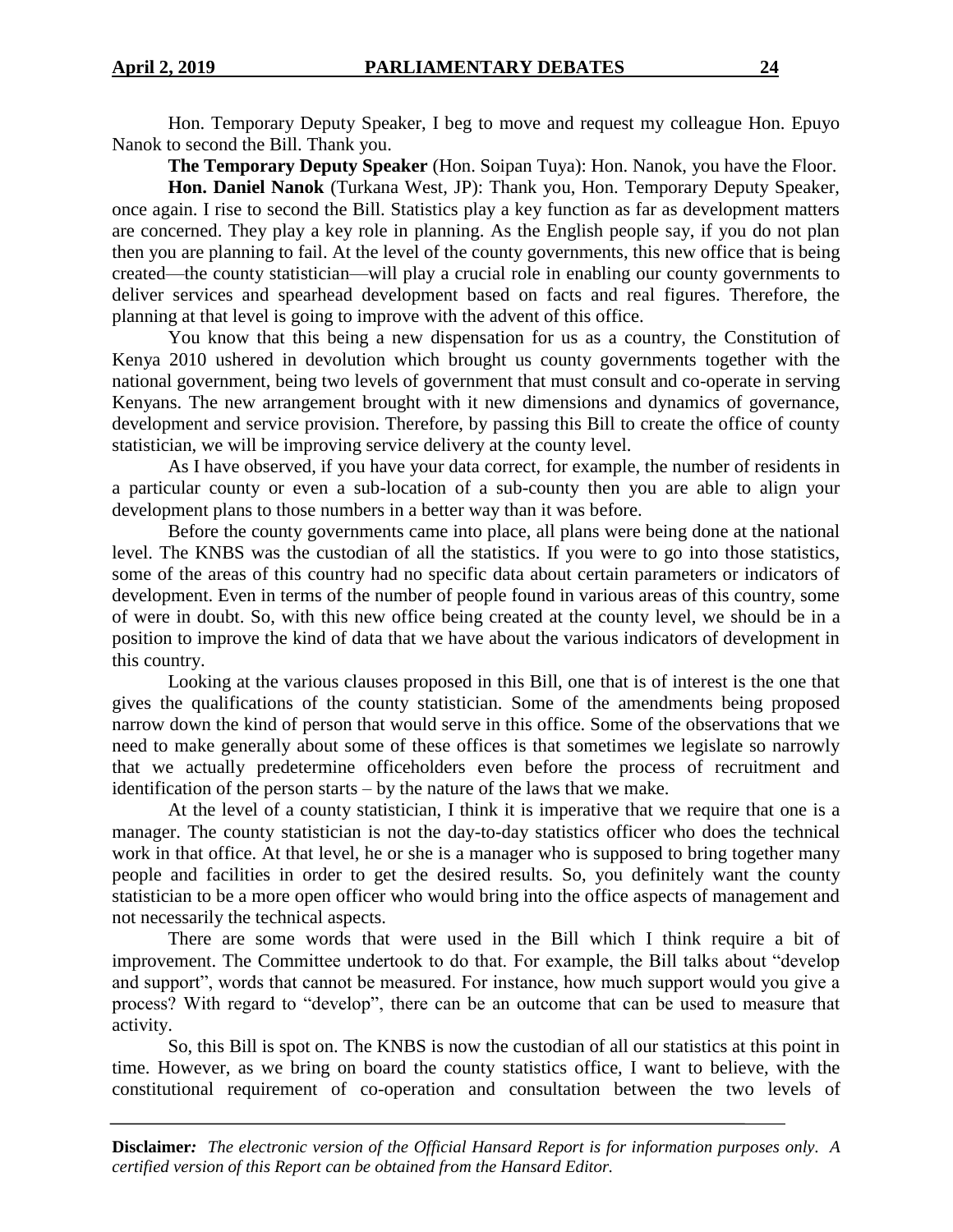Hon. Temporary Deputy Speaker, I beg to move and request my colleague Hon. Epuyo Nanok to second the Bill. Thank you.

**The Temporary Deputy Speaker** (Hon. Soipan Tuya): Hon. Nanok, you have the Floor.

**Hon. Daniel Nanok** (Turkana West, JP): Thank you, Hon. Temporary Deputy Speaker, once again. I rise to second the Bill. Statistics play a key function as far as development matters are concerned. They play a key role in planning. As the English people say, if you do not plan then you are planning to fail. At the level of the county governments, this new office that is being created—the county statistician—will play a crucial role in enabling our county governments to deliver services and spearhead development based on facts and real figures. Therefore, the planning at that level is going to improve with the advent of this office.

You know that this being a new dispensation for us as a country, the Constitution of Kenya 2010 ushered in devolution which brought us county governments together with the national government, being two levels of government that must consult and co-operate in serving Kenyans. The new arrangement brought with it new dimensions and dynamics of governance, development and service provision. Therefore, by passing this Bill to create the office of county statistician, we will be improving service delivery at the county level.

As I have observed, if you have your data correct, for example, the number of residents in a particular county or even a sub-location of a sub-county then you are able to align your development plans to those numbers in a better way than it was before.

Before the county governments came into place, all plans were being done at the national level. The KNBS was the custodian of all the statistics. If you were to go into those statistics, some of the areas of this country had no specific data about certain parameters or indicators of development. Even in terms of the number of people found in various areas of this country, some of were in doubt. So, with this new office being created at the county level, we should be in a position to improve the kind of data that we have about the various indicators of development in this country.

Looking at the various clauses proposed in this Bill, one that is of interest is the one that gives the qualifications of the county statistician. Some of the amendments being proposed narrow down the kind of person that would serve in this office. Some of the observations that we need to make generally about some of these offices is that sometimes we legislate so narrowly that we actually predetermine officeholders even before the process of recruitment and identification of the person starts – by the nature of the laws that we make.

At the level of a county statistician, I think it is imperative that we require that one is a manager. The county statistician is not the day-to-day statistics officer who does the technical work in that office. At that level, he or she is a manager who is supposed to bring together many people and facilities in order to get the desired results. So, you definitely want the county statistician to be a more open officer who would bring into the office aspects of management and not necessarily the technical aspects.

There are some words that were used in the Bill which I think require a bit of improvement. The Committee undertook to do that. For example, the Bill talks about "develop and support", words that cannot be measured. For instance, how much support would you give a process? With regard to "develop", there can be an outcome that can be used to measure that activity.

So, this Bill is spot on. The KNBS is now the custodian of all our statistics at this point in time. However, as we bring on board the county statistics office, I want to believe, with the constitutional requirement of co-operation and consultation between the two levels of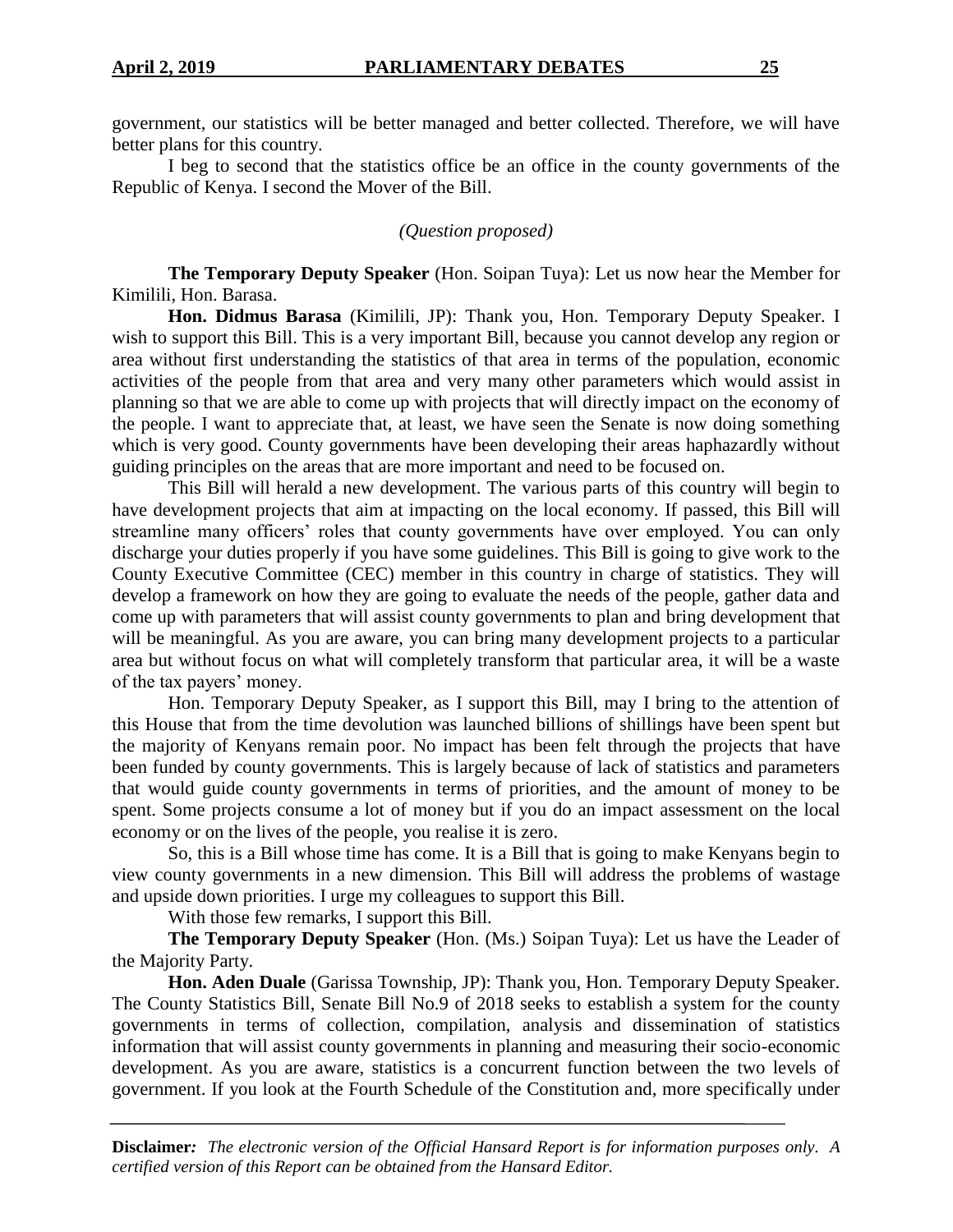government, our statistics will be better managed and better collected. Therefore, we will have better plans for this country.

I beg to second that the statistics office be an office in the county governments of the Republic of Kenya. I second the Mover of the Bill.

*(Question proposed)*

**The Temporary Deputy Speaker** (Hon. Soipan Tuya): Let us now hear the Member for Kimilili, Hon. Barasa.

**Hon. Didmus Barasa** (Kimilili, JP): Thank you, Hon. Temporary Deputy Speaker. I wish to support this Bill. This is a very important Bill, because you cannot develop any region or area without first understanding the statistics of that area in terms of the population, economic activities of the people from that area and very many other parameters which would assist in planning so that we are able to come up with projects that will directly impact on the economy of the people. I want to appreciate that, at least, we have seen the Senate is now doing something which is very good. County governments have been developing their areas haphazardly without guiding principles on the areas that are more important and need to be focused on.

This Bill will herald a new development. The various parts of this country will begin to have development projects that aim at impacting on the local economy. If passed, this Bill will streamline many officers' roles that county governments have over employed. You can only discharge your duties properly if you have some guidelines. This Bill is going to give work to the County Executive Committee (CEC) member in this country in charge of statistics. They will develop a framework on how they are going to evaluate the needs of the people, gather data and come up with parameters that will assist county governments to plan and bring development that will be meaningful. As you are aware, you can bring many development projects to a particular area but without focus on what will completely transform that particular area, it will be a waste of the tax payers' money.

Hon. Temporary Deputy Speaker, as I support this Bill, may I bring to the attention of this House that from the time devolution was launched billions of shillings have been spent but the majority of Kenyans remain poor. No impact has been felt through the projects that have been funded by county governments. This is largely because of lack of statistics and parameters that would guide county governments in terms of priorities, and the amount of money to be spent. Some projects consume a lot of money but if you do an impact assessment on the local economy or on the lives of the people, you realise it is zero.

So, this is a Bill whose time has come. It is a Bill that is going to make Kenyans begin to view county governments in a new dimension. This Bill will address the problems of wastage and upside down priorities. I urge my colleagues to support this Bill.

With those few remarks, I support this Bill.

**The Temporary Deputy Speaker** (Hon. (Ms.) Soipan Tuya): Let us have the Leader of the Majority Party.

**Hon. Aden Duale** (Garissa Township, JP): Thank you, Hon. Temporary Deputy Speaker. The County Statistics Bill, Senate Bill No.9 of 2018 seeks to establish a system for the county governments in terms of collection, compilation, analysis and dissemination of statistics information that will assist county governments in planning and measuring their socio-economic development. As you are aware, statistics is a concurrent function between the two levels of government. If you look at the Fourth Schedule of the Constitution and, more specifically under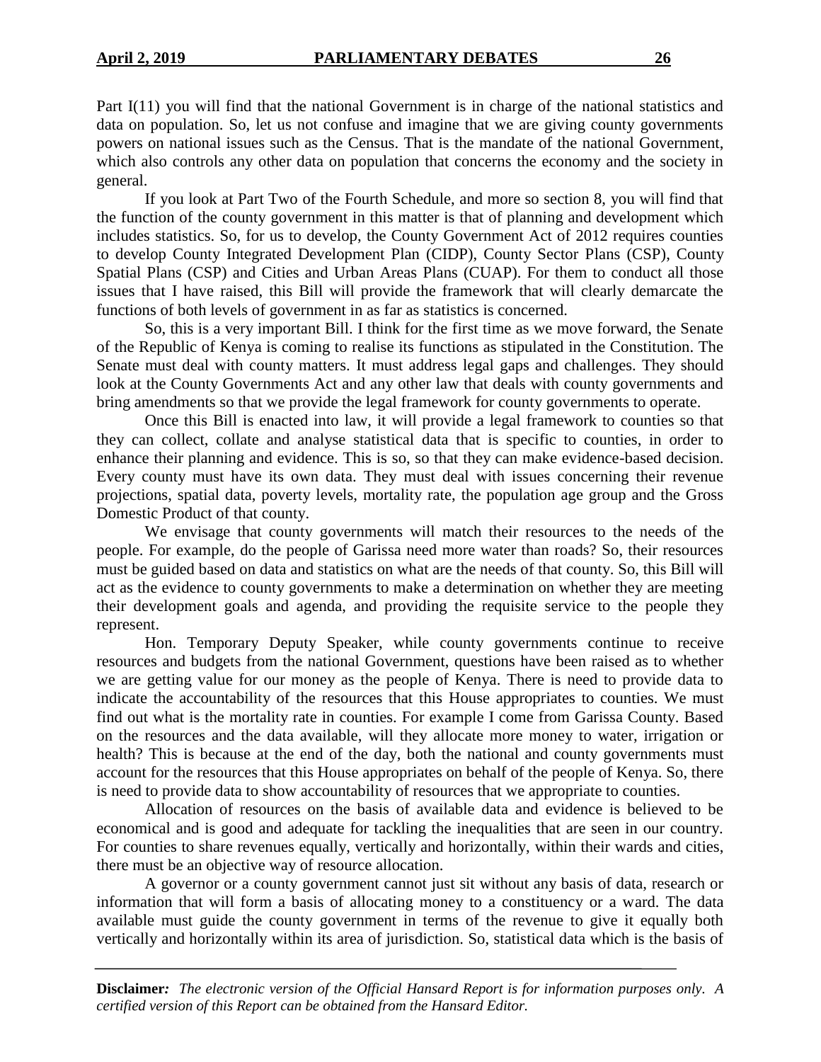Part I(11) you will find that the national Government is in charge of the national statistics and data on population. So, let us not confuse and imagine that we are giving county governments powers on national issues such as the Census. That is the mandate of the national Government, which also controls any other data on population that concerns the economy and the society in general.

If you look at Part Two of the Fourth Schedule, and more so section 8, you will find that the function of the county government in this matter is that of planning and development which includes statistics. So, for us to develop, the County Government Act of 2012 requires counties to develop County Integrated Development Plan (CIDP), County Sector Plans (CSP), County Spatial Plans (CSP) and Cities and Urban Areas Plans (CUAP). For them to conduct all those issues that I have raised, this Bill will provide the framework that will clearly demarcate the functions of both levels of government in as far as statistics is concerned.

So, this is a very important Bill. I think for the first time as we move forward, the Senate of the Republic of Kenya is coming to realise its functions as stipulated in the Constitution. The Senate must deal with county matters. It must address legal gaps and challenges. They should look at the County Governments Act and any other law that deals with county governments and bring amendments so that we provide the legal framework for county governments to operate.

Once this Bill is enacted into law, it will provide a legal framework to counties so that they can collect, collate and analyse statistical data that is specific to counties, in order to enhance their planning and evidence. This is so, so that they can make evidence-based decision. Every county must have its own data. They must deal with issues concerning their revenue projections, spatial data, poverty levels, mortality rate, the population age group and the Gross Domestic Product of that county.

We envisage that county governments will match their resources to the needs of the people. For example, do the people of Garissa need more water than roads? So, their resources must be guided based on data and statistics on what are the needs of that county. So, this Bill will act as the evidence to county governments to make a determination on whether they are meeting their development goals and agenda, and providing the requisite service to the people they represent.

Hon. Temporary Deputy Speaker, while county governments continue to receive resources and budgets from the national Government, questions have been raised as to whether we are getting value for our money as the people of Kenya. There is need to provide data to indicate the accountability of the resources that this House appropriates to counties. We must find out what is the mortality rate in counties. For example I come from Garissa County. Based on the resources and the data available, will they allocate more money to water, irrigation or health? This is because at the end of the day, both the national and county governments must account for the resources that this House appropriates on behalf of the people of Kenya. So, there is need to provide data to show accountability of resources that we appropriate to counties.

Allocation of resources on the basis of available data and evidence is believed to be economical and is good and adequate for tackling the inequalities that are seen in our country. For counties to share revenues equally, vertically and horizontally, within their wards and cities, there must be an objective way of resource allocation.

A governor or a county government cannot just sit without any basis of data, research or information that will form a basis of allocating money to a constituency or a ward. The data available must guide the county government in terms of the revenue to give it equally both vertically and horizontally within its area of jurisdiction. So, statistical data which is the basis of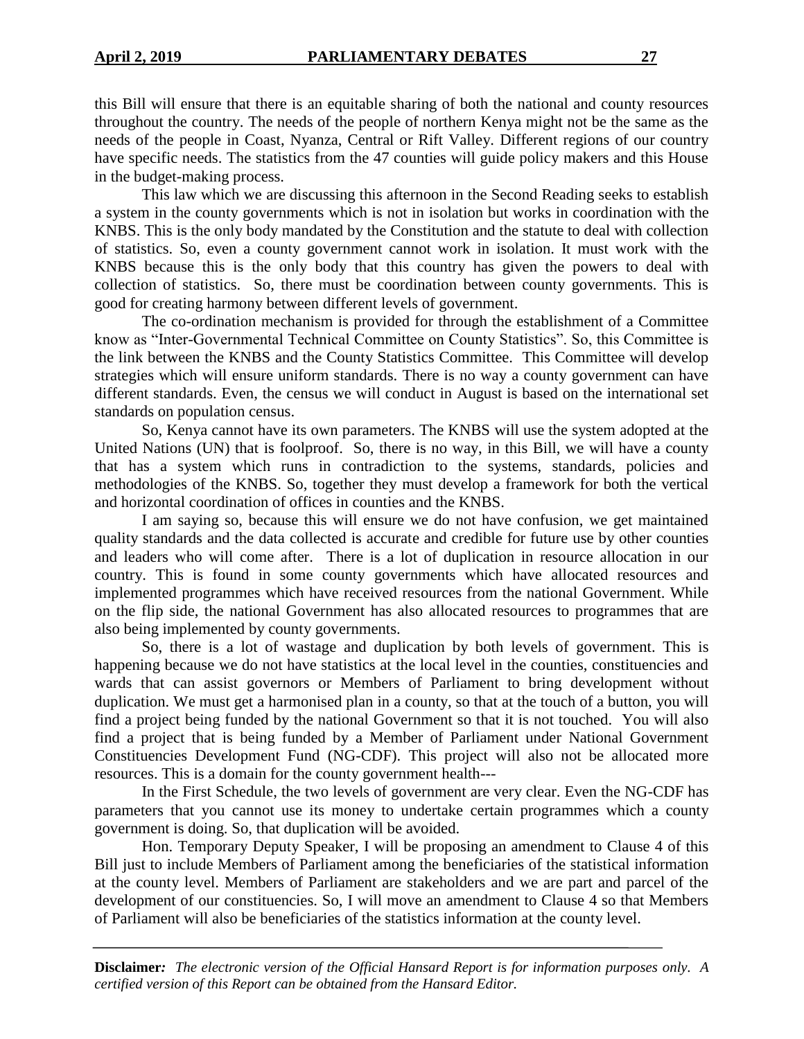this Bill will ensure that there is an equitable sharing of both the national and county resources throughout the country. The needs of the people of northern Kenya might not be the same as the needs of the people in Coast, Nyanza, Central or Rift Valley. Different regions of our country have specific needs. The statistics from the 47 counties will guide policy makers and this House in the budget-making process.

This law which we are discussing this afternoon in the Second Reading seeks to establish a system in the county governments which is not in isolation but works in coordination with the KNBS. This is the only body mandated by the Constitution and the statute to deal with collection of statistics. So, even a county government cannot work in isolation. It must work with the KNBS because this is the only body that this country has given the powers to deal with collection of statistics. So, there must be coordination between county governments. This is good for creating harmony between different levels of government.

The co-ordination mechanism is provided for through the establishment of a Committee know as "Inter-Governmental Technical Committee on County Statistics". So, this Committee is the link between the KNBS and the County Statistics Committee. This Committee will develop strategies which will ensure uniform standards. There is no way a county government can have different standards. Even, the census we will conduct in August is based on the international set standards on population census.

So, Kenya cannot have its own parameters. The KNBS will use the system adopted at the United Nations (UN) that is foolproof. So, there is no way, in this Bill, we will have a county that has a system which runs in contradiction to the systems, standards, policies and methodologies of the KNBS. So, together they must develop a framework for both the vertical and horizontal coordination of offices in counties and the KNBS.

I am saying so, because this will ensure we do not have confusion, we get maintained quality standards and the data collected is accurate and credible for future use by other counties and leaders who will come after. There is a lot of duplication in resource allocation in our country. This is found in some county governments which have allocated resources and implemented programmes which have received resources from the national Government. While on the flip side, the national Government has also allocated resources to programmes that are also being implemented by county governments.

So, there is a lot of wastage and duplication by both levels of government. This is happening because we do not have statistics at the local level in the counties, constituencies and wards that can assist governors or Members of Parliament to bring development without duplication. We must get a harmonised plan in a county, so that at the touch of a button, you will find a project being funded by the national Government so that it is not touched. You will also find a project that is being funded by a Member of Parliament under National Government Constituencies Development Fund (NG-CDF). This project will also not be allocated more resources. This is a domain for the county government health---

In the First Schedule, the two levels of government are very clear. Even the NG-CDF has parameters that you cannot use its money to undertake certain programmes which a county government is doing. So, that duplication will be avoided.

Hon. Temporary Deputy Speaker, I will be proposing an amendment to Clause 4 of this Bill just to include Members of Parliament among the beneficiaries of the statistical information at the county level. Members of Parliament are stakeholders and we are part and parcel of the development of our constituencies. So, I will move an amendment to Clause 4 so that Members of Parliament will also be beneficiaries of the statistics information at the county level.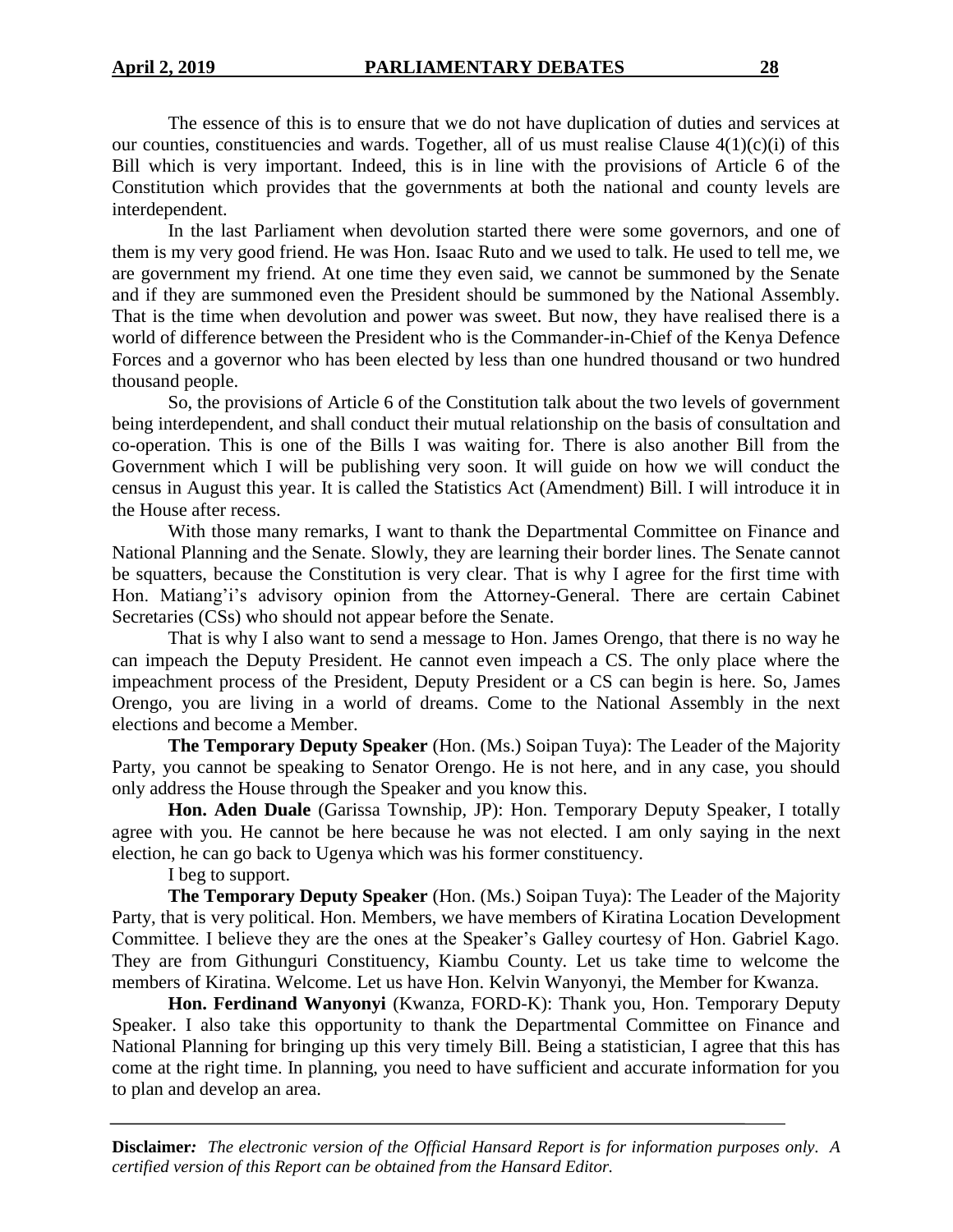The essence of this is to ensure that we do not have duplication of duties and services at our counties, constituencies and wards. Together, all of us must realise Clause 4(1)(c)(i) of this Bill which is very important. Indeed, this is in line with the provisions of Article 6 of the Constitution which provides that the governments at both the national and county levels are interdependent.

In the last Parliament when devolution started there were some governors, and one of them is my very good friend. He was Hon. Isaac Ruto and we used to talk. He used to tell me, we are government my friend. At one time they even said, we cannot be summoned by the Senate and if they are summoned even the President should be summoned by the National Assembly. That is the time when devolution and power was sweet. But now, they have realised there is a world of difference between the President who is the Commander-in-Chief of the Kenya Defence Forces and a governor who has been elected by less than one hundred thousand or two hundred thousand people.

So, the provisions of Article 6 of the Constitution talk about the two levels of government being interdependent, and shall conduct their mutual relationship on the basis of consultation and co-operation. This is one of the Bills I was waiting for. There is also another Bill from the Government which I will be publishing very soon. It will guide on how we will conduct the census in August this year. It is called the Statistics Act (Amendment) Bill. I will introduce it in the House after recess.

With those many remarks, I want to thank the Departmental Committee on Finance and National Planning and the Senate. Slowly, they are learning their border lines. The Senate cannot be squatters, because the Constitution is very clear. That is why I agree for the first time with Hon. Matiang'i's advisory opinion from the Attorney-General. There are certain Cabinet Secretaries (CSs) who should not appear before the Senate.

That is why I also want to send a message to Hon. James Orengo, that there is no way he can impeach the Deputy President. He cannot even impeach a CS. The only place where the impeachment process of the President, Deputy President or a CS can begin is here. So, James Orengo, you are living in a world of dreams. Come to the National Assembly in the next elections and become a Member.

**The Temporary Deputy Speaker** (Hon. (Ms.) Soipan Tuya): The Leader of the Majority Party, you cannot be speaking to Senator Orengo. He is not here, and in any case, you should only address the House through the Speaker and you know this.

**Hon. Aden Duale** (Garissa Township, JP): Hon. Temporary Deputy Speaker, I totally agree with you. He cannot be here because he was not elected. I am only saying in the next election, he can go back to Ugenya which was his former constituency.

I beg to support.

**The Temporary Deputy Speaker** (Hon. (Ms.) Soipan Tuya): The Leader of the Majority Party, that is very political. Hon. Members, we have members of Kiratina Location Development Committee. I believe they are the ones at the Speaker's Galley courtesy of Hon. Gabriel Kago. They are from Githunguri Constituency, Kiambu County. Let us take time to welcome the members of Kiratina. Welcome. Let us have Hon. Kelvin Wanyonyi, the Member for Kwanza.

**Hon. Ferdinand Wanyonyi** (Kwanza, FORD-K): Thank you, Hon. Temporary Deputy Speaker. I also take this opportunity to thank the Departmental Committee on Finance and National Planning for bringing up this very timely Bill. Being a statistician, I agree that this has come at the right time. In planning, you need to have sufficient and accurate information for you to plan and develop an area.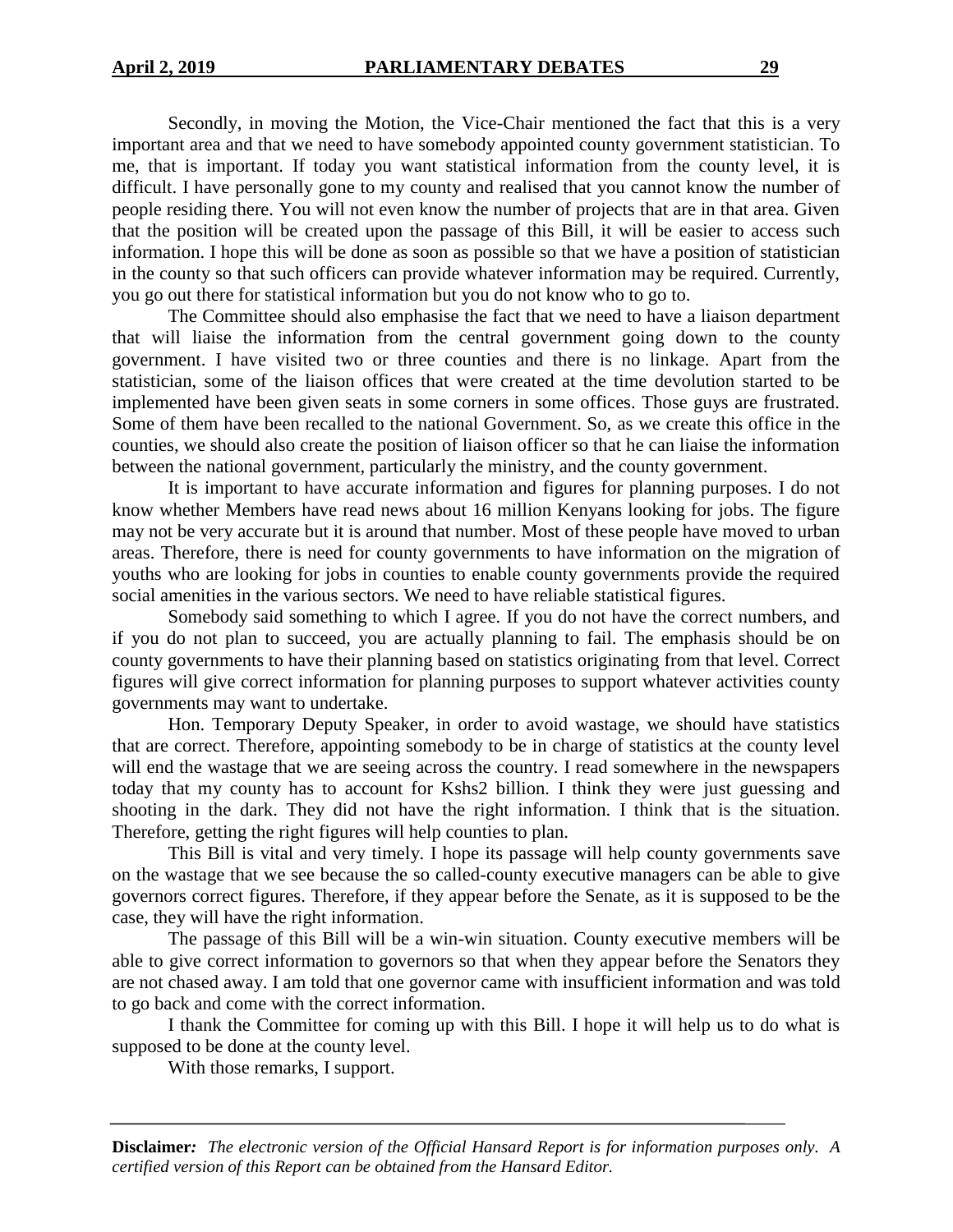Secondly, in moving the Motion, the Vice-Chair mentioned the fact that this is a very important area and that we need to have somebody appointed county government statistician. To me, that is important. If today you want statistical information from the county level, it is difficult. I have personally gone to my county and realised that you cannot know the number of people residing there. You will not even know the number of projects that are in that area. Given that the position will be created upon the passage of this Bill, it will be easier to access such information. I hope this will be done as soon as possible so that we have a position of statistician in the county so that such officers can provide whatever information may be required. Currently, you go out there for statistical information but you do not know who to go to.

The Committee should also emphasise the fact that we need to have a liaison department that will liaise the information from the central government going down to the county government. I have visited two or three counties and there is no linkage. Apart from the statistician, some of the liaison offices that were created at the time devolution started to be implemented have been given seats in some corners in some offices. Those guys are frustrated. Some of them have been recalled to the national Government. So, as we create this office in the counties, we should also create the position of liaison officer so that he can liaise the information between the national government, particularly the ministry, and the county government.

It is important to have accurate information and figures for planning purposes. I do not know whether Members have read news about 16 million Kenyans looking for jobs. The figure may not be very accurate but it is around that number. Most of these people have moved to urban areas. Therefore, there is need for county governments to have information on the migration of youths who are looking for jobs in counties to enable county governments provide the required social amenities in the various sectors. We need to have reliable statistical figures.

Somebody said something to which I agree. If you do not have the correct numbers, and if you do not plan to succeed, you are actually planning to fail. The emphasis should be on county governments to have their planning based on statistics originating from that level. Correct figures will give correct information for planning purposes to support whatever activities county governments may want to undertake.

Hon. Temporary Deputy Speaker, in order to avoid wastage, we should have statistics that are correct. Therefore, appointing somebody to be in charge of statistics at the county level will end the wastage that we are seeing across the country. I read somewhere in the newspapers today that my county has to account for Kshs2 billion. I think they were just guessing and shooting in the dark. They did not have the right information. I think that is the situation. Therefore, getting the right figures will help counties to plan.

This Bill is vital and very timely. I hope its passage will help county governments save on the wastage that we see because the so called-county executive managers can be able to give governors correct figures. Therefore, if they appear before the Senate, as it is supposed to be the case, they will have the right information.

The passage of this Bill will be a win-win situation. County executive members will be able to give correct information to governors so that when they appear before the Senators they are not chased away. I am told that one governor came with insufficient information and was told to go back and come with the correct information.

I thank the Committee for coming up with this Bill. I hope it will help us to do what is supposed to be done at the county level.

With those remarks, I support.

---

**Disclaimer***:* *The electronic version of the Official Hansard Report is for information purposes only. A certified version of this Report can be obtained from the Hansard Editor.*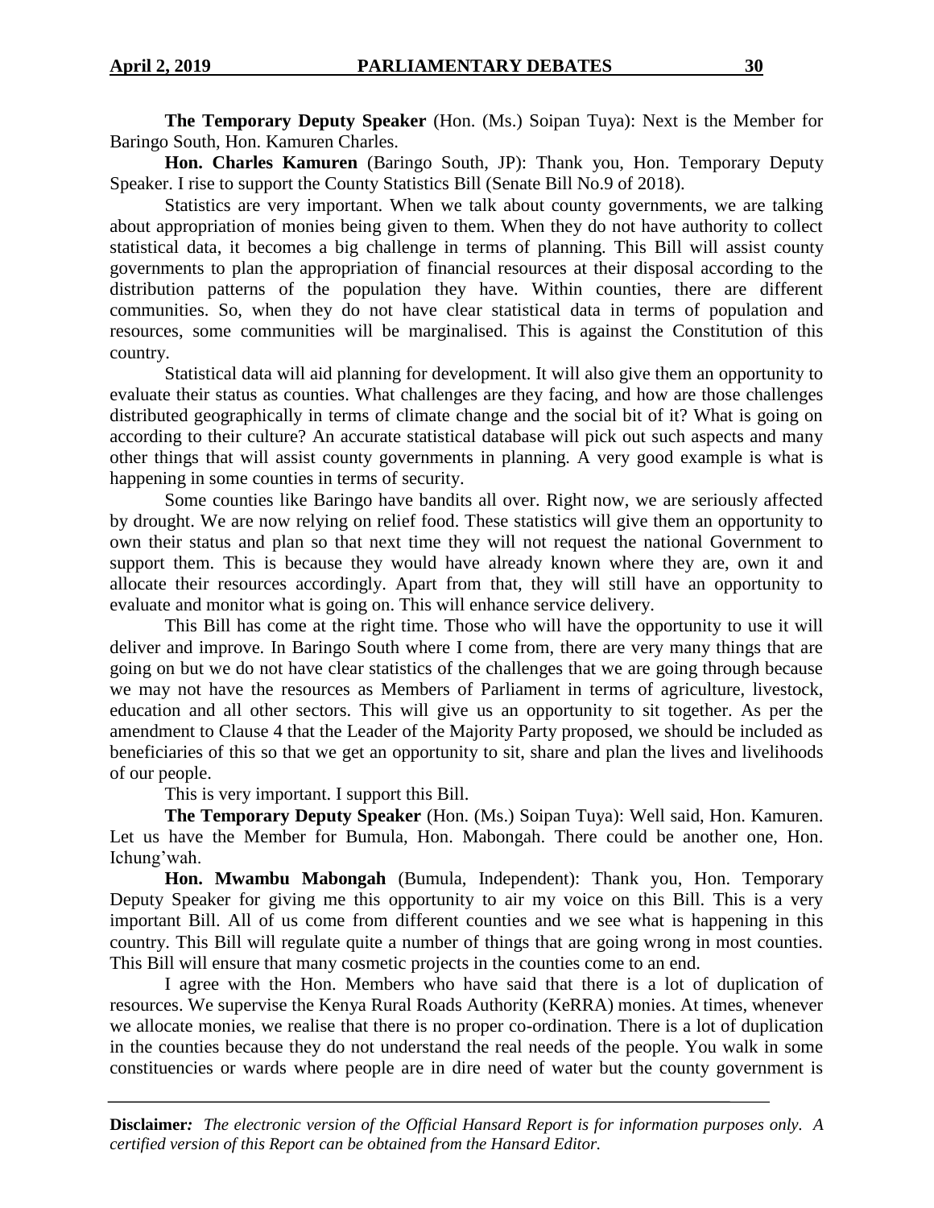**The Temporary Deputy Speaker** (Hon. (Ms.) Soipan Tuya): Next is the Member for Baringo South, Hon. Kamuren Charles.

**Hon. Charles Kamuren** (Baringo South, JP): Thank you, Hon. Temporary Deputy Speaker. I rise to support the County Statistics Bill (Senate Bill No.9 of 2018).

Statistics are very important. When we talk about county governments, we are talking about appropriation of monies being given to them. When they do not have authority to collect statistical data, it becomes a big challenge in terms of planning. This Bill will assist county governments to plan the appropriation of financial resources at their disposal according to the distribution patterns of the population they have. Within counties, there are different communities. So, when they do not have clear statistical data in terms of population and resources, some communities will be marginalised. This is against the Constitution of this country.

Statistical data will aid planning for development. It will also give them an opportunity to evaluate their status as counties. What challenges are they facing, and how are those challenges distributed geographically in terms of climate change and the social bit of it? What is going on according to their culture? An accurate statistical database will pick out such aspects and many other things that will assist county governments in planning. A very good example is what is happening in some counties in terms of security.

Some counties like Baringo have bandits all over. Right now, we are seriously affected by drought. We are now relying on relief food. These statistics will give them an opportunity to own their status and plan so that next time they will not request the national Government to support them. This is because they would have already known where they are, own it and allocate their resources accordingly. Apart from that, they will still have an opportunity to evaluate and monitor what is going on. This will enhance service delivery.

This Bill has come at the right time. Those who will have the opportunity to use it will deliver and improve. In Baringo South where I come from, there are very many things that are going on but we do not have clear statistics of the challenges that we are going through because we may not have the resources as Members of Parliament in terms of agriculture, livestock, education and all other sectors. This will give us an opportunity to sit together. As per the amendment to Clause 4 that the Leader of the Majority Party proposed, we should be included as beneficiaries of this so that we get an opportunity to sit, share and plan the lives and livelihoods of our people.

This is very important. I support this Bill.

**The Temporary Deputy Speaker** (Hon. (Ms.) Soipan Tuya): Well said, Hon. Kamuren. Let us have the Member for Bumula, Hon. Mabongah. There could be another one, Hon. Ichung'wah.

**Hon. Mwambu Mabongah** (Bumula, Independent): Thank you, Hon. Temporary Deputy Speaker for giving me this opportunity to air my voice on this Bill. This is a very important Bill. All of us come from different counties and we see what is happening in this country. This Bill will regulate quite a number of things that are going wrong in most counties. This Bill will ensure that many cosmetic projects in the counties come to an end.

I agree with the Hon. Members who have said that there is a lot of duplication of resources. We supervise the Kenya Rural Roads Authority (KeRRA) monies. At times, whenever we allocate monies, we realise that there is no proper co-ordination. There is a lot of duplication in the counties because they do not understand the real needs of the people. You walk in some constituencies or wards where people are in dire need of water but the county government is

**Disclaimer:** *The electronic version of the Official Hansard Report is for information purposes only. A certified version of this Report can be obtained from the Hansard Editor.*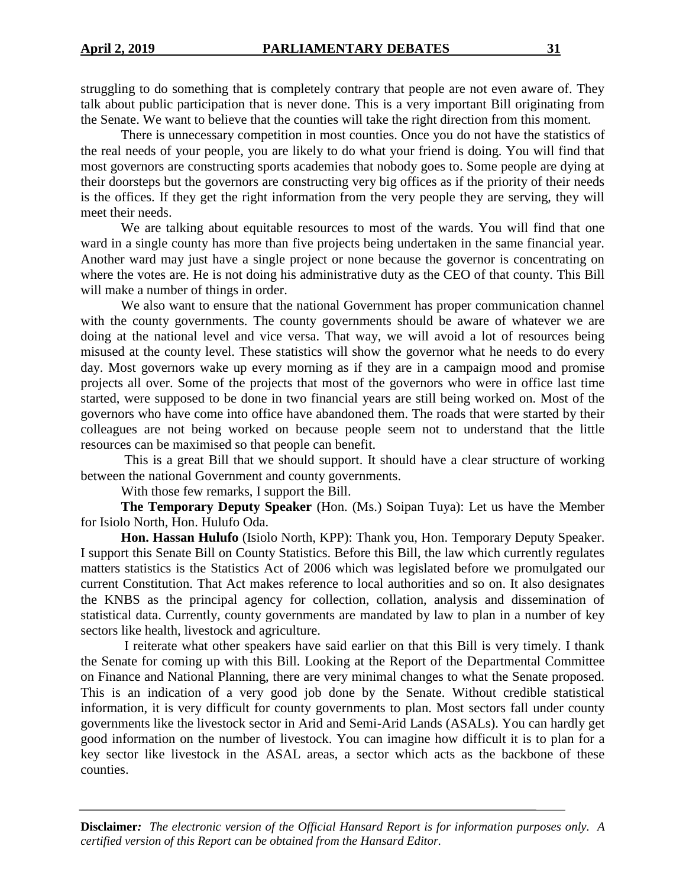struggling to do something that is completely contrary that people are not even aware of. They talk about public participation that is never done. This is a very important Bill originating from the Senate. We want to believe that the counties will take the right direction from this moment.

There is unnecessary competition in most counties. Once you do not have the statistics of the real needs of your people, you are likely to do what your friend is doing. You will find that most governors are constructing sports academies that nobody goes to. Some people are dying at their doorsteps but the governors are constructing very big offices as if the priority of their needs is the offices. If they get the right information from the very people they are serving, they will meet their needs.

We are talking about equitable resources to most of the wards. You will find that one ward in a single county has more than five projects being undertaken in the same financial year. Another ward may just have a single project or none because the governor is concentrating on where the votes are. He is not doing his administrative duty as the CEO of that county. This Bill will make a number of things in order.

We also want to ensure that the national Government has proper communication channel with the county governments. The county governments should be aware of whatever we are doing at the national level and vice versa. That way, we will avoid a lot of resources being misused at the county level. These statistics will show the governor what he needs to do every day. Most governors wake up every morning as if they are in a campaign mood and promise projects all over. Some of the projects that most of the governors who were in office last time started, were supposed to be done in two financial years are still being worked on. Most of the governors who have come into office have abandoned them. The roads that were started by their colleagues are not being worked on because people seem not to understand that the little resources can be maximised so that people can benefit.

This is a great Bill that we should support. It should have a clear structure of working between the national Government and county governments.

With those few remarks, I support the Bill.

**The Temporary Deputy Speaker** (Hon. (Ms.) Soipan Tuya): Let us have the Member for Isiolo North, Hon. Hulufo Oda.

**Hon. Hassan Hulufo** (Isiolo North, KPP): Thank you, Hon. Temporary Deputy Speaker. I support this Senate Bill on County Statistics. Before this Bill, the law which currently regulates matters statistics is the Statistics Act of 2006 which was legislated before we promulgated our current Constitution. That Act makes reference to local authorities and so on. It also designates the KNBS as the principal agency for collection, collation, analysis and dissemination of statistical data. Currently, county governments are mandated by law to plan in a number of key sectors like health, livestock and agriculture.

I reiterate what other speakers have said earlier on that this Bill is very timely. I thank the Senate for coming up with this Bill. Looking at the Report of the Departmental Committee on Finance and National Planning, there are very minimal changes to what the Senate proposed. This is an indication of a very good job done by the Senate. Without credible statistical information, it is very difficult for county governments to plan. Most sectors fall under county governments like the livestock sector in Arid and Semi-Arid Lands (ASALs). You can hardly get good information on the number of livestock. You can imagine how difficult it is to plan for a key sector like livestock in the ASAL areas, a sector which acts as the backbone of these counties.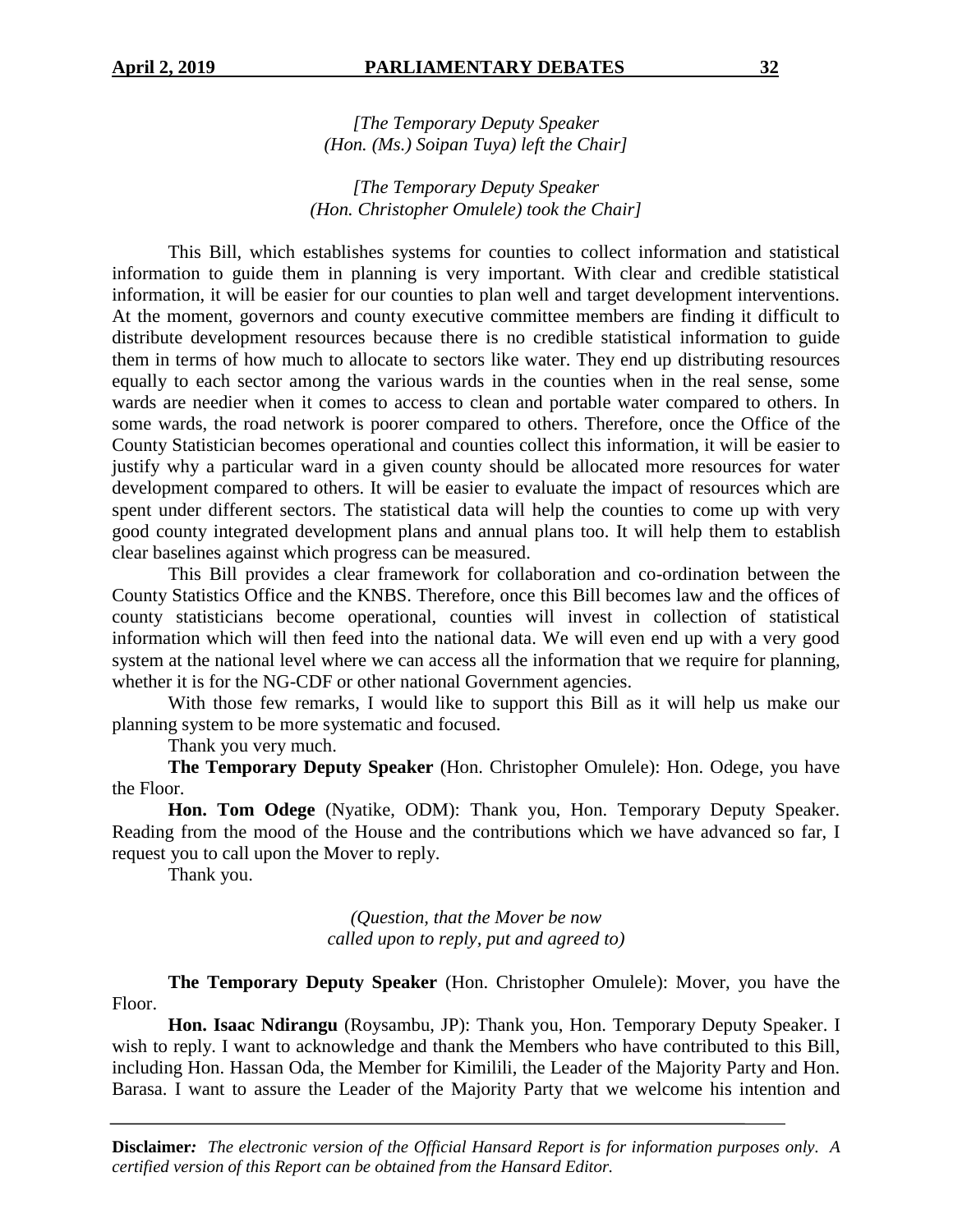*[The Temporary Deputy Speaker (Hon. (Ms.) Soipan Tuya) left the Chair]*

*[The Temporary Deputy Speaker (Hon. Christopher Omulele) took the Chair]*

This Bill, which establishes systems for counties to collect information and statistical information to guide them in planning is very important. With clear and credible statistical information, it will be easier for our counties to plan well and target development interventions. At the moment, governors and county executive committee members are finding it difficult to distribute development resources because there is no credible statistical information to guide them in terms of how much to allocate to sectors like water. They end up distributing resources equally to each sector among the various wards in the counties when in the real sense, some wards are needier when it comes to access to clean and portable water compared to others. In some wards, the road network is poorer compared to others. Therefore, once the Office of the County Statistician becomes operational and counties collect this information, it will be easier to justify why a particular ward in a given county should be allocated more resources for water development compared to others. It will be easier to evaluate the impact of resources which are spent under different sectors. The statistical data will help the counties to come up with very good county integrated development plans and annual plans too. It will help them to establish clear baselines against which progress can be measured.

This Bill provides a clear framework for collaboration and co-ordination between the County Statistics Office and the KNBS. Therefore, once this Bill becomes law and the offices of county statisticians become operational, counties will invest in collection of statistical information which will then feed into the national data. We will even end up with a very good system at the national level where we can access all the information that we require for planning, whether it is for the NG-CDF or other national Government agencies.

With those few remarks, I would like to support this Bill as it will help us make our planning system to be more systematic and focused.

Thank you very much.

**The Temporary Deputy Speaker** (Hon. Christopher Omulele): Hon. Odege, you have the Floor.

**Hon. Tom Odege** (Nyatike, ODM): Thank you, Hon. Temporary Deputy Speaker. Reading from the mood of the House and the contributions which we have advanced so far, I request you to call upon the Mover to reply.

Thank you.

*(Question, that the Mover be now called upon to reply, put and agreed to)*

**The Temporary Deputy Speaker** (Hon. Christopher Omulele): Mover, you have the Floor.

**Hon. Isaac Ndirangu** (Roysambu, JP): Thank you, Hon. Temporary Deputy Speaker. I wish to reply. I want to acknowledge and thank the Members who have contributed to this Bill, including Hon. Hassan Oda, the Member for Kimilili, the Leader of the Majority Party and Hon. Barasa. I want to assure the Leader of the Majority Party that we welcome his intention and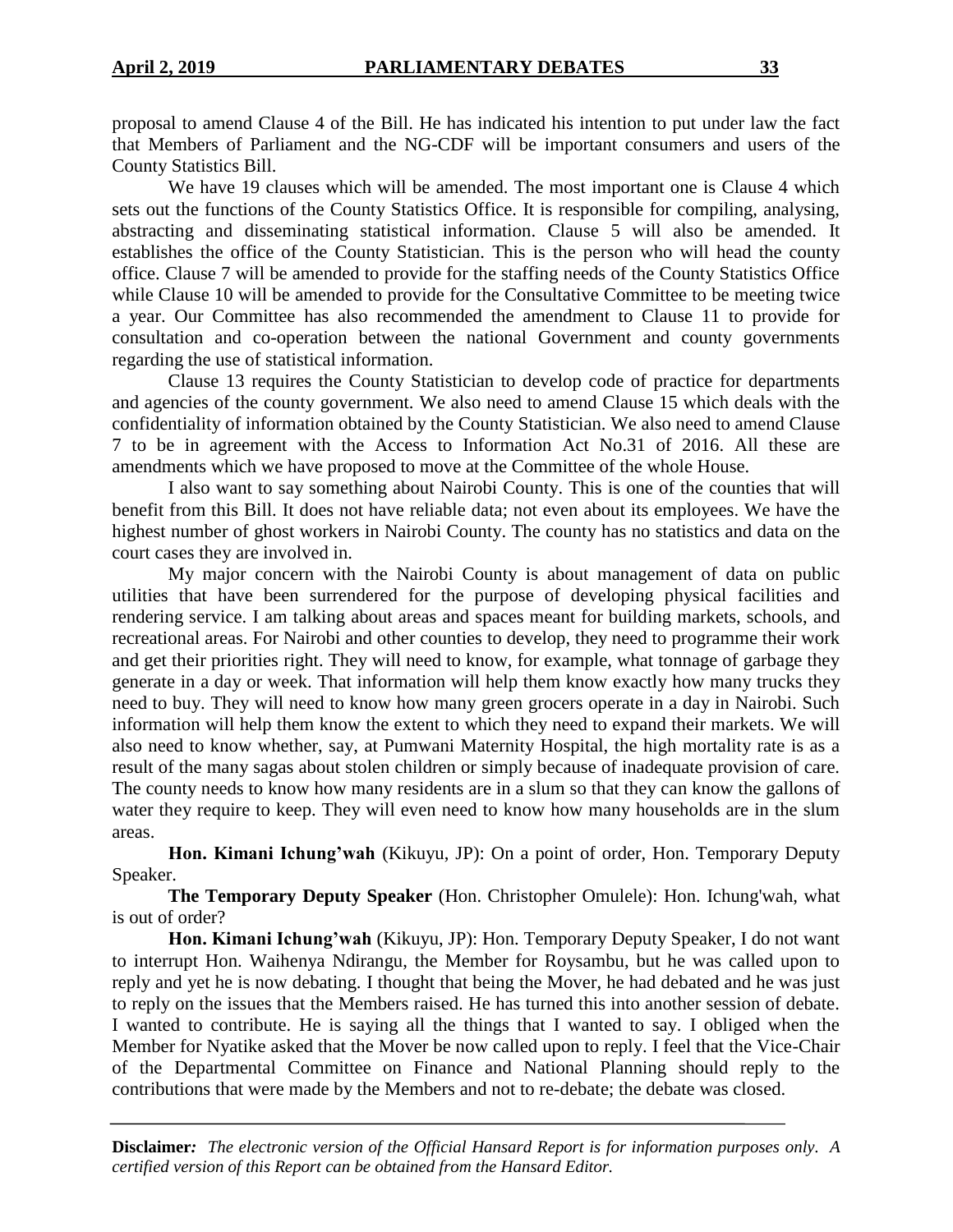proposal to amend Clause 4 of the Bill. He has indicated his intention to put under law the fact that Members of Parliament and the NG-CDF will be important consumers and users of the County Statistics Bill.

We have 19 clauses which will be amended. The most important one is Clause 4 which sets out the functions of the County Statistics Office. It is responsible for compiling, analysing, abstracting and disseminating statistical information. Clause 5 will also be amended. It establishes the office of the County Statistician. This is the person who will head the county office. Clause 7 will be amended to provide for the staffing needs of the County Statistics Office while Clause 10 will be amended to provide for the Consultative Committee to be meeting twice a year. Our Committee has also recommended the amendment to Clause 11 to provide for consultation and co-operation between the national Government and county governments regarding the use of statistical information.

Clause 13 requires the County Statistician to develop code of practice for departments and agencies of the county government. We also need to amend Clause 15 which deals with the confidentiality of information obtained by the County Statistician. We also need to amend Clause 7 to be in agreement with the Access to Information Act No.31 of 2016. All these are amendments which we have proposed to move at the Committee of the whole House.

I also want to say something about Nairobi County. This is one of the counties that will benefit from this Bill. It does not have reliable data; not even about its employees. We have the highest number of ghost workers in Nairobi County. The county has no statistics and data on the court cases they are involved in.

My major concern with the Nairobi County is about management of data on public utilities that have been surrendered for the purpose of developing physical facilities and rendering service. I am talking about areas and spaces meant for building markets, schools, and recreational areas. For Nairobi and other counties to develop, they need to programme their work and get their priorities right. They will need to know, for example, what tonnage of garbage they generate in a day or week. That information will help them know exactly how many trucks they need to buy. They will need to know how many green grocers operate in a day in Nairobi. Such information will help them know the extent to which they need to expand their markets. We will also need to know whether, say, at Pumwani Maternity Hospital, the high mortality rate is as a result of the many sagas about stolen children or simply because of inadequate provision of care. The county needs to know how many residents are in a slum so that they can know the gallons of water they require to keep. They will even need to know how many households are in the slum areas.

**Hon. Kimani Ichung'wah** (Kikuyu, JP): On a point of order, Hon. Temporary Deputy Speaker.

**The Temporary Deputy Speaker** (Hon. Christopher Omulele): Hon. Ichung'wah, what is out of order?

**Hon. Kimani Ichung'wah** (Kikuyu, JP): Hon. Temporary Deputy Speaker, I do not want to interrupt Hon. Waihenya Ndirangu, the Member for Roysambu, but he was called upon to reply and yet he is now debating. I thought that being the Mover, he had debated and he was just to reply on the issues that the Members raised. He has turned this into another session of debate. I wanted to contribute. He is saying all the things that I wanted to say. I obliged when the Member for Nyatike asked that the Mover be now called upon to reply. I feel that the Vice-Chair of the Departmental Committee on Finance and National Planning should reply to the contributions that were made by the Members and not to re-debate; the debate was closed.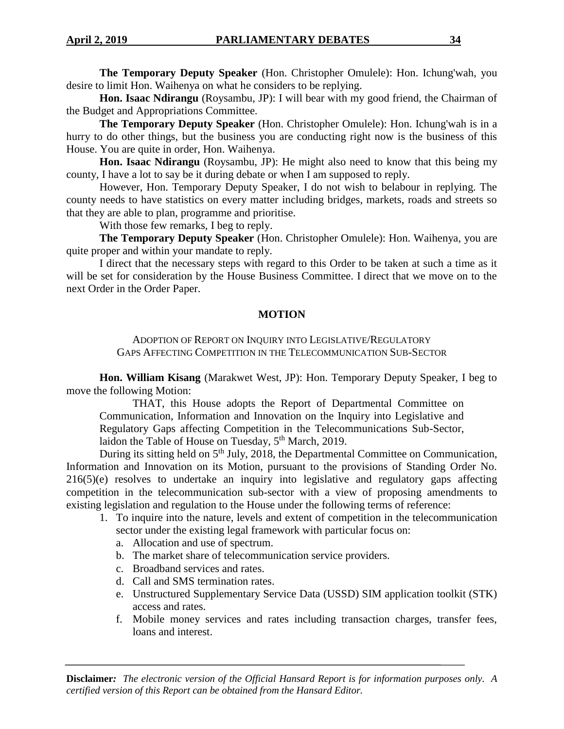**The Temporary Deputy Speaker** (Hon. Christopher Omulele): Hon. Ichung'wah, you desire to limit Hon. Waihenya on what he considers to be replying.

**Hon. Isaac Ndirangu** (Roysambu, JP): I will bear with my good friend, the Chairman of the Budget and Appropriations Committee.

**The Temporary Deputy Speaker** (Hon. Christopher Omulele): Hon. Ichung'wah is in a hurry to do other things, but the business you are conducting right now is the business of this House. You are quite in order, Hon. Waihenya.

**Hon. Isaac Ndirangu** (Roysambu, JP): He might also need to know that this being my county, I have a lot to say be it during debate or when I am supposed to reply.

However, Hon. Temporary Deputy Speaker, I do not wish to belabour in replying. The county needs to have statistics on every matter including bridges, markets, roads and streets so that they are able to plan, programme and prioritise.

With those few remarks, I beg to reply.

**The Temporary Deputy Speaker** (Hon. Christopher Omulele): Hon. Waihenya, you are quite proper and within your mandate to reply.

I direct that the necessary steps with regard to this Order to be taken at such a time as it will be set for consideration by the House Business Committee. I direct that we move on to the next Order in the Order Paper.

## MOTION

ADOPTION OF REPORT ON INQUIRY INTO LEGISLATIVE/REGULATORY GAPS AFFECTING COMPETITION IN THE TELECOMMUNICATION SUB-SECTOR

**Hon. William Kisang** (Marakwet West, JP): Hon. Temporary Deputy Speaker, I beg to move the following Motion:

> THAT, this House adopts the Report of Departmental Committee on Communication, Information and Innovation on the Inquiry into Legislative and Regulatory Gaps affecting Competition in the Telecommunications Sub-Sector, laidon the Table of House on Tuesday, 5th March, 2019.

During its sitting held on 5th July, 2018, the Departmental Committee on Communication, Information and Innovation on its Motion, pursuant to the provisions of Standing Order No. 216(5)(e) resolves to undertake an inquiry into legislative and regulatory gaps affecting competition in the telecommunication sub-sector with a view of proposing amendments to existing legislation and regulation to the House under the following terms of reference:

1. To inquire into the nature, levels and extent of competition in the telecommunication sector under the existing legal framework with particular focus on:
   a. Allocation and use of spectrum.
   b. The market share of telecommunication service providers.
   c. Broadband services and rates.
   d. Call and SMS termination rates.
   e. Unstructured Supplementary Service Data (USSD) SIM application toolkit (STK) access and rates.
   f. Mobile money services and rates including transaction charges, transfer fees, loans and interest.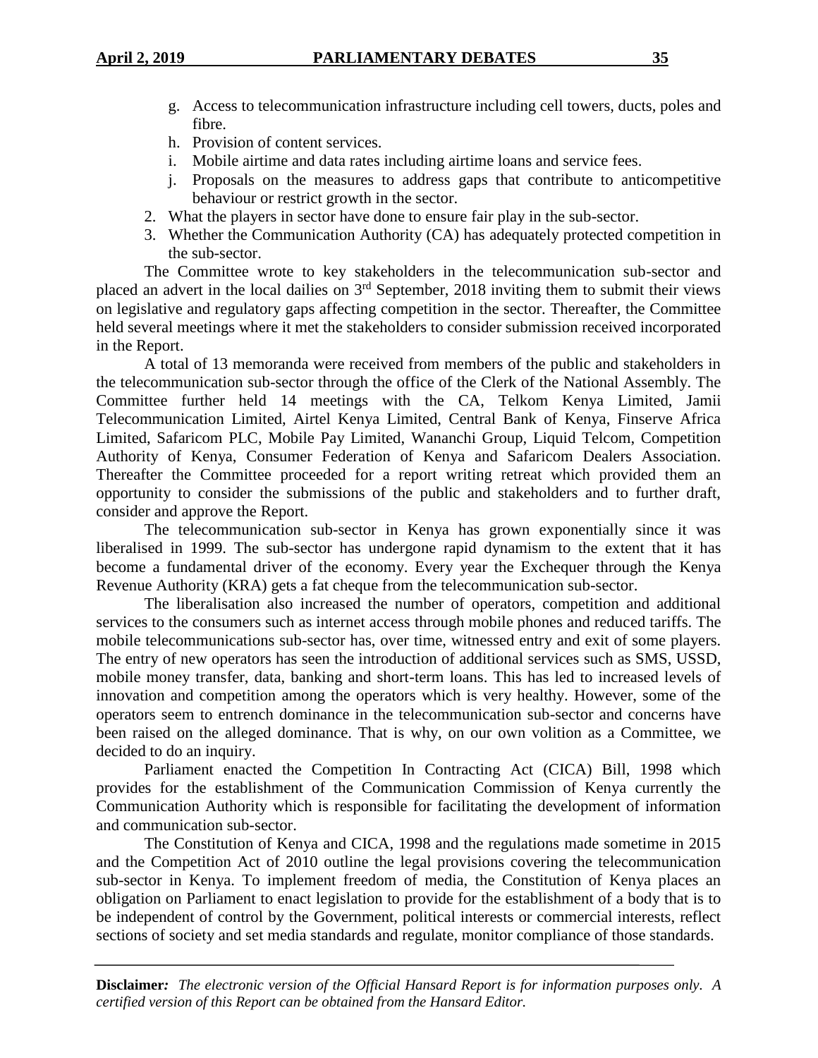g. Access to telecommunication infrastructure including cell towers, ducts, poles and fibre.
   h. Provision of content services.
   i. Mobile airtime and data rates including airtime loans and service fees.
   j. Proposals on the measures to address gaps that contribute to anticompetitive behaviour or restrict growth in the sector.
2. What the players in sector have done to ensure fair play in the sub-sector.
3. Whether the Communication Authority (CA) has adequately protected competition in the sub-sector.

The Committee wrote to key stakeholders in the telecommunication sub-sector and placed an advert in the local dailies on 3rd September, 2018 inviting them to submit their views on legislative and regulatory gaps affecting competition in the sector. Thereafter, the Committee held several meetings where it met the stakeholders to consider submission received incorporated in the Report.

A total of 13 memoranda were received from members of the public and stakeholders in the telecommunication sub-sector through the office of the Clerk of the National Assembly. The Committee further held 14 meetings with the CA, Telkom Kenya Limited, Jamii Telecommunication Limited, Airtel Kenya Limited, Central Bank of Kenya, Finserve Africa Limited, Safaricom PLC, Mobile Pay Limited, Wananchi Group, Liquid Telcom, Competition Authority of Kenya, Consumer Federation of Kenya and Safaricom Dealers Association. Thereafter the Committee proceeded for a report writing retreat which provided them an opportunity to consider the submissions of the public and stakeholders and to further draft, consider and approve the Report.

The telecommunication sub-sector in Kenya has grown exponentially since it was liberalised in 1999. The sub-sector has undergone rapid dynamism to the extent that it has become a fundamental driver of the economy. Every year the Exchequer through the Kenya Revenue Authority (KRA) gets a fat cheque from the telecommunication sub-sector.

The liberalisation also increased the number of operators, competition and additional services to the consumers such as internet access through mobile phones and reduced tariffs. The mobile telecommunications sub-sector has, over time, witnessed entry and exit of some players. The entry of new operators has seen the introduction of additional services such as SMS, USSD, mobile money transfer, data, banking and short-term loans. This has led to increased levels of innovation and competition among the operators which is very healthy. However, some of the operators seem to entrench dominance in the telecommunication sub-sector and concerns have been raised on the alleged dominance. That is why, on our own volition as a Committee, we decided to do an inquiry.

Parliament enacted the Competition In Contracting Act (CICA) Bill, 1998 which provides for the establishment of the Communication Commission of Kenya currently the Communication Authority which is responsible for facilitating the development of information and communication sub-sector.

The Constitution of Kenya and CICA, 1998 and the regulations made sometime in 2015 and the Competition Act of 2010 outline the legal provisions covering the telecommunication sub-sector in Kenya. To implement freedom of media, the Constitution of Kenya places an obligation on Parliament to enact legislation to provide for the establishment of a body that is to be independent of control by the Government, political interests or commercial interests, reflect sections of society and set media standards and regulate, monitor compliance of those standards.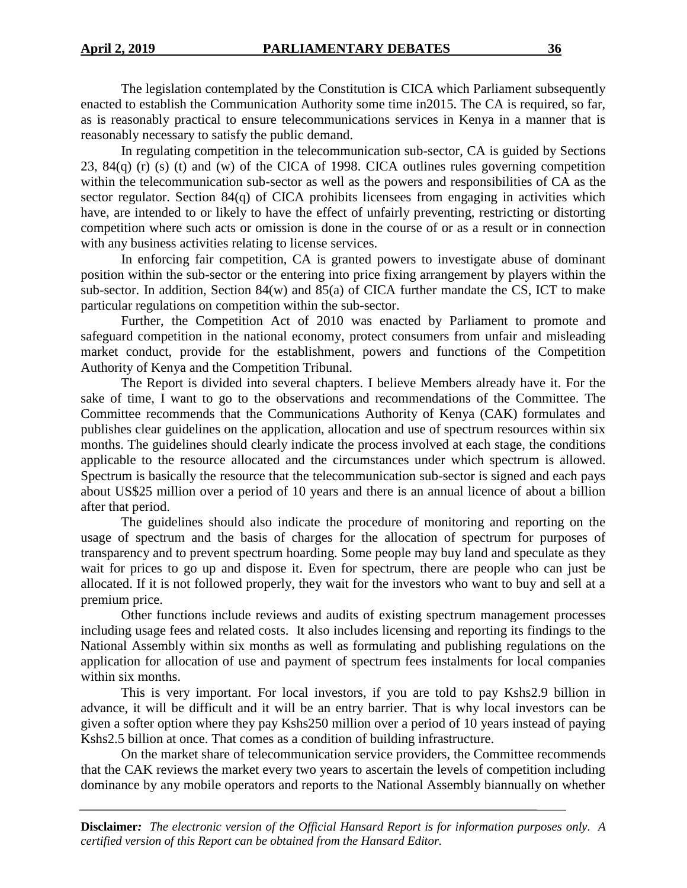The legislation contemplated by the Constitution is CICA which Parliament subsequently enacted to establish the Communication Authority some time in2015. The CA is required, so far, as is reasonably practical to ensure telecommunications services in Kenya in a manner that is reasonably necessary to satisfy the public demand.

In regulating competition in the telecommunication sub-sector, CA is guided by Sections 23, 84(q) (r) (s) (t) and (w) of the CICA of 1998. CICA outlines rules governing competition within the telecommunication sub-sector as well as the powers and responsibilities of CA as the sector regulator. Section 84(q) of CICA prohibits licensees from engaging in activities which have, are intended to or likely to have the effect of unfairly preventing, restricting or distorting competition where such acts or omission is done in the course of or as a result or in connection with any business activities relating to license services.

In enforcing fair competition, CA is granted powers to investigate abuse of dominant position within the sub-sector or the entering into price fixing arrangement by players within the sub-sector. In addition, Section 84(w) and 85(a) of CICA further mandate the CS, ICT to make particular regulations on competition within the sub-sector.

Further, the Competition Act of 2010 was enacted by Parliament to promote and safeguard competition in the national economy, protect consumers from unfair and misleading market conduct, provide for the establishment, powers and functions of the Competition Authority of Kenya and the Competition Tribunal.

The Report is divided into several chapters. I believe Members already have it. For the sake of time, I want to go to the observations and recommendations of the Committee. The Committee recommends that the Communications Authority of Kenya (CAK) formulates and publishes clear guidelines on the application, allocation and use of spectrum resources within six months. The guidelines should clearly indicate the process involved at each stage, the conditions applicable to the resource allocated and the circumstances under which spectrum is allowed. Spectrum is basically the resource that the telecommunication sub-sector is signed and each pays about US$25 million over a period of 10 years and there is an annual licence of about a billion after that period.

The guidelines should also indicate the procedure of monitoring and reporting on the usage of spectrum and the basis of charges for the allocation of spectrum for purposes of transparency and to prevent spectrum hoarding. Some people may buy land and speculate as they wait for prices to go up and dispose it. Even for spectrum, there are people who can just be allocated. If it is not followed properly, they wait for the investors who want to buy and sell at a premium price.

Other functions include reviews and audits of existing spectrum management processes including usage fees and related costs. It also includes licensing and reporting its findings to the National Assembly within six months as well as formulating and publishing regulations on the application for allocation of use and payment of spectrum fees instalments for local companies within six months.

This is very important. For local investors, if you are told to pay Kshs2.9 billion in advance, it will be difficult and it will be an entry barrier. That is why local investors can be given a softer option where they pay Kshs250 million over a period of 10 years instead of paying Kshs2.5 billion at once. That comes as a condition of building infrastructure.

On the market share of telecommunication service providers, the Committee recommends that the CAK reviews the market every two years to ascertain the levels of competition including dominance by any mobile operators and reports to the National Assembly biannually on whether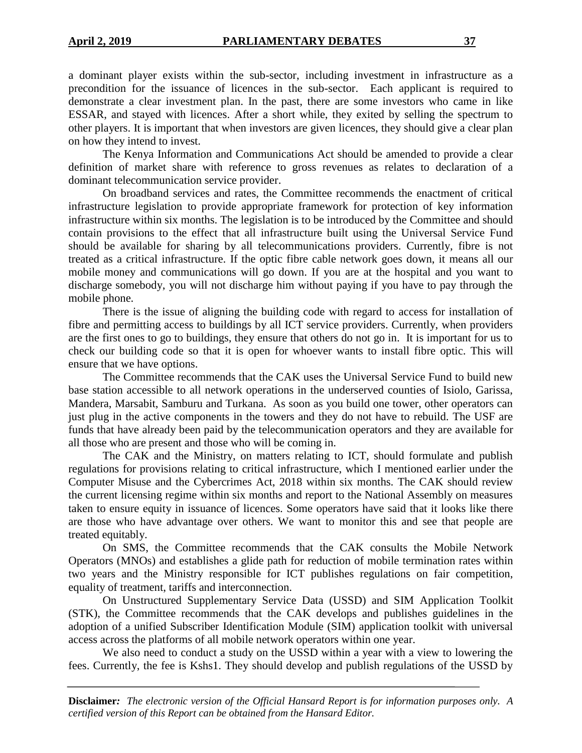a dominant player exists within the sub-sector, including investment in infrastructure as a precondition for the issuance of licences in the sub-sector. Each applicant is required to demonstrate a clear investment plan. In the past, there are some investors who came in like ESSAR, and stayed with licences. After a short while, they exited by selling the spectrum to other players. It is important that when investors are given licences, they should give a clear plan on how they intend to invest.

The Kenya Information and Communications Act should be amended to provide a clear definition of market share with reference to gross revenues as relates to declaration of a dominant telecommunication service provider.

On broadband services and rates, the Committee recommends the enactment of critical infrastructure legislation to provide appropriate framework for protection of key information infrastructure within six months. The legislation is to be introduced by the Committee and should contain provisions to the effect that all infrastructure built using the Universal Service Fund should be available for sharing by all telecommunications providers. Currently, fibre is not treated as a critical infrastructure. If the optic fibre cable network goes down, it means all our mobile money and communications will go down. If you are at the hospital and you want to discharge somebody, you will not discharge him without paying if you have to pay through the mobile phone.

There is the issue of aligning the building code with regard to access for installation of fibre and permitting access to buildings by all ICT service providers. Currently, when providers are the first ones to go to buildings, they ensure that others do not go in. It is important for us to check our building code so that it is open for whoever wants to install fibre optic. This will ensure that we have options.

The Committee recommends that the CAK uses the Universal Service Fund to build new base station accessible to all network operations in the underserved counties of Isiolo, Garissa, Mandera, Marsabit, Samburu and Turkana. As soon as you build one tower, other operators can just plug in the active components in the towers and they do not have to rebuild. The USF are funds that have already been paid by the telecommunication operators and they are available for all those who are present and those who will be coming in.

The CAK and the Ministry, on matters relating to ICT, should formulate and publish regulations for provisions relating to critical infrastructure, which I mentioned earlier under the Computer Misuse and the Cybercrimes Act, 2018 within six months. The CAK should review the current licensing regime within six months and report to the National Assembly on measures taken to ensure equity in issuance of licences. Some operators have said that it looks like there are those who have advantage over others. We want to monitor this and see that people are treated equitably.

On SMS, the Committee recommends that the CAK consults the Mobile Network Operators (MNOs) and establishes a glide path for reduction of mobile termination rates within two years and the Ministry responsible for ICT publishes regulations on fair competition, equality of treatment, tariffs and interconnection.

On Unstructured Supplementary Service Data (USSD) and SIM Application Toolkit (STK), the Committee recommends that the CAK develops and publishes guidelines in the adoption of a unified Subscriber Identification Module (SIM) application toolkit with universal access across the platforms of all mobile network operators within one year.

We also need to conduct a study on the USSD within a year with a view to lowering the fees. Currently, the fee is Kshs1. They should develop and publish regulations of the USSD by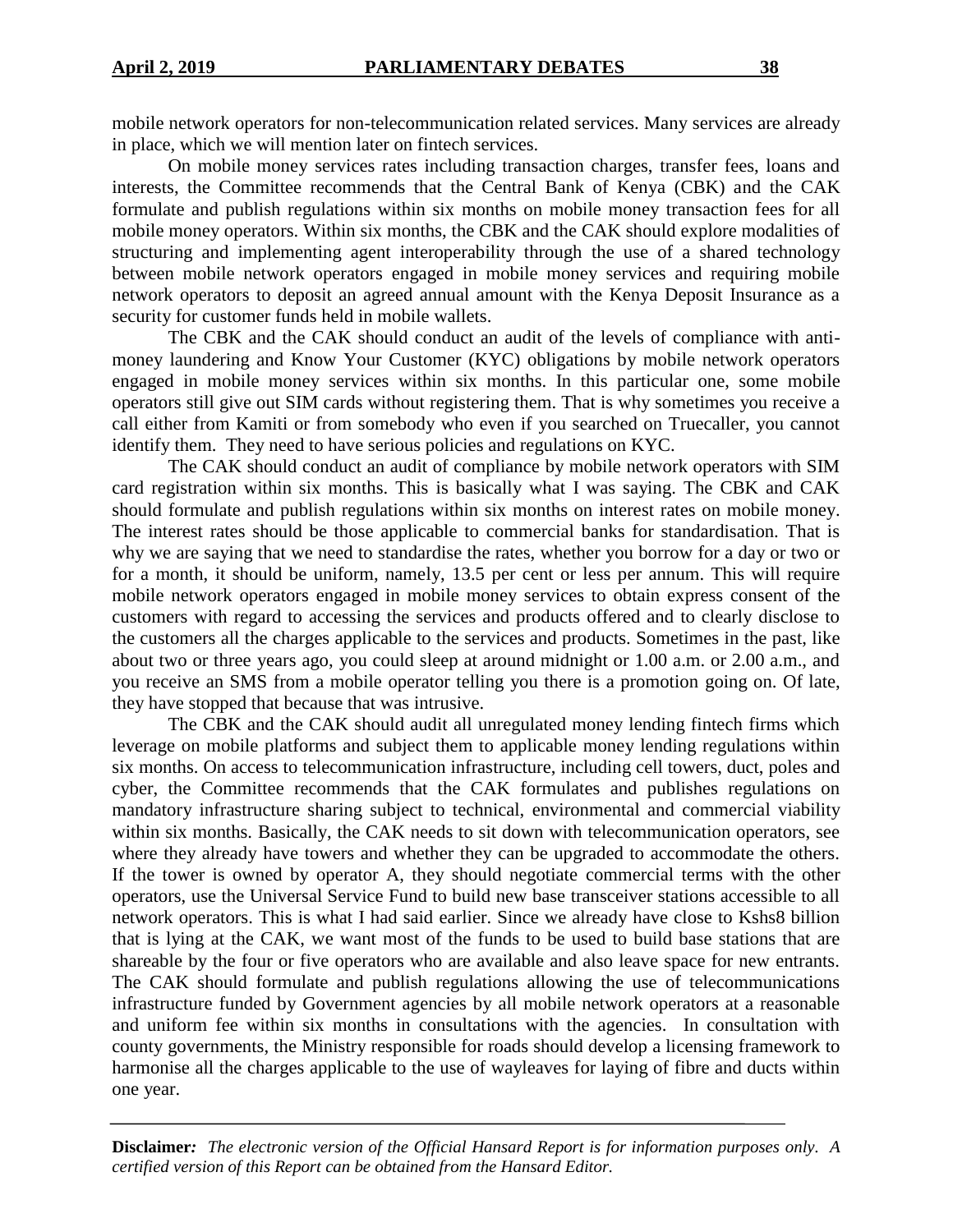mobile network operators for non-telecommunication related services. Many services are already in place, which we will mention later on fintech services.

On mobile money services rates including transaction charges, transfer fees, loans and interests, the Committee recommends that the Central Bank of Kenya (CBK) and the CAK formulate and publish regulations within six months on mobile money transaction fees for all mobile money operators. Within six months, the CBK and the CAK should explore modalities of structuring and implementing agent interoperability through the use of a shared technology between mobile network operators engaged in mobile money services and requiring mobile network operators to deposit an agreed annual amount with the Kenya Deposit Insurance as a security for customer funds held in mobile wallets.

The CBK and the CAK should conduct an audit of the levels of compliance with anti-money laundering and Know Your Customer (KYC) obligations by mobile network operators engaged in mobile money services within six months. In this particular one, some mobile operators still give out SIM cards without registering them. That is why sometimes you receive a call either from Kamiti or from somebody who even if you searched on Truecaller, you cannot identify them. They need to have serious policies and regulations on KYC.

The CAK should conduct an audit of compliance by mobile network operators with SIM card registration within six months. This is basically what I was saying. The CBK and CAK should formulate and publish regulations within six months on interest rates on mobile money. The interest rates should be those applicable to commercial banks for standardisation. That is why we are saying that we need to standardise the rates, whether you borrow for a day or two or for a month, it should be uniform, namely, 13.5 per cent or less per annum. This will require mobile network operators engaged in mobile money services to obtain express consent of the customers with regard to accessing the services and products offered and to clearly disclose to the customers all the charges applicable to the services and products. Sometimes in the past, like about two or three years ago, you could sleep at around midnight or 1.00 a.m. or 2.00 a.m., and you receive an SMS from a mobile operator telling you there is a promotion going on. Of late, they have stopped that because that was intrusive.

The CBK and the CAK should audit all unregulated money lending fintech firms which leverage on mobile platforms and subject them to applicable money lending regulations within six months. On access to telecommunication infrastructure, including cell towers, duct, poles and cyber, the Committee recommends that the CAK formulates and publishes regulations on mandatory infrastructure sharing subject to technical, environmental and commercial viability within six months. Basically, the CAK needs to sit down with telecommunication operators, see where they already have towers and whether they can be upgraded to accommodate the others. If the tower is owned by operator A, they should negotiate commercial terms with the other operators, use the Universal Service Fund to build new base transceiver stations accessible to all network operators. This is what I had said earlier. Since we already have close to Kshs8 billion that is lying at the CAK, we want most of the funds to be used to build base stations that are shareable by the four or five operators who are available and also leave space for new entrants. The CAK should formulate and publish regulations allowing the use of telecommunications infrastructure funded by Government agencies by all mobile network operators at a reasonable and uniform fee within six months in consultations with the agencies. In consultation with county governments, the Ministry responsible for roads should develop a licensing framework to harmonise all the charges applicable to the use of wayleaves for laying of fibre and ducts within one year.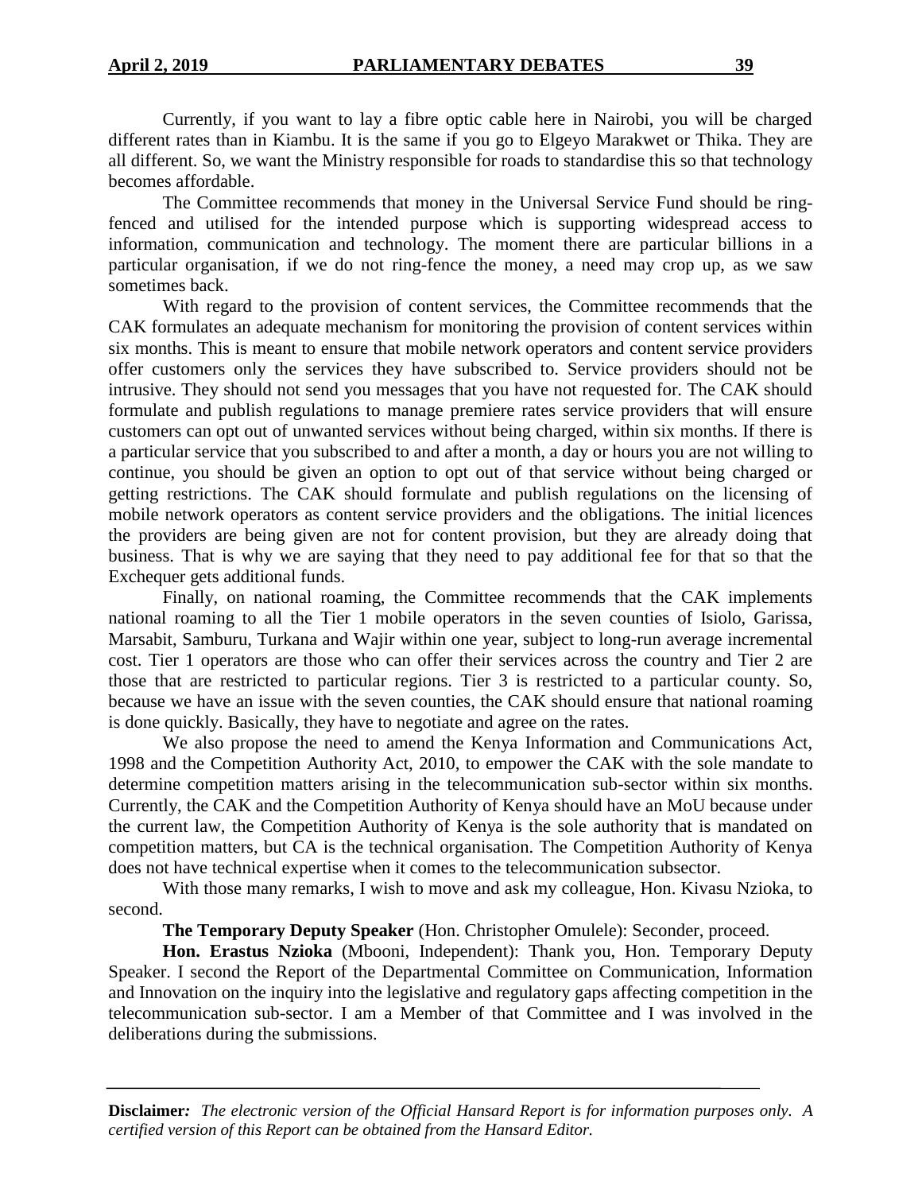Currently, if you want to lay a fibre optic cable here in Nairobi, you will be charged different rates than in Kiambu. It is the same if you go to Elgeyo Marakwet or Thika. They are all different. So, we want the Ministry responsible for roads to standardise this so that technology becomes affordable.

The Committee recommends that money in the Universal Service Fund should be ring-fenced and utilised for the intended purpose which is supporting widespread access to information, communication and technology. The moment there are particular billions in a particular organisation, if we do not ring-fence the money, a need may crop up, as we saw sometimes back.

With regard to the provision of content services, the Committee recommends that the CAK formulates an adequate mechanism for monitoring the provision of content services within six months. This is meant to ensure that mobile network operators and content service providers offer customers only the services they have subscribed to. Service providers should not be intrusive. They should not send you messages that you have not requested for. The CAK should formulate and publish regulations to manage premiere rates service providers that will ensure customers can opt out of unwanted services without being charged, within six months. If there is a particular service that you subscribed to and after a month, a day or hours you are not willing to continue, you should be given an option to opt out of that service without being charged or getting restrictions. The CAK should formulate and publish regulations on the licensing of mobile network operators as content service providers and the obligations. The initial licences the providers are being given are not for content provision, but they are already doing that business. That is why we are saying that they need to pay additional fee for that so that the Exchequer gets additional funds.

Finally, on national roaming, the Committee recommends that the CAK implements national roaming to all the Tier 1 mobile operators in the seven counties of Isiolo, Garissa, Marsabit, Samburu, Turkana and Wajir within one year, subject to long-run average incremental cost. Tier 1 operators are those who can offer their services across the country and Tier 2 are those that are restricted to particular regions. Tier 3 is restricted to a particular county. So, because we have an issue with the seven counties, the CAK should ensure that national roaming is done quickly. Basically, they have to negotiate and agree on the rates.

We also propose the need to amend the Kenya Information and Communications Act, 1998 and the Competition Authority Act, 2010, to empower the CAK with the sole mandate to determine competition matters arising in the telecommunication sub-sector within six months. Currently, the CAK and the Competition Authority of Kenya should have an MoU because under the current law, the Competition Authority of Kenya is the sole authority that is mandated on competition matters, but CA is the technical organisation. The Competition Authority of Kenya does not have technical expertise when it comes to the telecommunication subsector.

With those many remarks, I wish to move and ask my colleague, Hon. Kivasu Nzioka, to second.

**The Temporary Deputy Speaker** (Hon. Christopher Omulele): Seconder, proceed.

**Hon. Erastus Nzioka** (Mbooni, Independent): Thank you, Hon. Temporary Deputy Speaker. I second the Report of the Departmental Committee on Communication, Information and Innovation on the inquiry into the legislative and regulatory gaps affecting competition in the telecommunication sub-sector. I am a Member of that Committee and I was involved in the deliberations during the submissions.

**Disclaimer***:* *The electronic version of the Official Hansard Report is for information purposes only. A certified version of this Report can be obtained from the Hansard Editor.*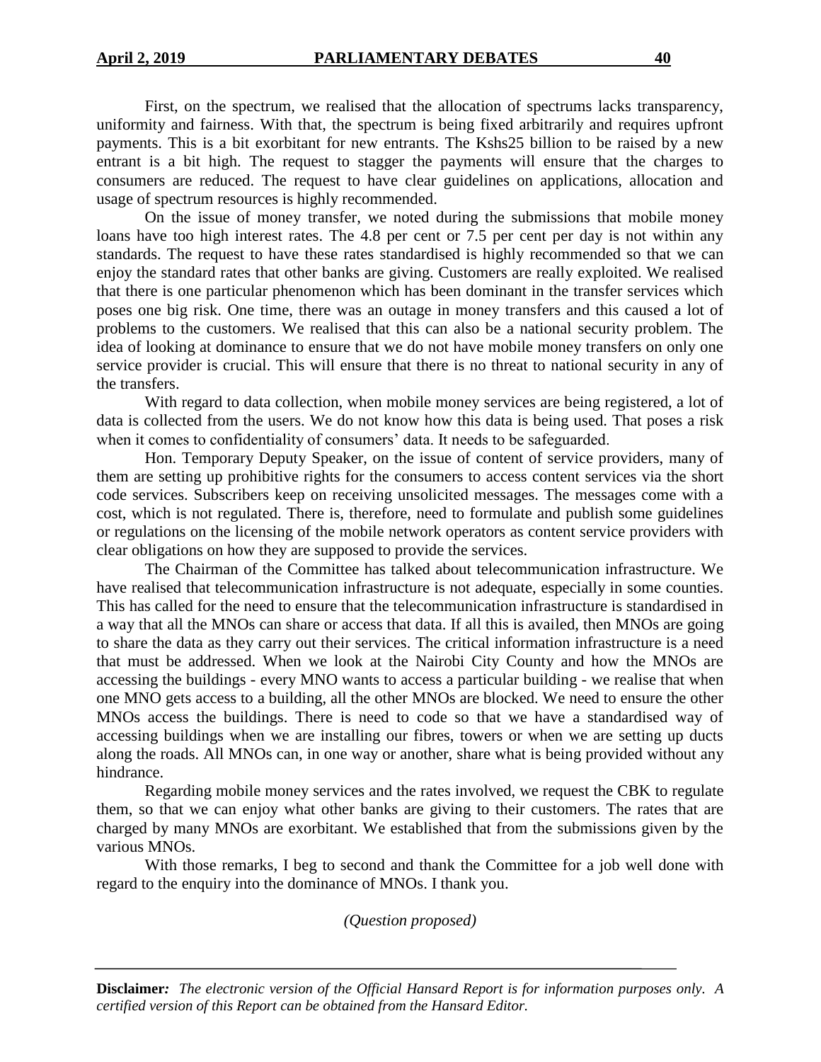First, on the spectrum, we realised that the allocation of spectrums lacks transparency, uniformity and fairness. With that, the spectrum is being fixed arbitrarily and requires upfront payments. This is a bit exorbitant for new entrants. The Kshs25 billion to be raised by a new entrant is a bit high. The request to stagger the payments will ensure that the charges to consumers are reduced. The request to have clear guidelines on applications, allocation and usage of spectrum resources is highly recommended.

On the issue of money transfer, we noted during the submissions that mobile money loans have too high interest rates. The 4.8 per cent or 7.5 per cent per day is not within any standards. The request to have these rates standardised is highly recommended so that we can enjoy the standard rates that other banks are giving. Customers are really exploited. We realised that there is one particular phenomenon which has been dominant in the transfer services which poses one big risk. One time, there was an outage in money transfers and this caused a lot of problems to the customers. We realised that this can also be a national security problem. The idea of looking at dominance to ensure that we do not have mobile money transfers on only one service provider is crucial. This will ensure that there is no threat to national security in any of the transfers.

With regard to data collection, when mobile money services are being registered, a lot of data is collected from the users. We do not know how this data is being used. That poses a risk when it comes to confidentiality of consumers' data. It needs to be safeguarded.

Hon. Temporary Deputy Speaker, on the issue of content of service providers, many of them are setting up prohibitive rights for the consumers to access content services via the short code services. Subscribers keep on receiving unsolicited messages. The messages come with a cost, which is not regulated. There is, therefore, need to formulate and publish some guidelines or regulations on the licensing of the mobile network operators as content service providers with clear obligations on how they are supposed to provide the services.

The Chairman of the Committee has talked about telecommunication infrastructure. We have realised that telecommunication infrastructure is not adequate, especially in some counties. This has called for the need to ensure that the telecommunication infrastructure is standardised in a way that all the MNOs can share or access that data. If all this is availed, then MNOs are going to share the data as they carry out their services. The critical information infrastructure is a need that must be addressed. When we look at the Nairobi City County and how the MNOs are accessing the buildings - every MNO wants to access a particular building - we realise that when one MNO gets access to a building, all the other MNOs are blocked. We need to ensure the other MNOs access the buildings. There is need to code so that we have a standardised way of accessing buildings when we are installing our fibres, towers or when we are setting up ducts along the roads. All MNOs can, in one way or another, share what is being provided without any hindrance.

Regarding mobile money services and the rates involved, we request the CBK to regulate them, so that we can enjoy what other banks are giving to their customers. The rates that are charged by many MNOs are exorbitant. We established that from the submissions given by the various MNOs.

With those remarks, I beg to second and thank the Committee for a job well done with regard to the enquiry into the dominance of MNOs. I thank you.

*(Question proposed)*

**Disclaimer:** *The electronic version of the Official Hansard Report is for information purposes only. A certified version of this Report can be obtained from the Hansard Editor.*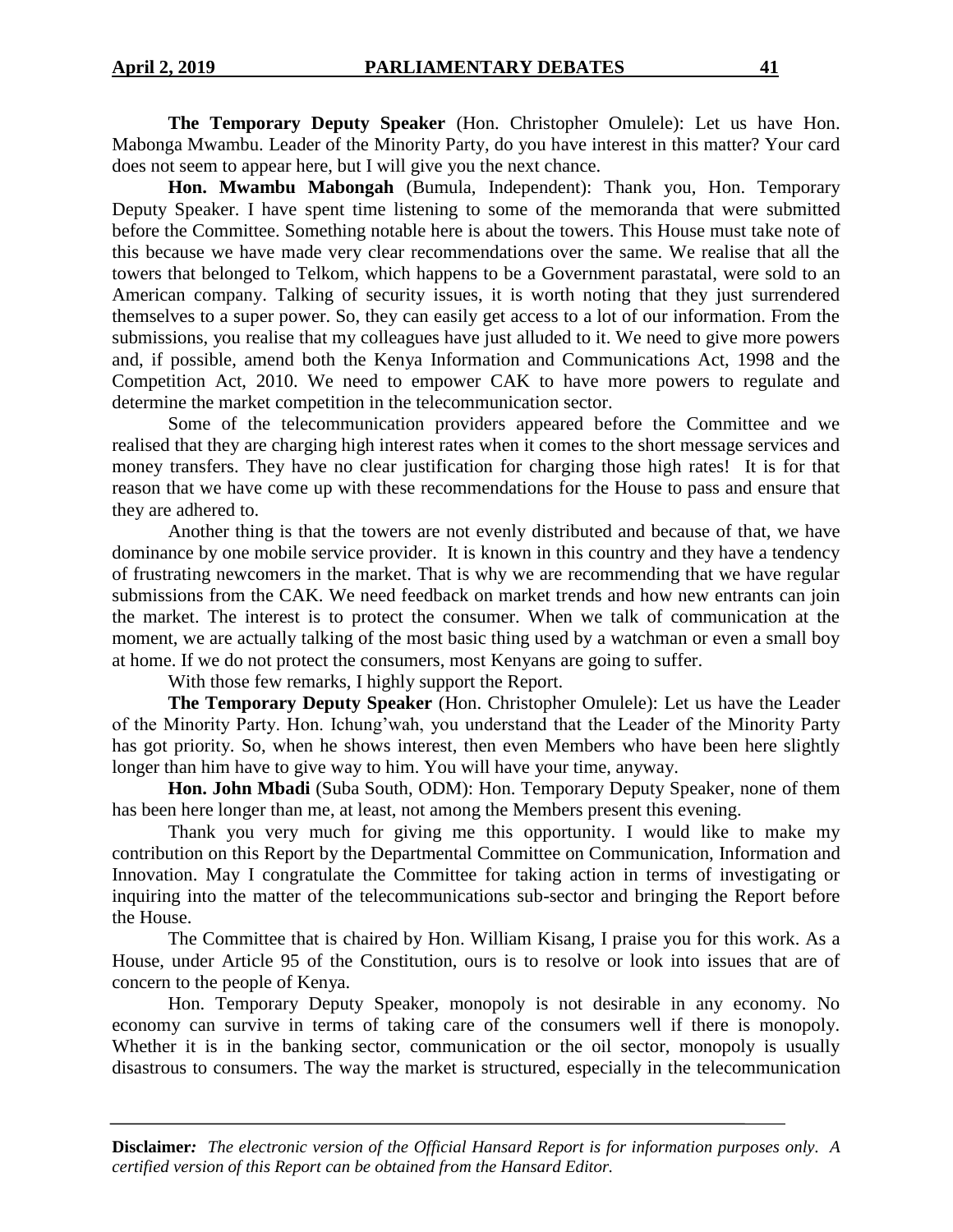**The Temporary Deputy Speaker** (Hon. Christopher Omulele): Let us have Hon. Mabonga Mwambu. Leader of the Minority Party, do you have interest in this matter? Your card does not seem to appear here, but I will give you the next chance.

**Hon. Mwambu Mabongah** (Bumula, Independent): Thank you, Hon. Temporary Deputy Speaker. I have spent time listening to some of the memoranda that were submitted before the Committee. Something notable here is about the towers. This House must take note of this because we have made very clear recommendations over the same. We realise that all the towers that belonged to Telkom, which happens to be a Government parastatal, were sold to an American company. Talking of security issues, it is worth noting that they just surrendered themselves to a super power. So, they can easily get access to a lot of our information. From the submissions, you realise that my colleagues have just alluded to it. We need to give more powers and, if possible, amend both the Kenya Information and Communications Act, 1998 and the Competition Act, 2010. We need to empower CAK to have more powers to regulate and determine the market competition in the telecommunication sector.

Some of the telecommunication providers appeared before the Committee and we realised that they are charging high interest rates when it comes to the short message services and money transfers. They have no clear justification for charging those high rates! It is for that reason that we have come up with these recommendations for the House to pass and ensure that they are adhered to.

Another thing is that the towers are not evenly distributed and because of that, we have dominance by one mobile service provider. It is known in this country and they have a tendency of frustrating newcomers in the market. That is why we are recommending that we have regular submissions from the CAK. We need feedback on market trends and how new entrants can join the market. The interest is to protect the consumer. When we talk of communication at the moment, we are actually talking of the most basic thing used by a watchman or even a small boy at home. If we do not protect the consumers, most Kenyans are going to suffer.

With those few remarks, I highly support the Report.

**The Temporary Deputy Speaker** (Hon. Christopher Omulele): Let us have the Leader of the Minority Party. Hon. Ichung'wah, you understand that the Leader of the Minority Party has got priority. So, when he shows interest, then even Members who have been here slightly longer than him have to give way to him. You will have your time, anyway.

**Hon. John Mbadi** (Suba South, ODM): Hon. Temporary Deputy Speaker, none of them has been here longer than me, at least, not among the Members present this evening.

Thank you very much for giving me this opportunity. I would like to make my contribution on this Report by the Departmental Committee on Communication, Information and Innovation. May I congratulate the Committee for taking action in terms of investigating or inquiring into the matter of the telecommunications sub-sector and bringing the Report before the House.

The Committee that is chaired by Hon. William Kisang, I praise you for this work. As a House, under Article 95 of the Constitution, ours is to resolve or look into issues that are of concern to the people of Kenya.

Hon. Temporary Deputy Speaker, monopoly is not desirable in any economy. No economy can survive in terms of taking care of the consumers well if there is monopoly. Whether it is in the banking sector, communication or the oil sector, monopoly is usually disastrous to consumers. The way the market is structured, especially in the telecommunication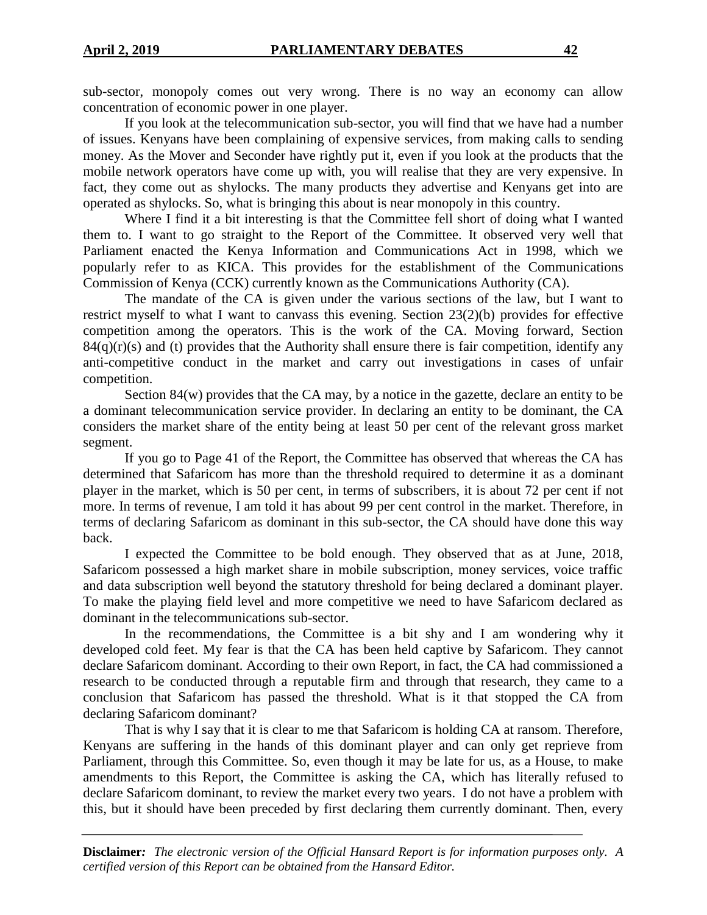sub-sector, monopoly comes out very wrong. There is no way an economy can allow concentration of economic power in one player.

If you look at the telecommunication sub-sector, you will find that we have had a number of issues. Kenyans have been complaining of expensive services, from making calls to sending money. As the Mover and Seconder have rightly put it, even if you look at the products that the mobile network operators have come up with, you will realise that they are very expensive. In fact, they come out as shylocks. The many products they advertise and Kenyans get into are operated as shylocks. So, what is bringing this about is near monopoly in this country.

Where I find it a bit interesting is that the Committee fell short of doing what I wanted them to. I want to go straight to the Report of the Committee. It observed very well that Parliament enacted the Kenya Information and Communications Act in 1998, which we popularly refer to as KICA. This provides for the establishment of the Communications Commission of Kenya (CCK) currently known as the Communications Authority (CA).

The mandate of the CA is given under the various sections of the law, but I want to restrict myself to what I want to canvass this evening. Section 23(2)(b) provides for effective competition among the operators. This is the work of the CA. Moving forward, Section 84(q)(r)(s) and (t) provides that the Authority shall ensure there is fair competition, identify any anti-competitive conduct in the market and carry out investigations in cases of unfair competition.

Section 84(w) provides that the CA may, by a notice in the gazette, declare an entity to be a dominant telecommunication service provider. In declaring an entity to be dominant, the CA considers the market share of the entity being at least 50 per cent of the relevant gross market segment.

If you go to Page 41 of the Report, the Committee has observed that whereas the CA has determined that Safaricom has more than the threshold required to determine it as a dominant player in the market, which is 50 per cent, in terms of subscribers, it is about 72 per cent if not more. In terms of revenue, I am told it has about 99 per cent control in the market. Therefore, in terms of declaring Safaricom as dominant in this sub-sector, the CA should have done this way back.

I expected the Committee to be bold enough. They observed that as at June, 2018, Safaricom possessed a high market share in mobile subscription, money services, voice traffic and data subscription well beyond the statutory threshold for being declared a dominant player. To make the playing field level and more competitive we need to have Safaricom declared as dominant in the telecommunications sub-sector.

In the recommendations, the Committee is a bit shy and I am wondering why it developed cold feet. My fear is that the CA has been held captive by Safaricom. They cannot declare Safaricom dominant. According to their own Report, in fact, the CA had commissioned a research to be conducted through a reputable firm and through that research, they came to a conclusion that Safaricom has passed the threshold. What is it that stopped the CA from declaring Safaricom dominant?

That is why I say that it is clear to me that Safaricom is holding CA at ransom. Therefore, Kenyans are suffering in the hands of this dominant player and can only get reprieve from Parliament, through this Committee. So, even though it may be late for us, as a House, to make amendments to this Report, the Committee is asking the CA, which has literally refused to declare Safaricom dominant, to review the market every two years. I do not have a problem with this, but it should have been preceded by first declaring them currently dominant. Then, every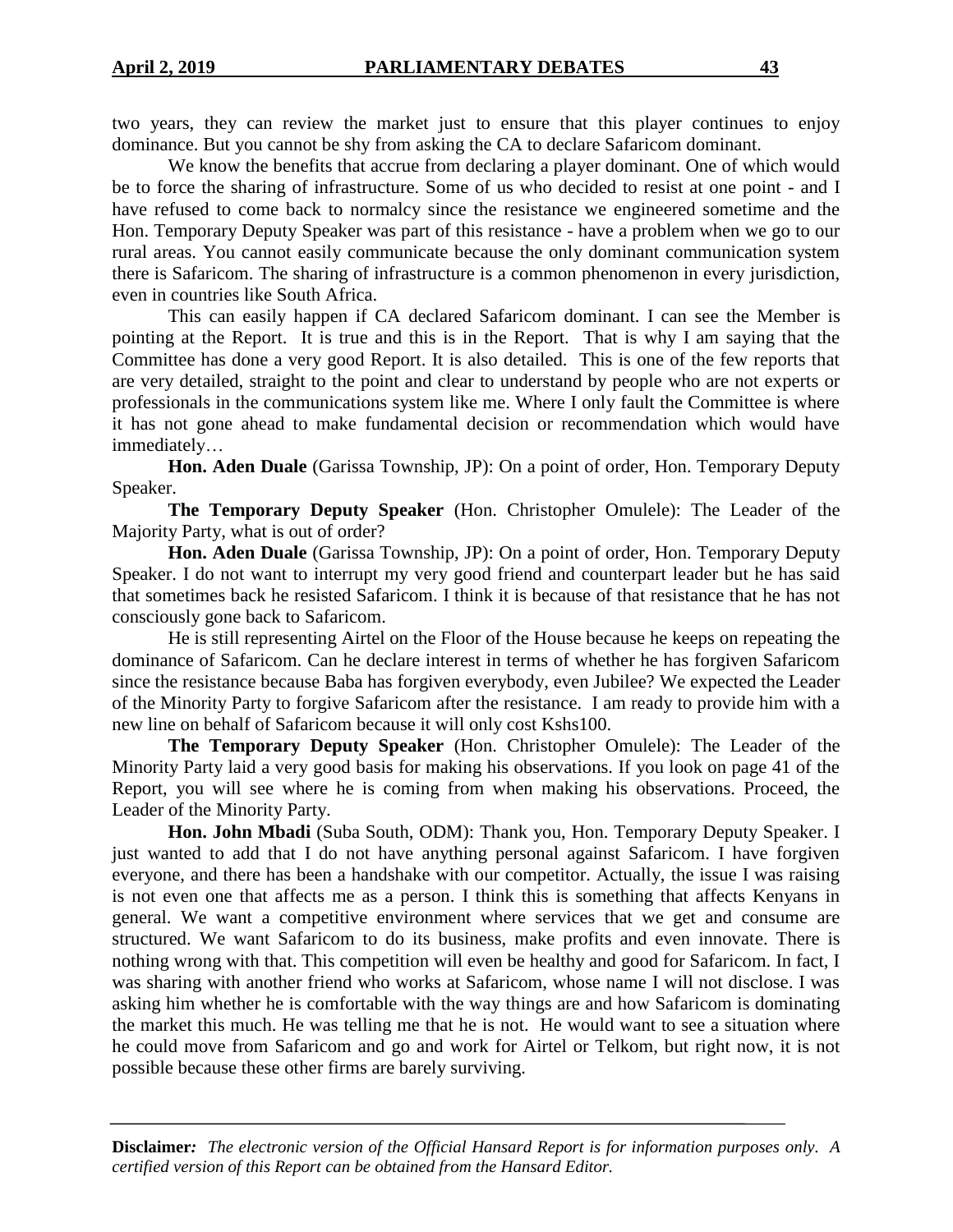two years, they can review the market just to ensure that this player continues to enjoy dominance. But you cannot be shy from asking the CA to declare Safaricom dominant.

We know the benefits that accrue from declaring a player dominant. One of which would be to force the sharing of infrastructure. Some of us who decided to resist at one point - and I have refused to come back to normalcy since the resistance we engineered sometime and the Hon. Temporary Deputy Speaker was part of this resistance - have a problem when we go to our rural areas. You cannot easily communicate because the only dominant communication system there is Safaricom. The sharing of infrastructure is a common phenomenon in every jurisdiction, even in countries like South Africa.

This can easily happen if CA declared Safaricom dominant. I can see the Member is pointing at the Report. It is true and this is in the Report. That is why I am saying that the Committee has done a very good Report. It is also detailed. This is one of the few reports that are very detailed, straight to the point and clear to understand by people who are not experts or professionals in the communications system like me. Where I only fault the Committee is where it has not gone ahead to make fundamental decision or recommendation which would have immediately…

**Hon. Aden Duale** (Garissa Township, JP): On a point of order, Hon. Temporary Deputy Speaker.

**The Temporary Deputy Speaker** (Hon. Christopher Omulele): The Leader of the Majority Party, what is out of order?

**Hon. Aden Duale** (Garissa Township, JP): On a point of order, Hon. Temporary Deputy Speaker. I do not want to interrupt my very good friend and counterpart leader but he has said that sometimes back he resisted Safaricom. I think it is because of that resistance that he has not consciously gone back to Safaricom.

He is still representing Airtel on the Floor of the House because he keeps on repeating the dominance of Safaricom. Can he declare interest in terms of whether he has forgiven Safaricom since the resistance because Baba has forgiven everybody, even Jubilee? We expected the Leader of the Minority Party to forgive Safaricom after the resistance. I am ready to provide him with a new line on behalf of Safaricom because it will only cost Kshs100.

**The Temporary Deputy Speaker** (Hon. Christopher Omulele): The Leader of the Minority Party laid a very good basis for making his observations. If you look on page 41 of the Report, you will see where he is coming from when making his observations. Proceed, the Leader of the Minority Party.

**Hon. John Mbadi** (Suba South, ODM): Thank you, Hon. Temporary Deputy Speaker. I just wanted to add that I do not have anything personal against Safaricom. I have forgiven everyone, and there has been a handshake with our competitor. Actually, the issue I was raising is not even one that affects me as a person. I think this is something that affects Kenyans in general. We want a competitive environment where services that we get and consume are structured. We want Safaricom to do its business, make profits and even innovate. There is nothing wrong with that. This competition will even be healthy and good for Safaricom. In fact, I was sharing with another friend who works at Safaricom, whose name I will not disclose. I was asking him whether he is comfortable with the way things are and how Safaricom is dominating the market this much. He was telling me that he is not. He would want to see a situation where he could move from Safaricom and go and work for Airtel or Telkom, but right now, it is not possible because these other firms are barely surviving.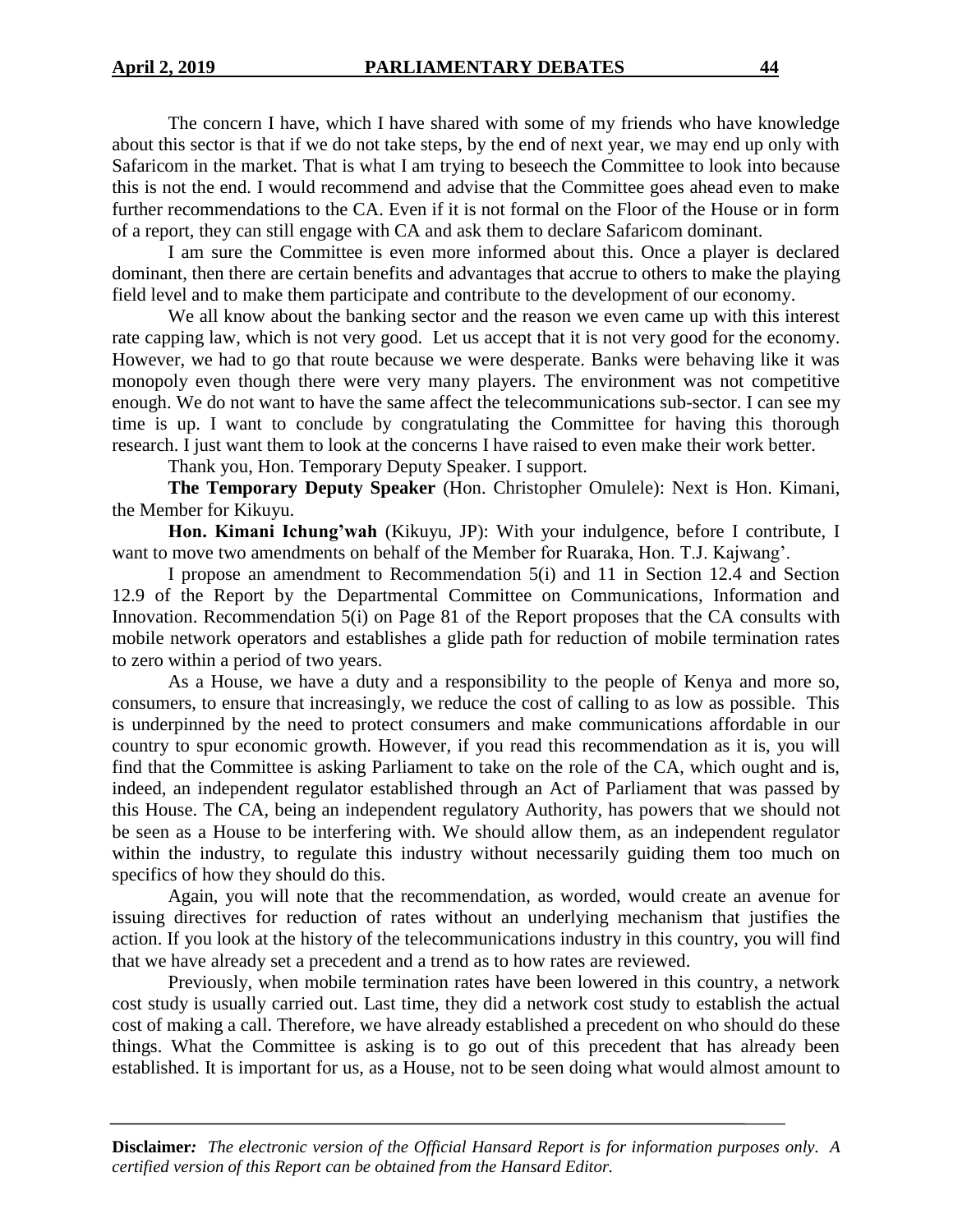The concern I have, which I have shared with some of my friends who have knowledge about this sector is that if we do not take steps, by the end of next year, we may end up only with Safaricom in the market. That is what I am trying to beseech the Committee to look into because this is not the end. I would recommend and advise that the Committee goes ahead even to make further recommendations to the CA. Even if it is not formal on the Floor of the House or in form of a report, they can still engage with CA and ask them to declare Safaricom dominant.

I am sure the Committee is even more informed about this. Once a player is declared dominant, then there are certain benefits and advantages that accrue to others to make the playing field level and to make them participate and contribute to the development of our economy.

We all know about the banking sector and the reason we even came up with this interest rate capping law, which is not very good. Let us accept that it is not very good for the economy. However, we had to go that route because we were desperate. Banks were behaving like it was monopoly even though there were very many players. The environment was not competitive enough. We do not want to have the same affect the telecommunications sub-sector. I can see my time is up. I want to conclude by congratulating the Committee for having this thorough research. I just want them to look at the concerns I have raised to even make their work better.

Thank you, Hon. Temporary Deputy Speaker. I support.

**The Temporary Deputy Speaker** (Hon. Christopher Omulele): Next is Hon. Kimani, the Member for Kikuyu.

**Hon. Kimani Ichung'wah** (Kikuyu, JP): With your indulgence, before I contribute, I want to move two amendments on behalf of the Member for Ruaraka, Hon. T.J. Kajwang'.

I propose an amendment to Recommendation 5(i) and 11 in Section 12.4 and Section 12.9 of the Report by the Departmental Committee on Communications, Information and Innovation. Recommendation 5(i) on Page 81 of the Report proposes that the CA consults with mobile network operators and establishes a glide path for reduction of mobile termination rates to zero within a period of two years.

As a House, we have a duty and a responsibility to the people of Kenya and more so, consumers, to ensure that increasingly, we reduce the cost of calling to as low as possible. This is underpinned by the need to protect consumers and make communications affordable in our country to spur economic growth. However, if you read this recommendation as it is, you will find that the Committee is asking Parliament to take on the role of the CA, which ought and is, indeed, an independent regulator established through an Act of Parliament that was passed by this House. The CA, being an independent regulatory Authority, has powers that we should not be seen as a House to be interfering with. We should allow them, as an independent regulator within the industry, to regulate this industry without necessarily guiding them too much on specifics of how they should do this.

Again, you will note that the recommendation, as worded, would create an avenue for issuing directives for reduction of rates without an underlying mechanism that justifies the action. If you look at the history of the telecommunications industry in this country, you will find that we have already set a precedent and a trend as to how rates are reviewed.

Previously, when mobile termination rates have been lowered in this country, a network cost study is usually carried out. Last time, they did a network cost study to establish the actual cost of making a call. Therefore, we have already established a precedent on who should do these things. What the Committee is asking is to go out of this precedent that has already been established. It is important for us, as a House, not to be seen doing what would almost amount to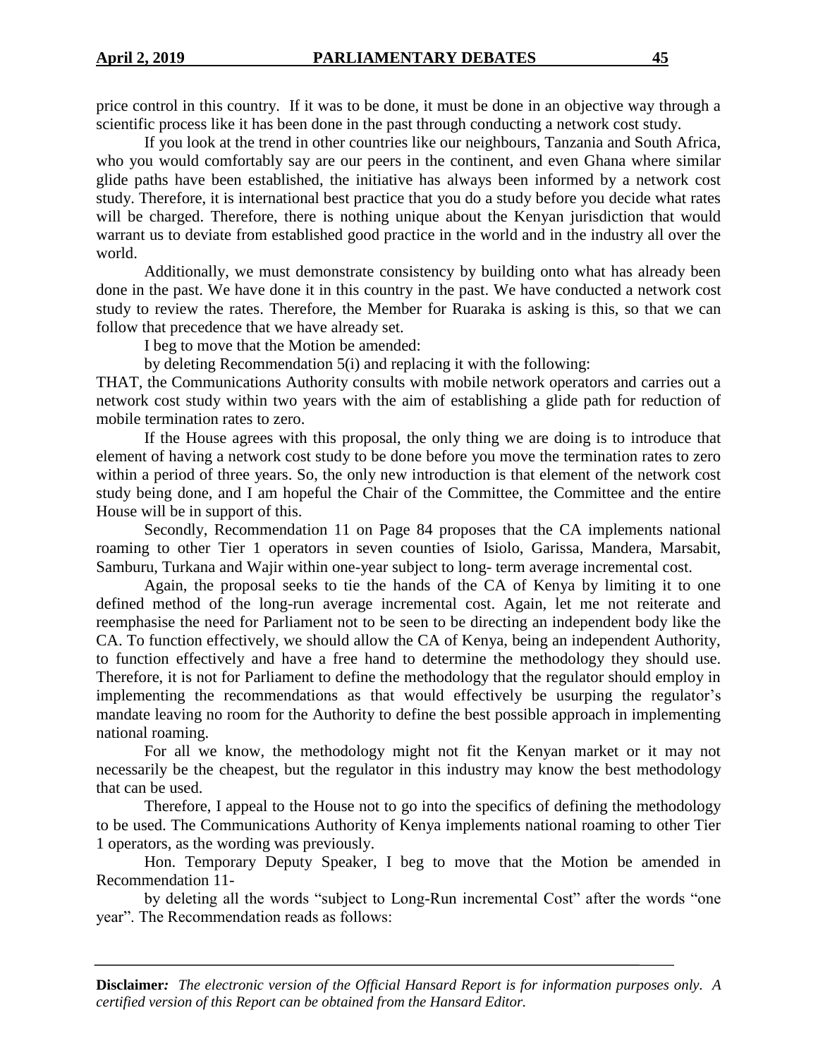price control in this country. If it was to be done, it must be done in an objective way through a scientific process like it has been done in the past through conducting a network cost study.

If you look at the trend in other countries like our neighbours, Tanzania and South Africa, who you would comfortably say are our peers in the continent, and even Ghana where similar glide paths have been established, the initiative has always been informed by a network cost study. Therefore, it is international best practice that you do a study before you decide what rates will be charged. Therefore, there is nothing unique about the Kenyan jurisdiction that would warrant us to deviate from established good practice in the world and in the industry all over the world.

Additionally, we must demonstrate consistency by building onto what has already been done in the past. We have done it in this country in the past. We have conducted a network cost study to review the rates. Therefore, the Member for Ruaraka is asking is this, so that we can follow that precedence that we have already set.

I beg to move that the Motion be amended:

by deleting Recommendation 5(i) and replacing it with the following:

THAT, the Communications Authority consults with mobile network operators and carries out a network cost study within two years with the aim of establishing a glide path for reduction of mobile termination rates to zero.

If the House agrees with this proposal, the only thing we are doing is to introduce that element of having a network cost study to be done before you move the termination rates to zero within a period of three years. So, the only new introduction is that element of the network cost study being done, and I am hopeful the Chair of the Committee, the Committee and the entire House will be in support of this.

Secondly, Recommendation 11 on Page 84 proposes that the CA implements national roaming to other Tier 1 operators in seven counties of Isiolo, Garissa, Mandera, Marsabit, Samburu, Turkana and Wajir within one-year subject to long- term average incremental cost.

Again, the proposal seeks to tie the hands of the CA of Kenya by limiting it to one defined method of the long-run average incremental cost. Again, let me not reiterate and reemphasise the need for Parliament not to be seen to be directing an independent body like the CA. To function effectively, we should allow the CA of Kenya, being an independent Authority, to function effectively and have a free hand to determine the methodology they should use. Therefore, it is not for Parliament to define the methodology that the regulator should employ in implementing the recommendations as that would effectively be usurping the regulator's mandate leaving no room for the Authority to define the best possible approach in implementing national roaming.

For all we know, the methodology might not fit the Kenyan market or it may not necessarily be the cheapest, but the regulator in this industry may know the best methodology that can be used.

Therefore, I appeal to the House not to go into the specifics of defining the methodology to be used. The Communications Authority of Kenya implements national roaming to other Tier 1 operators, as the wording was previously.

Hon. Temporary Deputy Speaker, I beg to move that the Motion be amended in Recommendation 11-

by deleting all the words "subject to Long-Run incremental Cost" after the words "one year". The Recommendation reads as follows: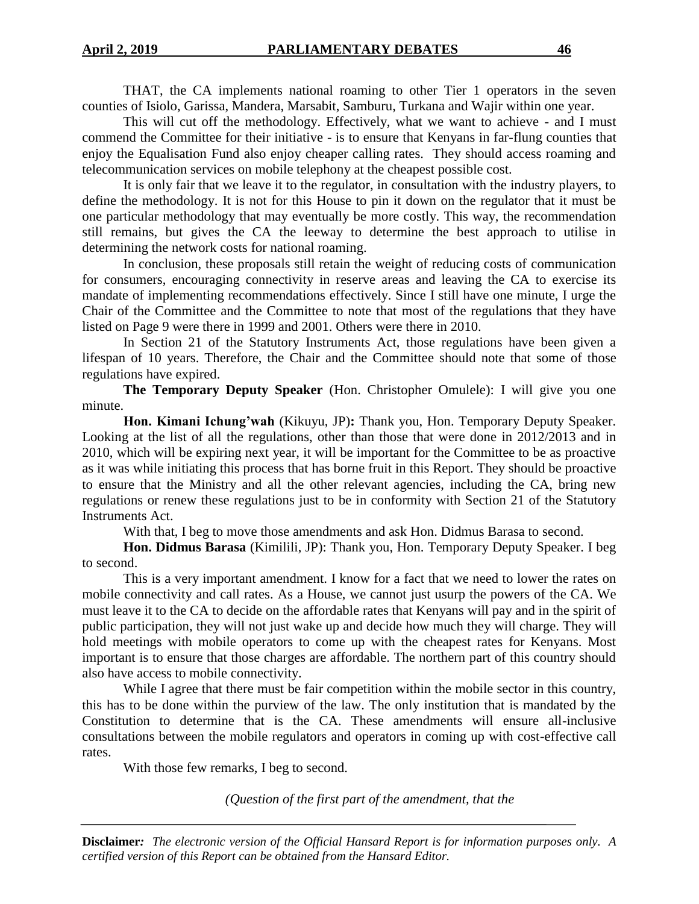THAT, the CA implements national roaming to other Tier 1 operators in the seven counties of Isiolo, Garissa, Mandera, Marsabit, Samburu, Turkana and Wajir within one year.

This will cut off the methodology. Effectively, what we want to achieve - and I must commend the Committee for their initiative - is to ensure that Kenyans in far-flung counties that enjoy the Equalisation Fund also enjoy cheaper calling rates. They should access roaming and telecommunication services on mobile telephony at the cheapest possible cost.

It is only fair that we leave it to the regulator, in consultation with the industry players, to define the methodology. It is not for this House to pin it down on the regulator that it must be one particular methodology that may eventually be more costly. This way, the recommendation still remains, but gives the CA the leeway to determine the best approach to utilise in determining the network costs for national roaming.

In conclusion, these proposals still retain the weight of reducing costs of communication for consumers, encouraging connectivity in reserve areas and leaving the CA to exercise its mandate of implementing recommendations effectively. Since I still have one minute, I urge the Chair of the Committee and the Committee to note that most of the regulations that they have listed on Page 9 were there in 1999 and 2001. Others were there in 2010.

In Section 21 of the Statutory Instruments Act, those regulations have been given a lifespan of 10 years. Therefore, the Chair and the Committee should note that some of those regulations have expired.

**The Temporary Deputy Speaker** (Hon. Christopher Omulele): I will give you one minute.

**Hon. Kimani Ichung'wah** (Kikuyu, JP)**:** Thank you, Hon. Temporary Deputy Speaker. Looking at the list of all the regulations, other than those that were done in 2012/2013 and in 2010, which will be expiring next year, it will be important for the Committee to be as proactive as it was while initiating this process that has borne fruit in this Report. They should be proactive to ensure that the Ministry and all the other relevant agencies, including the CA, bring new regulations or renew these regulations just to be in conformity with Section 21 of the Statutory Instruments Act.

With that, I beg to move those amendments and ask Hon. Didmus Barasa to second.

**Hon. Didmus Barasa** (Kimilili, JP): Thank you, Hon. Temporary Deputy Speaker. I beg to second.

This is a very important amendment. I know for a fact that we need to lower the rates on mobile connectivity and call rates. As a House, we cannot just usurp the powers of the CA. We must leave it to the CA to decide on the affordable rates that Kenyans will pay and in the spirit of public participation, they will not just wake up and decide how much they will charge. They will hold meetings with mobile operators to come up with the cheapest rates for Kenyans. Most important is to ensure that those charges are affordable. The northern part of this country should also have access to mobile connectivity.

While I agree that there must be fair competition within the mobile sector in this country, this has to be done within the purview of the law. The only institution that is mandated by the Constitution to determine that is the CA. These amendments will ensure all-inclusive consultations between the mobile regulators and operators in coming up with cost-effective call rates.

With those few remarks, I beg to second.

*(Question of the first part of the amendment, that the*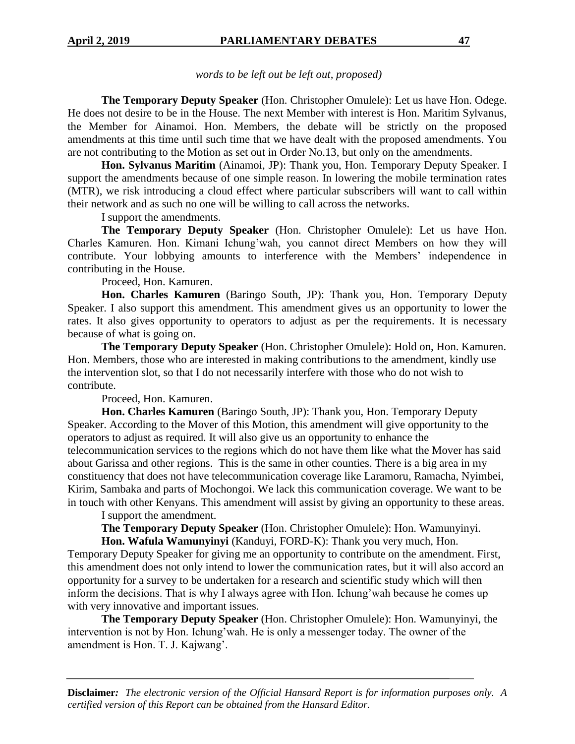*words to be left out be left out, proposed)*

**The Temporary Deputy Speaker** (Hon. Christopher Omulele): Let us have Hon. Odege. He does not desire to be in the House. The next Member with interest is Hon. Maritim Sylvanus, the Member for Ainamoi. Hon. Members, the debate will be strictly on the proposed amendments at this time until such time that we have dealt with the proposed amendments. You are not contributing to the Motion as set out in Order No.13, but only on the amendments.

**Hon. Sylvanus Maritim** (Ainamoi, JP): Thank you, Hon. Temporary Deputy Speaker. I support the amendments because of one simple reason. In lowering the mobile termination rates (MTR), we risk introducing a cloud effect where particular subscribers will want to call within their network and as such no one will be willing to call across the networks.

I support the amendments.

**The Temporary Deputy Speaker** (Hon. Christopher Omulele): Let us have Hon. Charles Kamuren. Hon. Kimani Ichung'wah, you cannot direct Members on how they will contribute. Your lobbying amounts to interference with the Members' independence in contributing in the House.

Proceed, Hon. Kamuren.

**Hon. Charles Kamuren** (Baringo South, JP): Thank you, Hon. Temporary Deputy Speaker. I also support this amendment. This amendment gives us an opportunity to lower the rates. It also gives opportunity to operators to adjust as per the requirements. It is necessary because of what is going on.

**The Temporary Deputy Speaker** (Hon. Christopher Omulele): Hold on, Hon. Kamuren. Hon. Members, those who are interested in making contributions to the amendment, kindly use the intervention slot, so that I do not necessarily interfere with those who do not wish to contribute.

Proceed, Hon. Kamuren.

**Hon. Charles Kamuren** (Baringo South, JP): Thank you, Hon. Temporary Deputy Speaker. According to the Mover of this Motion, this amendment will give opportunity to the operators to adjust as required. It will also give us an opportunity to enhance the telecommunication services to the regions which do not have them like what the Mover has said about Garissa and other regions. This is the same in other counties. There is a big area in my constituency that does not have telecommunication coverage like Laramoru, Ramacha, Nyimbei, Kirim, Sambaka and parts of Mochongoi. We lack this communication coverage. We want to be in touch with other Kenyans. This amendment will assist by giving an opportunity to these areas.

I support the amendment.

**The Temporary Deputy Speaker** (Hon. Christopher Omulele): Hon. Wamunyinyi.

**Hon. Wafula Wamunyinyi** (Kanduyi, FORD-K): Thank you very much, Hon. Temporary Deputy Speaker for giving me an opportunity to contribute on the amendment. First, this amendment does not only intend to lower the communication rates, but it will also accord an opportunity for a survey to be undertaken for a research and scientific study which will then inform the decisions. That is why I always agree with Hon. Ichung'wah because he comes up with very innovative and important issues.

**The Temporary Deputy Speaker** (Hon. Christopher Omulele): Hon. Wamunyinyi, the intervention is not by Hon. Ichung'wah. He is only a messenger today. The owner of the amendment is Hon. T. J. Kajwang'.

**Disclaimer***:* *The electronic version of the Official Hansard Report is for information purposes only. A certified version of this Report can be obtained from the Hansard Editor.*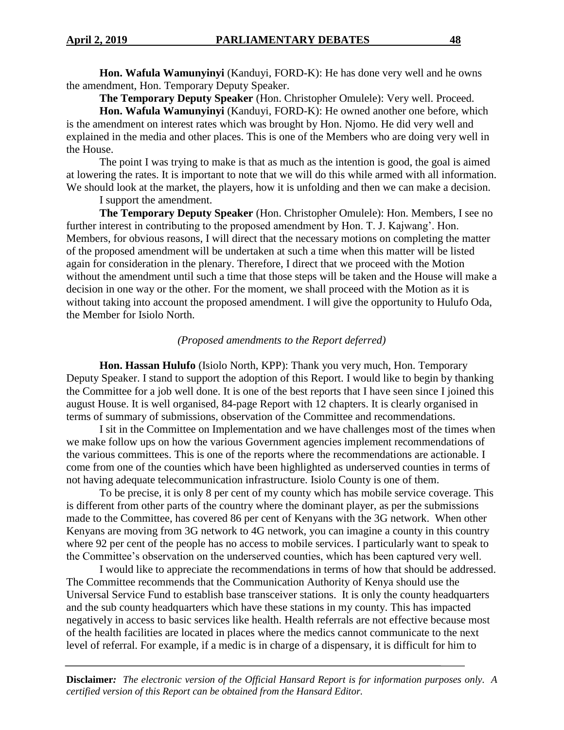**Hon. Wafula Wamunyinyi** (Kanduyi, FORD-K): He has done very well and he owns the amendment, Hon. Temporary Deputy Speaker.

**The Temporary Deputy Speaker** (Hon. Christopher Omulele): Very well. Proceed.

**Hon. Wafula Wamunyinyi** (Kanduyi, FORD-K): He owned another one before, which is the amendment on interest rates which was brought by Hon. Njomo. He did very well and explained in the media and other places. This is one of the Members who are doing very well in the House.

The point I was trying to make is that as much as the intention is good, the goal is aimed at lowering the rates. It is important to note that we will do this while armed with all information. We should look at the market, the players, how it is unfolding and then we can make a decision.

I support the amendment.

**The Temporary Deputy Speaker** (Hon. Christopher Omulele): Hon. Members, I see no further interest in contributing to the proposed amendment by Hon. T. J. Kajwang'. Hon. Members, for obvious reasons, I will direct that the necessary motions on completing the matter of the proposed amendment will be undertaken at such a time when this matter will be listed again for consideration in the plenary. Therefore, I direct that we proceed with the Motion without the amendment until such a time that those steps will be taken and the House will make a decision in one way or the other. For the moment, we shall proceed with the Motion as it is without taking into account the proposed amendment. I will give the opportunity to Hulufo Oda, the Member for Isiolo North.

*(Proposed amendments to the Report deferred)*

**Hon. Hassan Hulufo** (Isiolo North, KPP): Thank you very much, Hon. Temporary Deputy Speaker. I stand to support the adoption of this Report. I would like to begin by thanking the Committee for a job well done. It is one of the best reports that I have seen since I joined this august House. It is well organised, 84-page Report with 12 chapters. It is clearly organised in terms of summary of submissions, observation of the Committee and recommendations.

I sit in the Committee on Implementation and we have challenges most of the times when we make follow ups on how the various Government agencies implement recommendations of the various committees. This is one of the reports where the recommendations are actionable. I come from one of the counties which have been highlighted as underserved counties in terms of not having adequate telecommunication infrastructure. Isiolo County is one of them.

To be precise, it is only 8 per cent of my county which has mobile service coverage. This is different from other parts of the country where the dominant player, as per the submissions made to the Committee, has covered 86 per cent of Kenyans with the 3G network. When other Kenyans are moving from 3G network to 4G network, you can imagine a county in this country where 92 per cent of the people has no access to mobile services. I particularly want to speak to the Committee's observation on the underserved counties, which has been captured very well.

I would like to appreciate the recommendations in terms of how that should be addressed. The Committee recommends that the Communication Authority of Kenya should use the Universal Service Fund to establish base transceiver stations. It is only the county headquarters and the sub county headquarters which have these stations in my county. This has impacted negatively in access to basic services like health. Health referrals are not effective because most of the health facilities are located in places where the medics cannot communicate to the next level of referral. For example, if a medic is in charge of a dispensary, it is difficult for him to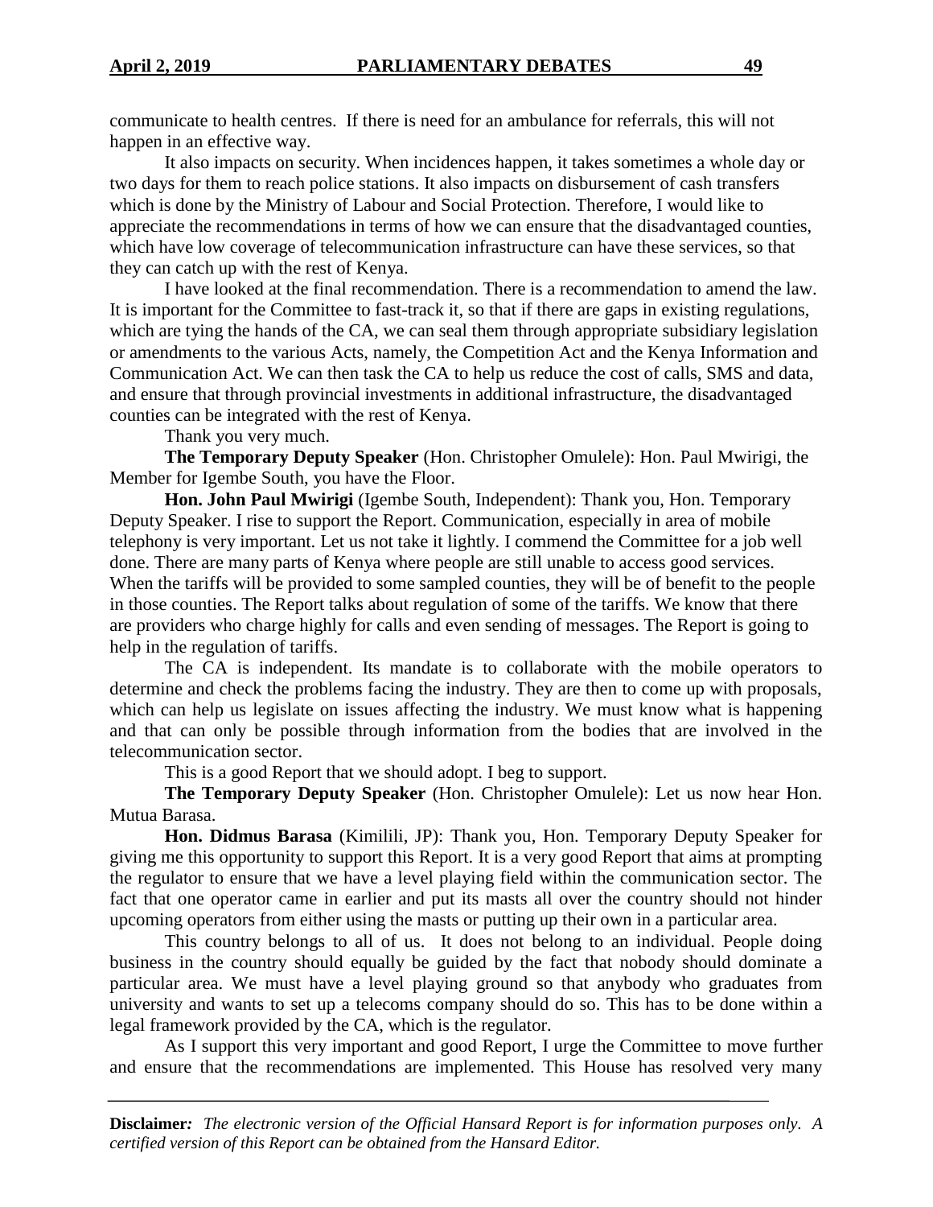communicate to health centres. If there is need for an ambulance for referrals, this will not happen in an effective way.

It also impacts on security. When incidences happen, it takes sometimes a whole day or two days for them to reach police stations. It also impacts on disbursement of cash transfers which is done by the Ministry of Labour and Social Protection. Therefore, I would like to appreciate the recommendations in terms of how we can ensure that the disadvantaged counties, which have low coverage of telecommunication infrastructure can have these services, so that they can catch up with the rest of Kenya.

I have looked at the final recommendation. There is a recommendation to amend the law. It is important for the Committee to fast-track it, so that if there are gaps in existing regulations, which are tying the hands of the CA, we can seal them through appropriate subsidiary legislation or amendments to the various Acts, namely, the Competition Act and the Kenya Information and Communication Act. We can then task the CA to help us reduce the cost of calls, SMS and data, and ensure that through provincial investments in additional infrastructure, the disadvantaged counties can be integrated with the rest of Kenya.

Thank you very much.

**The Temporary Deputy Speaker** (Hon. Christopher Omulele): Hon. Paul Mwirigi, the Member for Igembe South, you have the Floor.

**Hon. John Paul Mwirigi** (Igembe South, Independent): Thank you, Hon. Temporary Deputy Speaker. I rise to support the Report. Communication, especially in area of mobile telephony is very important. Let us not take it lightly. I commend the Committee for a job well done. There are many parts of Kenya where people are still unable to access good services. When the tariffs will be provided to some sampled counties, they will be of benefit to the people in those counties. The Report talks about regulation of some of the tariffs. We know that there are providers who charge highly for calls and even sending of messages. The Report is going to help in the regulation of tariffs.

The CA is independent. Its mandate is to collaborate with the mobile operators to determine and check the problems facing the industry. They are then to come up with proposals, which can help us legislate on issues affecting the industry. We must know what is happening and that can only be possible through information from the bodies that are involved in the telecommunication sector.

This is a good Report that we should adopt. I beg to support.

**The Temporary Deputy Speaker** (Hon. Christopher Omulele): Let us now hear Hon. Mutua Barasa.

**Hon. Didmus Barasa** (Kimilili, JP): Thank you, Hon. Temporary Deputy Speaker for giving me this opportunity to support this Report. It is a very good Report that aims at prompting the regulator to ensure that we have a level playing field within the communication sector. The fact that one operator came in earlier and put its masts all over the country should not hinder upcoming operators from either using the masts or putting up their own in a particular area.

This country belongs to all of us. It does not belong to an individual. People doing business in the country should equally be guided by the fact that nobody should dominate a particular area. We must have a level playing ground so that anybody who graduates from university and wants to set up a telecoms company should do so. This has to be done within a legal framework provided by the CA, which is the regulator.

As I support this very important and good Report, I urge the Committee to move further and ensure that the recommendations are implemented. This House has resolved very many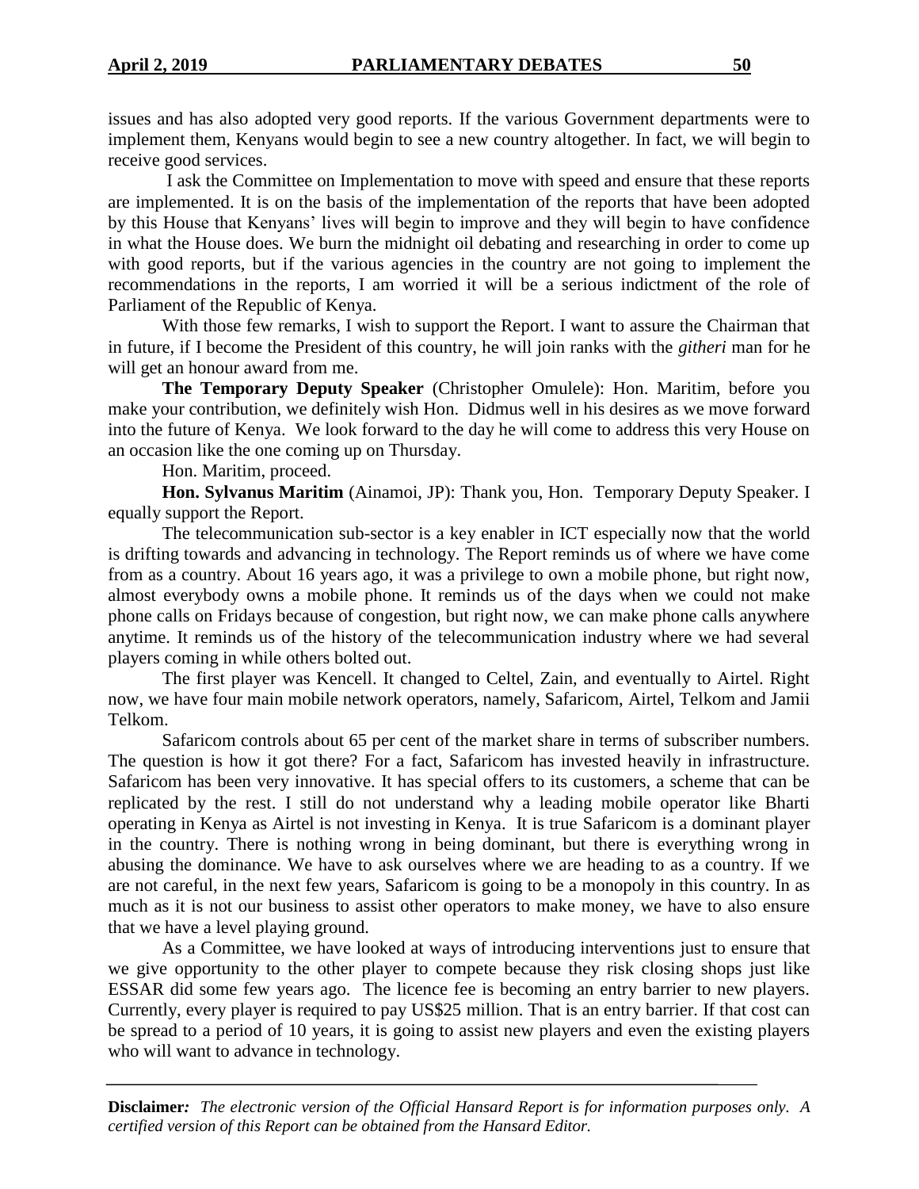issues and has also adopted very good reports. If the various Government departments were to implement them, Kenyans would begin to see a new country altogether. In fact, we will begin to receive good services.

I ask the Committee on Implementation to move with speed and ensure that these reports are implemented. It is on the basis of the implementation of the reports that have been adopted by this House that Kenyans' lives will begin to improve and they will begin to have confidence in what the House does. We burn the midnight oil debating and researching in order to come up with good reports, but if the various agencies in the country are not going to implement the recommendations in the reports, I am worried it will be a serious indictment of the role of Parliament of the Republic of Kenya.

With those few remarks, I wish to support the Report. I want to assure the Chairman that in future, if I become the President of this country, he will join ranks with the *githeri* man for he will get an honour award from me.

**The Temporary Deputy Speaker** (Christopher Omulele): Hon. Maritim, before you make your contribution, we definitely wish Hon. Didmus well in his desires as we move forward into the future of Kenya. We look forward to the day he will come to address this very House on an occasion like the one coming up on Thursday.

Hon. Maritim, proceed.

**Hon. Sylvanus Maritim** (Ainamoi, JP): Thank you, Hon. Temporary Deputy Speaker. I equally support the Report.

The telecommunication sub-sector is a key enabler in ICT especially now that the world is drifting towards and advancing in technology. The Report reminds us of where we have come from as a country. About 16 years ago, it was a privilege to own a mobile phone, but right now, almost everybody owns a mobile phone. It reminds us of the days when we could not make phone calls on Fridays because of congestion, but right now, we can make phone calls anywhere anytime. It reminds us of the history of the telecommunication industry where we had several players coming in while others bolted out.

The first player was Kencell. It changed to Celtel, Zain, and eventually to Airtel. Right now, we have four main mobile network operators, namely, Safaricom, Airtel, Telkom and Jamii Telkom.

Safaricom controls about 65 per cent of the market share in terms of subscriber numbers. The question is how it got there? For a fact, Safaricom has invested heavily in infrastructure. Safaricom has been very innovative. It has special offers to its customers, a scheme that can be replicated by the rest. I still do not understand why a leading mobile operator like Bharti operating in Kenya as Airtel is not investing in Kenya. It is true Safaricom is a dominant player in the country. There is nothing wrong in being dominant, but there is everything wrong in abusing the dominance. We have to ask ourselves where we are heading to as a country. If we are not careful, in the next few years, Safaricom is going to be a monopoly in this country. In as much as it is not our business to assist other operators to make money, we have to also ensure that we have a level playing ground.

As a Committee, we have looked at ways of introducing interventions just to ensure that we give opportunity to the other player to compete because they risk closing shops just like ESSAR did some few years ago. The licence fee is becoming an entry barrier to new players. Currently, every player is required to pay US$25 million. That is an entry barrier. If that cost can be spread to a period of 10 years, it is going to assist new players and even the existing players who will want to advance in technology.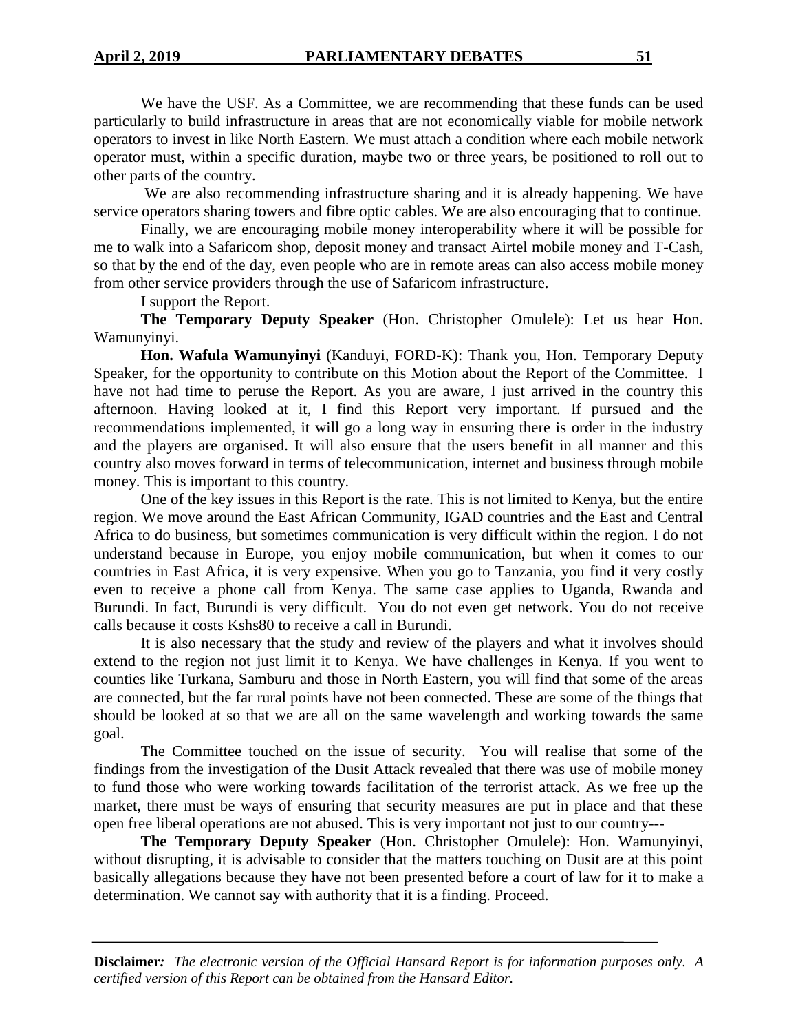We have the USF. As a Committee, we are recommending that these funds can be used particularly to build infrastructure in areas that are not economically viable for mobile network operators to invest in like North Eastern. We must attach a condition where each mobile network operator must, within a specific duration, maybe two or three years, be positioned to roll out to other parts of the country.

We are also recommending infrastructure sharing and it is already happening. We have service operators sharing towers and fibre optic cables. We are also encouraging that to continue.

Finally, we are encouraging mobile money interoperability where it will be possible for me to walk into a Safaricom shop, deposit money and transact Airtel mobile money and T-Cash, so that by the end of the day, even people who are in remote areas can also access mobile money from other service providers through the use of Safaricom infrastructure.

I support the Report.

**The Temporary Deputy Speaker** (Hon. Christopher Omulele): Let us hear Hon. Wamunyinyi.

**Hon. Wafula Wamunyinyi** (Kanduyi, FORD-K): Thank you, Hon. Temporary Deputy Speaker, for the opportunity to contribute on this Motion about the Report of the Committee. I have not had time to peruse the Report. As you are aware, I just arrived in the country this afternoon. Having looked at it, I find this Report very important. If pursued and the recommendations implemented, it will go a long way in ensuring there is order in the industry and the players are organised. It will also ensure that the users benefit in all manner and this country also moves forward in terms of telecommunication, internet and business through mobile money. This is important to this country.

One of the key issues in this Report is the rate. This is not limited to Kenya, but the entire region. We move around the East African Community, IGAD countries and the East and Central Africa to do business, but sometimes communication is very difficult within the region. I do not understand because in Europe, you enjoy mobile communication, but when it comes to our countries in East Africa, it is very expensive. When you go to Tanzania, you find it very costly even to receive a phone call from Kenya. The same case applies to Uganda, Rwanda and Burundi. In fact, Burundi is very difficult. You do not even get network. You do not receive calls because it costs Kshs80 to receive a call in Burundi.

It is also necessary that the study and review of the players and what it involves should extend to the region not just limit it to Kenya. We have challenges in Kenya. If you went to counties like Turkana, Samburu and those in North Eastern, you will find that some of the areas are connected, but the far rural points have not been connected. These are some of the things that should be looked at so that we are all on the same wavelength and working towards the same goal.

The Committee touched on the issue of security. You will realise that some of the findings from the investigation of the Dusit Attack revealed that there was use of mobile money to fund those who were working towards facilitation of the terrorist attack. As we free up the market, there must be ways of ensuring that security measures are put in place and that these open free liberal operations are not abused. This is very important not just to our country---

**The Temporary Deputy Speaker** (Hon. Christopher Omulele): Hon. Wamunyinyi, without disrupting, it is advisable to consider that the matters touching on Dusit are at this point basically allegations because they have not been presented before a court of law for it to make a determination. We cannot say with authority that it is a finding. Proceed.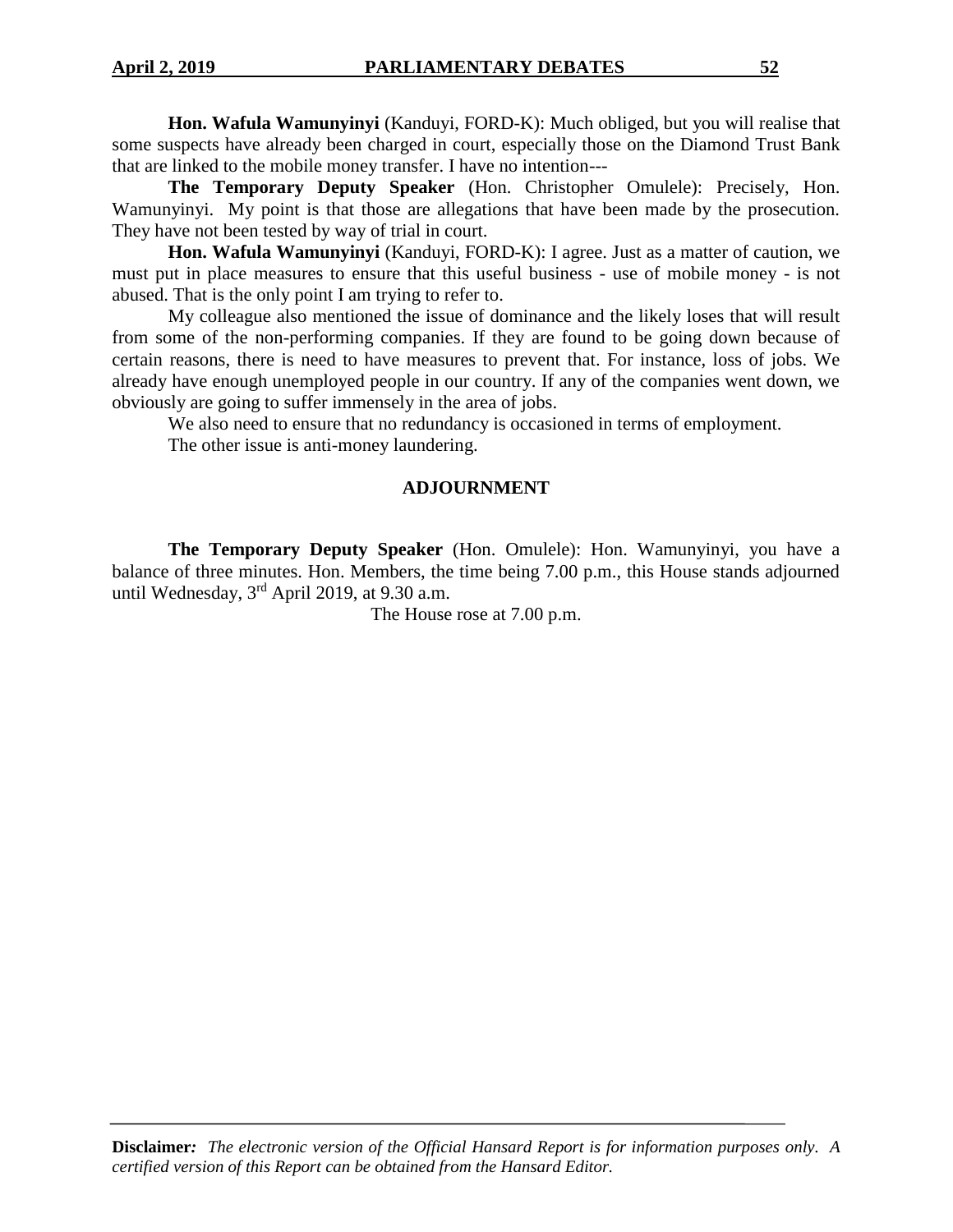**Hon. Wafula Wamunyinyi** (Kanduyi, FORD-K): Much obliged, but you will realise that some suspects have already been charged in court, especially those on the Diamond Trust Bank that are linked to the mobile money transfer. I have no intention---

**The Temporary Deputy Speaker** (Hon. Christopher Omulele): Precisely, Hon. Wamunyinyi. My point is that those are allegations that have been made by the prosecution. They have not been tested by way of trial in court.

**Hon. Wafula Wamunyinyi** (Kanduyi, FORD-K): I agree. Just as a matter of caution, we must put in place measures to ensure that this useful business - use of mobile money - is not abused. That is the only point I am trying to refer to.

My colleague also mentioned the issue of dominance and the likely loses that will result from some of the non-performing companies. If they are found to be going down because of certain reasons, there is need to have measures to prevent that. For instance, loss of jobs. We already have enough unemployed people in our country. If any of the companies went down, we obviously are going to suffer immensely in the area of jobs.

We also need to ensure that no redundancy is occasioned in terms of employment.

The other issue is anti-money laundering.

## ADJOURNMENT

**The Temporary Deputy Speaker** (Hon. Omulele): Hon. Wamunyinyi, you have a balance of three minutes. Hon. Members, the time being 7.00 p.m., this House stands adjourned until Wednesday, 3rd April 2019, at 9.30 a.m.

The House rose at 7.00 p.m.

**Disclaimer:** *The electronic version of the Official Hansard Report is for information purposes only. A certified version of this Report can be obtained from the Hansard Editor.*